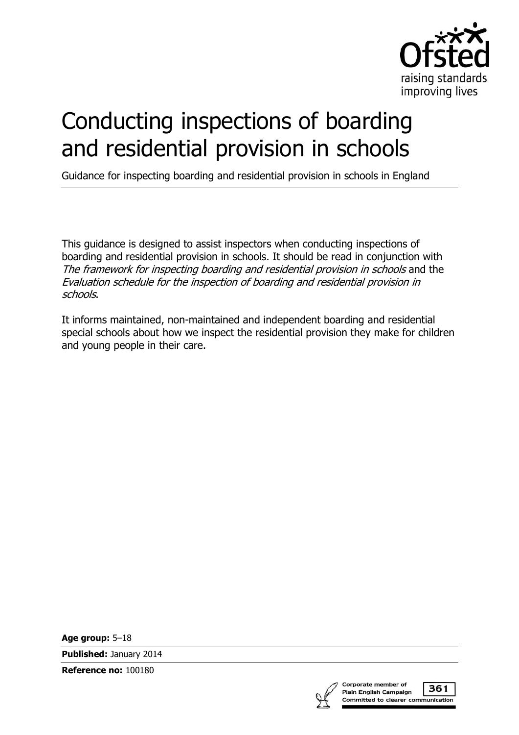Ofsted

raising standards
improving lives

# Conducting inspections of boarding and residential provision in schools

Guidance for inspecting boarding and residential provision in schools in England

This guidance is designed to assist inspectors when conducting inspections of boarding and residential provision in schools. It should be read in conjunction with *The framework for inspecting boarding and residential provision in schools* and the *Evaluation schedule for the inspection of boarding and residential provision in schools*.

It informs maintained, non-maintained and independent boarding and residential special schools about how we inspect the residential provision they make for children and young people in their care.

**Age group:** 5–18

**Published:** January 2014

**Reference no:** 100180

Corporate member of Plain English Campaign 361 Committed to clearer communication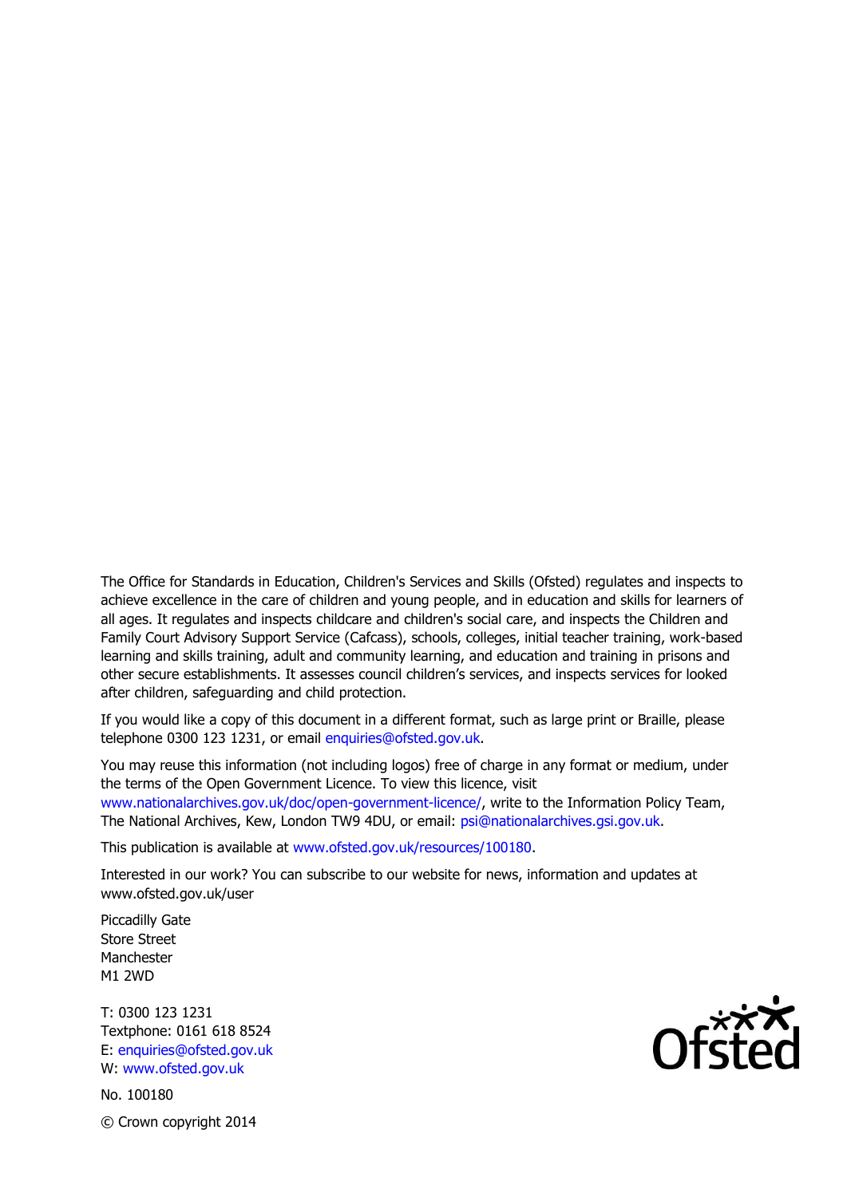The Office for Standards in Education, Children's Services and Skills (Ofsted) regulates and inspects to achieve excellence in the care of children and young people, and in education and skills for learners of all ages. It regulates and inspects childcare and children's social care, and inspects the Children and Family Court Advisory Support Service (Cafcass), schools, colleges, initial teacher training, work-based learning and skills training, adult and community learning, and education and training in prisons and other secure establishments. It assesses council children's services, and inspects services for looked after children, safeguarding and child protection.

If you would like a copy of this document in a different format, such as large print or Braille, please telephone 0300 123 1231, or email enquiries@ofsted.gov.uk.

You may reuse this information (not including logos) free of charge in any format or medium, under the terms of the Open Government Licence. To view this licence, visit www.nationalarchives.gov.uk/doc/open-government-licence/, write to the Information Policy Team, The National Archives, Kew, London TW9 4DU, or email: psi@nationalarchives.gsi.gov.uk.

This publication is available at www.ofsted.gov.uk/resources/100180.

Interested in our work? You can subscribe to our website for news, information and updates at www.ofsted.gov.uk/user

Piccadilly Gate
Store Street
Manchester
M1 2WD

T: 0300 123 1231
Textphone: 0161 618 8524
E: enquiries@ofsted.gov.uk
W: www.ofsted.gov.uk

No. 100180

© Crown copyright 2014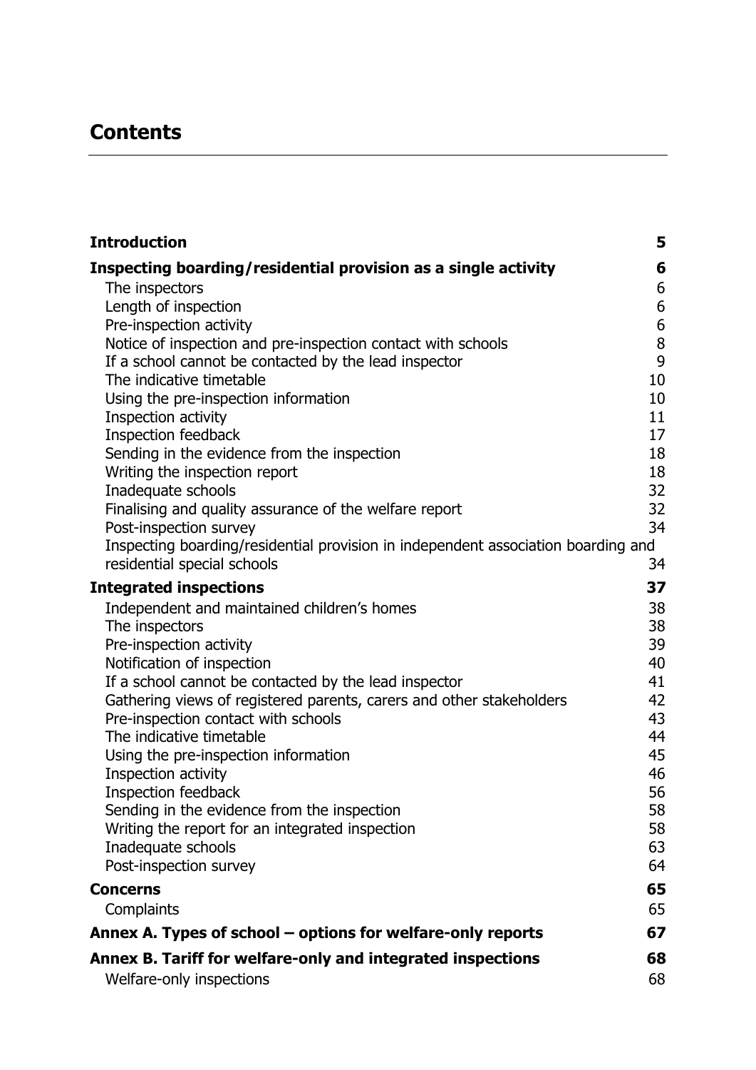# Contents

| | |
|---|---|
| **Introduction** | **5** |
| **Inspecting boarding/residential provision as a single activity** | **6** |
| The inspectors | 6 |
| Length of inspection | 6 |
| Pre-inspection activity | 6 |
| Notice of inspection and pre-inspection contact with schools | 8 |
| If a school cannot be contacted by the lead inspector | 9 |
| The indicative timetable | 10 |
| Using the pre-inspection information | 10 |
| Inspection activity | 11 |
| Inspection feedback | 17 |
| Sending in the evidence from the inspection | 18 |
| Writing the inspection report | 18 |
| Inadequate schools | 32 |
| Finalising and quality assurance of the welfare report | 32 |
| Post-inspection survey | 34 |
| Inspecting boarding/residential provision in independent association boarding and residential special schools | 34 |
| **Integrated inspections** | **37** |
| Independent and maintained children's homes | 38 |
| The inspectors | 38 |
| Pre-inspection activity | 39 |
| Notification of inspection | 40 |
| If a school cannot be contacted by the lead inspector | 41 |
| Gathering views of registered parents, carers and other stakeholders | 42 |
| Pre-inspection contact with schools | 43 |
| The indicative timetable | 44 |
| Using the pre-inspection information | 45 |
| Inspection activity | 46 |
| Inspection feedback | 56 |
| Sending in the evidence from the inspection | 58 |
| Writing the report for an integrated inspection | 58 |
| Inadequate schools | 63 |
| Post-inspection survey | 64 |
| **Concerns** | **65** |
| Complaints | 65 |
| **Annex A. Types of school – options for welfare-only reports** | **67** |
| **Annex B. Tariff for welfare-only and integrated inspections** | **68** |
| Welfare-only inspections | 68 |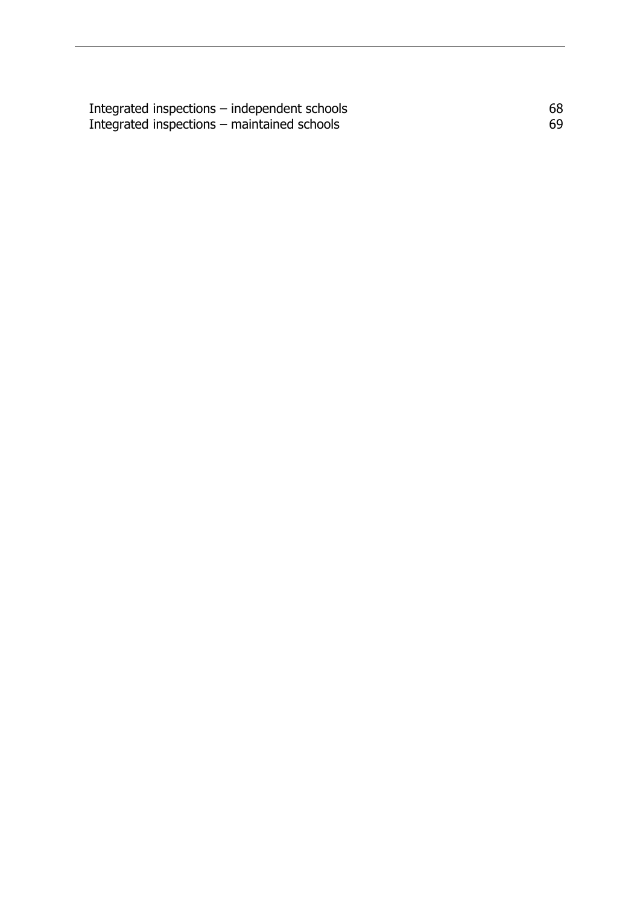Integrated inspections – independent schools 68
Integrated inspections – maintained schools 69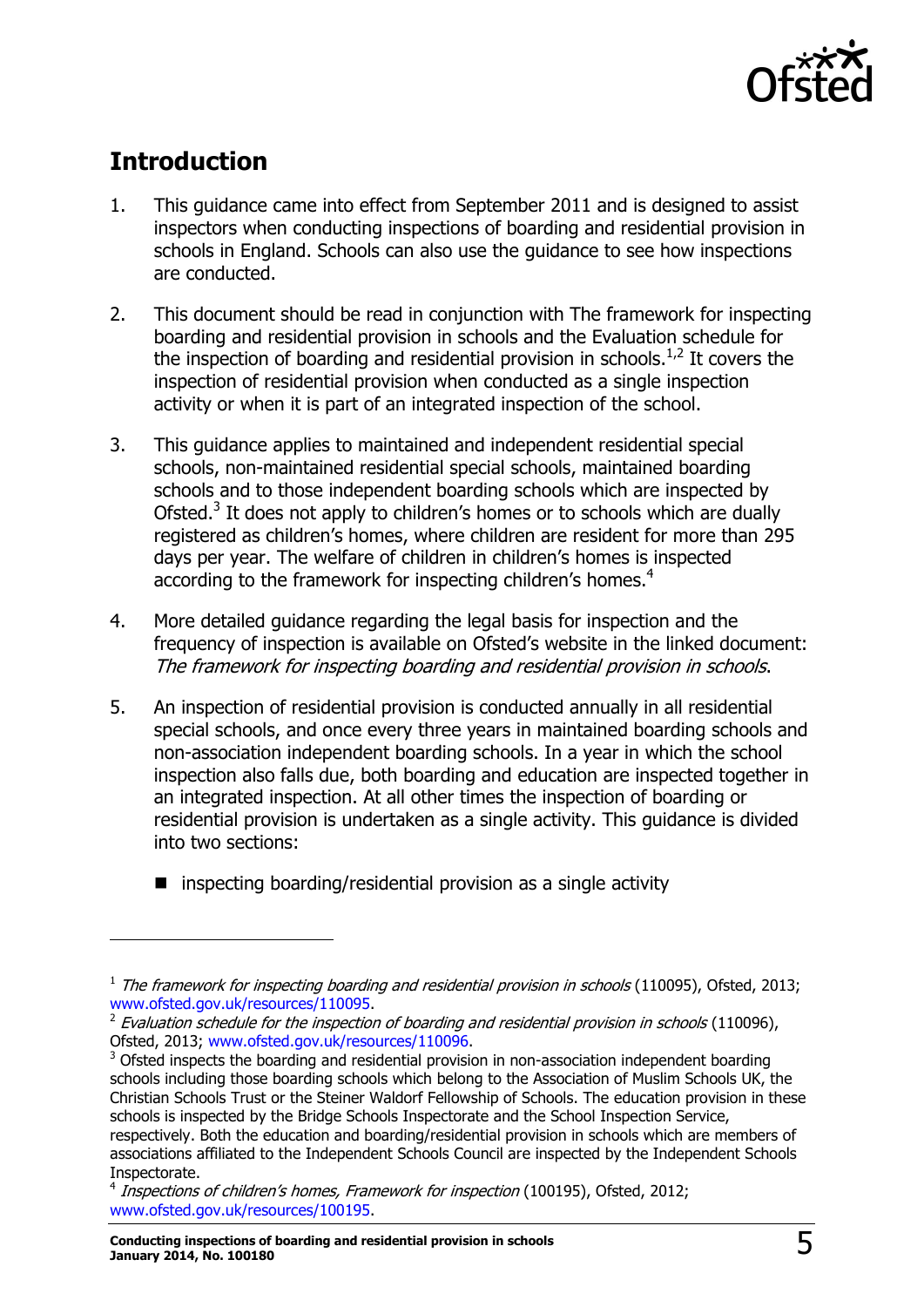## Introduction

1. This guidance came into effect from September 2011 and is designed to assist inspectors when conducting inspections of boarding and residential provision in schools in England. Schools can also use the guidance to see how inspections are conducted.

2. This document should be read in conjunction with The framework for inspecting boarding and residential provision in schools and the Evaluation schedule for the inspection of boarding and residential provision in schools.[1,2] It covers the inspection of residential provision when conducted as a single inspection activity or when it is part of an integrated inspection of the school.

3. This guidance applies to maintained and independent residential special schools, non-maintained residential special schools, maintained boarding schools and to those independent boarding schools which are inspected by Ofsted.[3] It does not apply to children's homes or to schools which are dually registered as children's homes, where children are resident for more than 295 days per year. The welfare of children in children's homes is inspected according to the framework for inspecting children's homes.[4]

4. More detailed guidance regarding the legal basis for inspection and the frequency of inspection is available on Ofsted's website in the linked document: *The framework for inspecting boarding and residential provision in schools*.

5. An inspection of residential provision is conducted annually in all residential special schools, and once every three years in maintained boarding schools and non-association independent boarding schools. In a year in which the school inspection also falls due, both boarding and education are inspected together in an integrated inspection. At all other times the inspection of boarding or residential provision is undertaken as a single activity. This guidance is divided into two sections:

   - inspecting boarding/residential provision as a single activity

---

[1] *The framework for inspecting boarding and residential provision in schools* (110095), Ofsted, 2013; www.ofsted.gov.uk/resources/110095.

[2] *Evaluation schedule for the inspection of boarding and residential provision in schools* (110096), Ofsted, 2013; www.ofsted.gov.uk/resources/110096.

[3] Ofsted inspects the boarding and residential provision in non-association independent boarding schools including those boarding schools which belong to the Association of Muslim Schools UK, the Christian Schools Trust or the Steiner Waldorf Fellowship of Schools. The education provision in these schools is inspected by the Bridge Schools Inspectorate and the School Inspection Service, respectively. Both the education and boarding/residential provision in schools which are members of associations affiliated to the Independent Schools Council are inspected by the Independent Schools Inspectorate.

[4] *Inspections of children's homes, Framework for inspection* (100195), Ofsted, 2012; www.ofsted.gov.uk/resources/100195.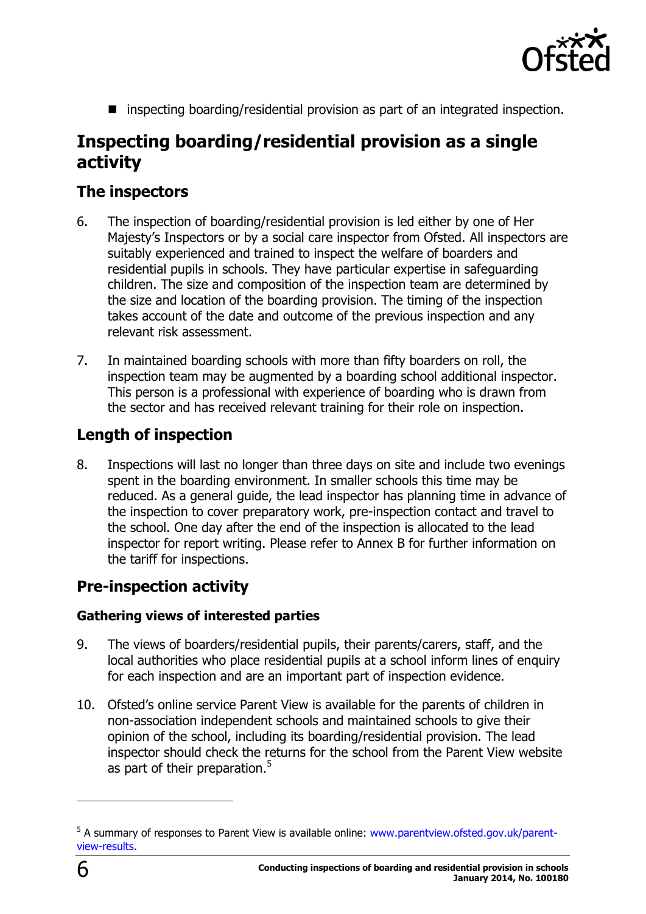- inspecting boarding/residential provision as part of an integrated inspection.

## Inspecting boarding/residential provision as a single activity

### The inspectors

6. The inspection of boarding/residential provision is led either by one of Her Majesty's Inspectors or by a social care inspector from Ofsted. All inspectors are suitably experienced and trained to inspect the welfare of boarders and residential pupils in schools. They have particular expertise in safeguarding children. The size and composition of the inspection team are determined by the size and location of the boarding provision. The timing of the inspection takes account of the date and outcome of the previous inspection and any relevant risk assessment.

7. In maintained boarding schools with more than fifty boarders on roll, the inspection team may be augmented by a boarding school additional inspector. This person is a professional with experience of boarding who is drawn from the sector and has received relevant training for their role on inspection.

### Length of inspection

8. Inspections will last no longer than three days on site and include two evenings spent in the boarding environment. In smaller schools this time may be reduced. As a general guide, the lead inspector has planning time in advance of the inspection to cover preparatory work, pre-inspection contact and travel to the school. One day after the end of the inspection is allocated to the lead inspector for report writing. Please refer to Annex B for further information on the tariff for inspections.

### Pre-inspection activity

#### Gathering views of interested parties

9. The views of boarders/residential pupils, their parents/carers, staff, and the local authorities who place residential pupils at a school inform lines of enquiry for each inspection and are an important part of inspection evidence.

10. Ofsted's online service Parent View is available for the parents of children in non-association independent schools and maintained schools to give their opinion of the school, including its boarding/residential provision. The lead inspector should check the returns for the school from the Parent View website as part of their preparation.[5]

---

[5] A summary of responses to Parent View is available online: www.parentview.ofsted.gov.uk/parent-view-results.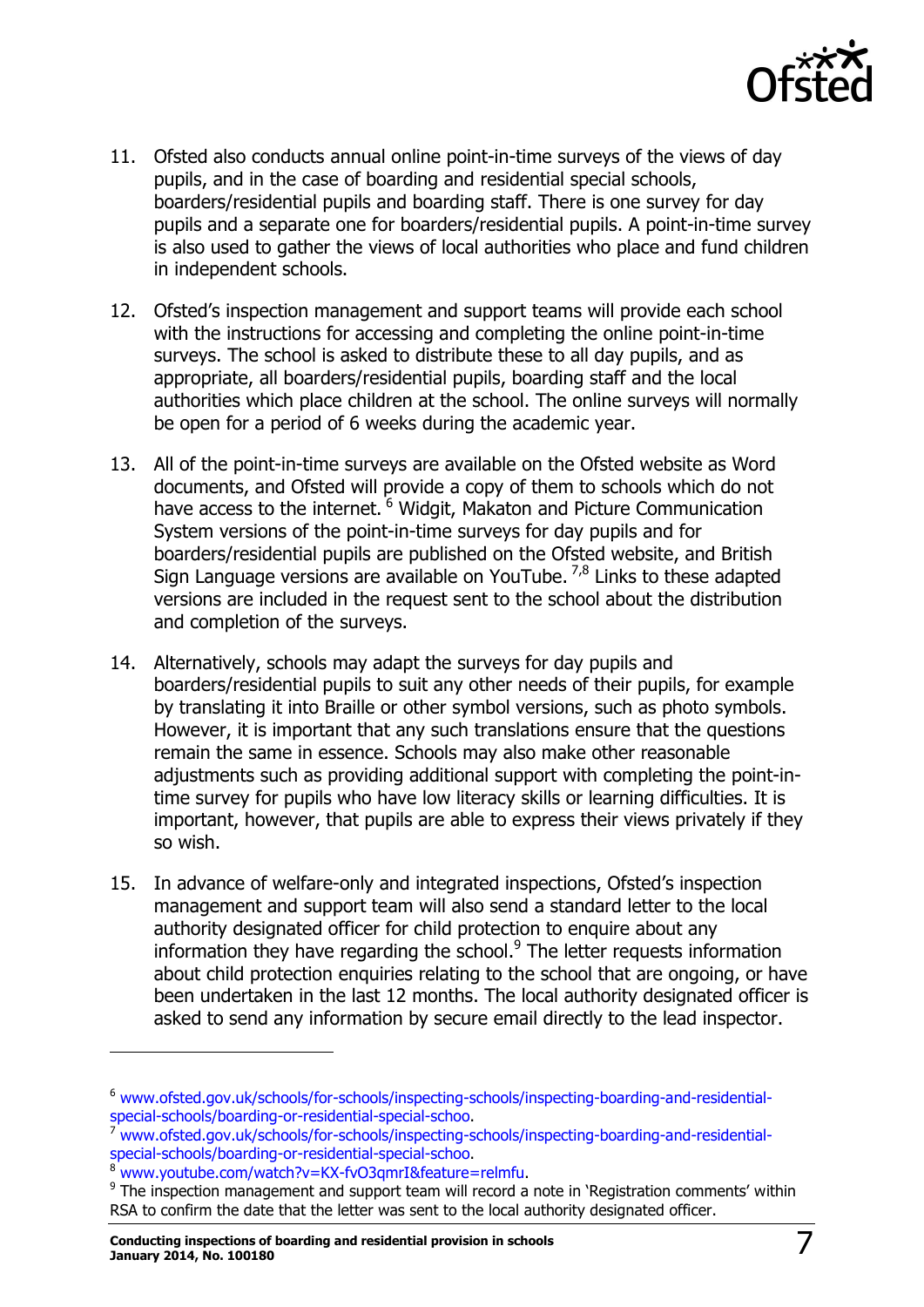11. Ofsted also conducts annual online point-in-time surveys of the views of day pupils, and in the case of boarding and residential special schools, boarders/residential pupils and boarding staff. There is one survey for day pupils and a separate one for boarders/residential pupils. A point-in-time survey is also used to gather the views of local authorities who place and fund children in independent schools.

12. Ofsted's inspection management and support teams will provide each school with the instructions for accessing and completing the online point-in-time surveys. The school is asked to distribute these to all day pupils, and as appropriate, all boarders/residential pupils, boarding staff and the local authorities which place children at the school. The online surveys will normally be open for a period of 6 weeks during the academic year.

13. All of the point-in-time surveys are available on the Ofsted website as Word documents, and Ofsted will provide a copy of them to schools which do not have access to the internet. [6] Widgit, Makaton and Picture Communication System versions of the point-in-time surveys for day pupils and for boarders/residential pupils are published on the Ofsted website, and British Sign Language versions are available on YouTube. [7,8] Links to these adapted versions are included in the request sent to the school about the distribution and completion of the surveys.

14. Alternatively, schools may adapt the surveys for day pupils and boarders/residential pupils to suit any other needs of their pupils, for example by translating it into Braille or other symbol versions, such as photo symbols. However, it is important that any such translations ensure that the questions remain the same in essence. Schools may also make other reasonable adjustments such as providing additional support with completing the point-in-time survey for pupils who have low literacy skills or learning difficulties. It is important, however, that pupils are able to express their views privately if they so wish.

15. In advance of welfare-only and integrated inspections, Ofsted's inspection management and support team will also send a standard letter to the local authority designated officer for child protection to enquire about any information they have regarding the school.[9] The letter requests information about child protection enquiries relating to the school that are ongoing, or have been undertaken in the last 12 months. The local authority designated officer is asked to send any information by secure email directly to the lead inspector.

---

[6] www.ofsted.gov.uk/schools/for-schools/inspecting-schools/inspecting-boarding-and-residential-special-schools/boarding-or-residential-special-schoo.

[7] www.ofsted.gov.uk/schools/for-schools/inspecting-schools/inspecting-boarding-and-residential-special-schools/boarding-or-residential-special-schoo.

[8] www.youtube.com/watch?v=KX-fvO3qmrI&feature=relmfu.

[9] The inspection management and support team will record a note in 'Registration comments' within RSA to confirm the date that the letter was sent to the local authority designated officer.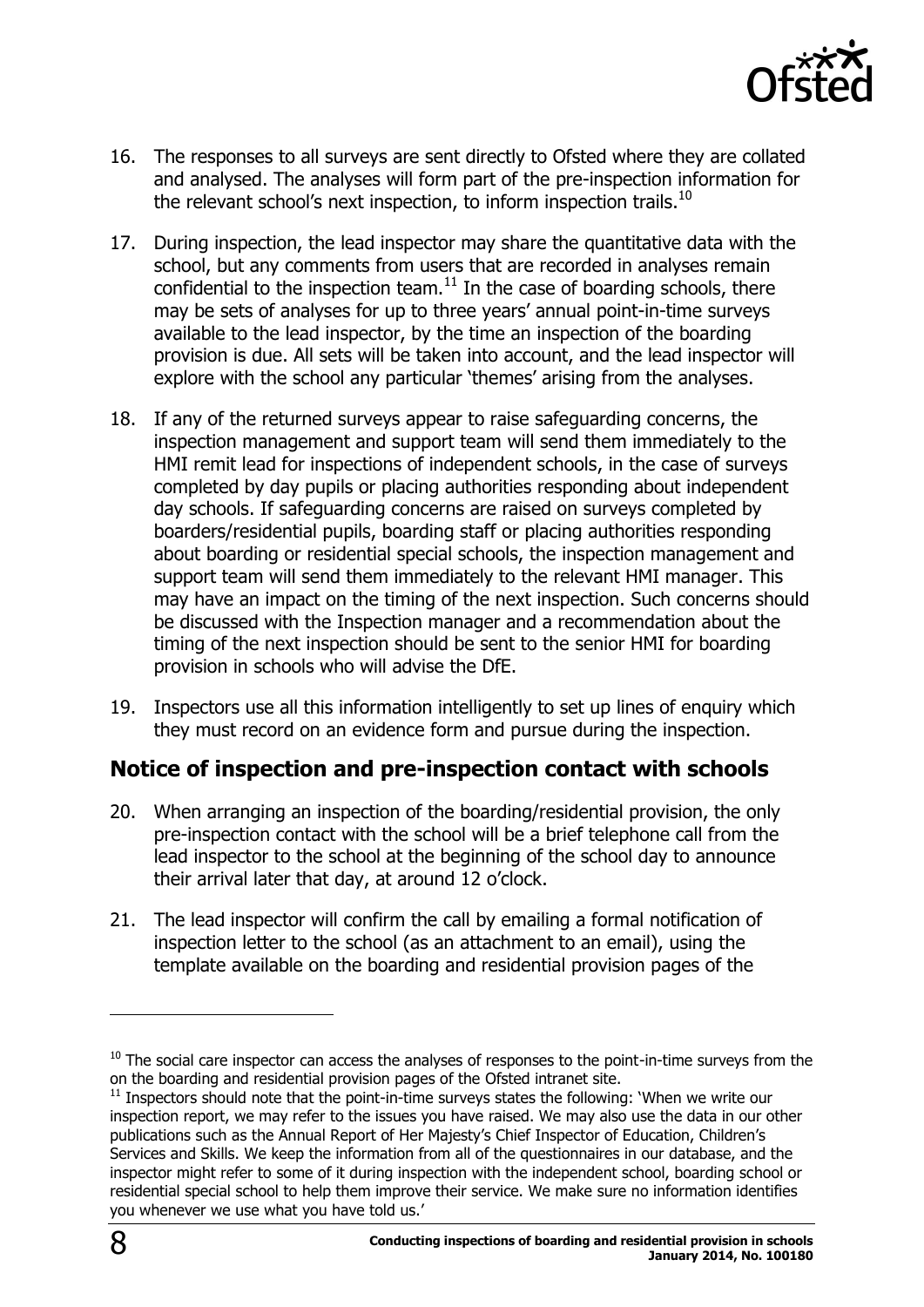16. The responses to all surveys are sent directly to Ofsted where they are collated and analysed. The analyses will form part of the pre-inspection information for the relevant school's next inspection, to inform inspection trails.[10]

17. During inspection, the lead inspector may share the quantitative data with the school, but any comments from users that are recorded in analyses remain confidential to the inspection team.[11] In the case of boarding schools, there may be sets of analyses for up to three years' annual point-in-time surveys available to the lead inspector, by the time an inspection of the boarding provision is due. All sets will be taken into account, and the lead inspector will explore with the school any particular 'themes' arising from the analyses.

18. If any of the returned surveys appear to raise safeguarding concerns, the inspection management and support team will send them immediately to the HMI remit lead for inspections of independent schools, in the case of surveys completed by day pupils or placing authorities responding about independent day schools. If safeguarding concerns are raised on surveys completed by boarders/residential pupils, boarding staff or placing authorities responding about boarding or residential special schools, the inspection management and support team will send them immediately to the relevant HMI manager. This may have an impact on the timing of the next inspection. Such concerns should be discussed with the Inspection manager and a recommendation about the timing of the next inspection should be sent to the senior HMI for boarding provision in schools who will advise the DfE.

19. Inspectors use all this information intelligently to set up lines of enquiry which they must record on an evidence form and pursue during the inspection.

## Notice of inspection and pre-inspection contact with schools

20. When arranging an inspection of the boarding/residential provision, the only pre-inspection contact with the school will be a brief telephone call from the lead inspector to the school at the beginning of the school day to announce their arrival later that day, at around 12 o'clock.

21. The lead inspector will confirm the call by emailing a formal notification of inspection letter to the school (as an attachment to an email), using the template available on the boarding and residential provision pages of the

---

[10] The social care inspector can access the analyses of responses to the point-in-time surveys from the on the boarding and residential provision pages of the Ofsted intranet site.

[11] Inspectors should note that the point-in-time surveys states the following: 'When we write our inspection report, we may refer to the issues you have raised. We may also use the data in our other publications such as the Annual Report of Her Majesty's Chief Inspector of Education, Children's Services and Skills. We keep the information from all of the questionnaires in our database, and the inspector might refer to some of it during inspection with the independent school, boarding school or residential special school to help them improve their service. We make sure no information identifies you whenever we use what you have told us.'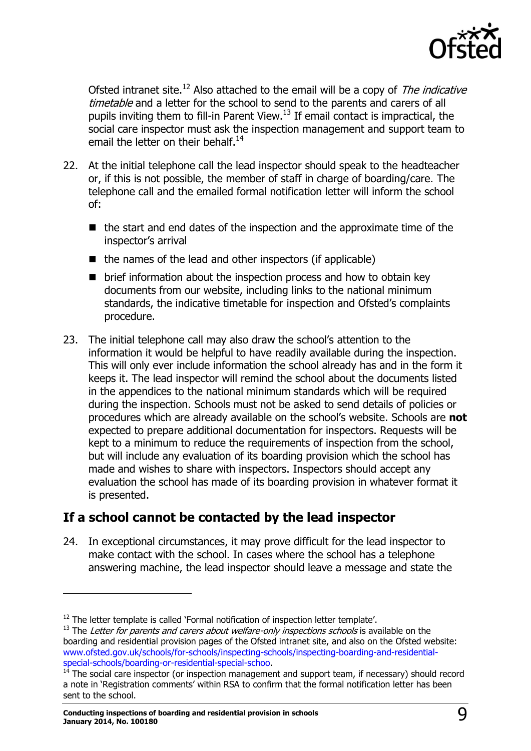Ofsted intranet site.[12] Also attached to the email will be a copy of *The indicative timetable* and a letter for the school to send to the parents and carers of all pupils inviting them to fill-in Parent View.[13] If email contact is impractical, the social care inspector must ask the inspection management and support team to email the letter on their behalf.[14]

22. At the initial telephone call the lead inspector should speak to the headteacher or, if this is not possible, the member of staff in charge of boarding/care. The telephone call and the emailed formal notification letter will inform the school of:

    - the start and end dates of the inspection and the approximate time of the inspector's arrival
    - the names of the lead and other inspectors (if applicable)
    - brief information about the inspection process and how to obtain key documents from our website, including links to the national minimum standards, the indicative timetable for inspection and Ofsted's complaints procedure.

23. The initial telephone call may also draw the school's attention to the information it would be helpful to have readily available during the inspection. This will only ever include information the school already has and in the form it keeps it. The lead inspector will remind the school about the documents listed in the appendices to the national minimum standards which will be required during the inspection. Schools must not be asked to send details of policies or procedures which are already available on the school's website. Schools are **not** expected to prepare additional documentation for inspectors. Requests will be kept to a minimum to reduce the requirements of inspection from the school, but will include any evaluation of its boarding provision which the school has made and wishes to share with inspectors. Inspectors should accept any evaluation the school has made of its boarding provision in whatever format it is presented.

## If a school cannot be contacted by the lead inspector

24. In exceptional circumstances, it may prove difficult for the lead inspector to make contact with the school. In cases where the school has a telephone answering machine, the lead inspector should leave a message and state the

---

[12] The letter template is called 'Formal notification of inspection letter template'.

[13] The *Letter for parents and carers about welfare-only inspections schools* is available on the boarding and residential provision pages of the Ofsted intranet site, and also on the Ofsted website: www.ofsted.gov.uk/schools/for-schools/inspecting-schools/inspecting-boarding-and-residential-special-schools/boarding-or-residential-special-schoo.

[14] The social care inspector (or inspection management and support team, if necessary) should record a note in 'Registration comments' within RSA to confirm that the formal notification letter has been sent to the school.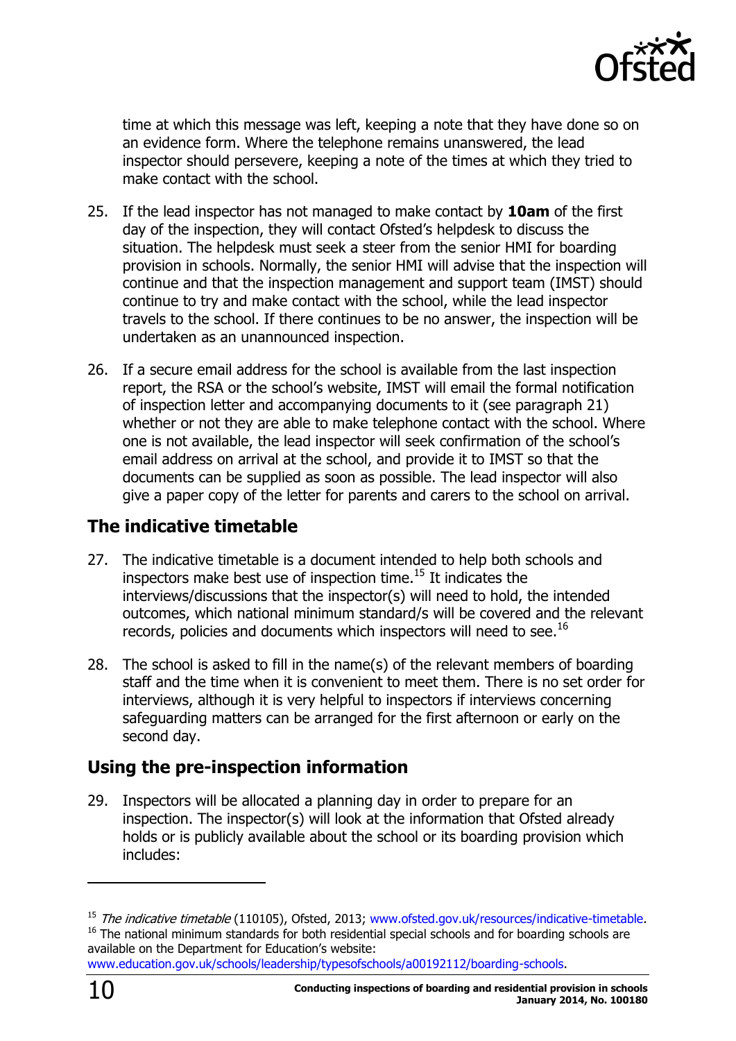time at which this message was left, keeping a note that they have done so on an evidence form. Where the telephone remains unanswered, the lead inspector should persevere, keeping a note of the times at which they tried to make contact with the school.

25. If the lead inspector has not managed to make contact by **10am** of the first day of the inspection, they will contact Ofsted's helpdesk to discuss the situation. The helpdesk must seek a steer from the senior HMI for boarding provision in schools. Normally, the senior HMI will advise that the inspection will continue and that the inspection management and support team (IMST) should continue to try and make contact with the school, while the lead inspector travels to the school. If there continues to be no answer, the inspection will be undertaken as an unannounced inspection.

26. If a secure email address for the school is available from the last inspection report, the RSA or the school's website, IMST will email the formal notification of inspection letter and accompanying documents to it (see paragraph 21) whether or not they are able to make telephone contact with the school. Where one is not available, the lead inspector will seek confirmation of the school's email address on arrival at the school, and provide it to IMST so that the documents can be supplied as soon as possible. The lead inspector will also give a paper copy of the letter for parents and carers to the school on arrival.

## The indicative timetable

27. The indicative timetable is a document intended to help both schools and inspectors make best use of inspection time.[15] It indicates the interviews/discussions that the inspector(s) will need to hold, the intended outcomes, which national minimum standard/s will be covered and the relevant records, policies and documents which inspectors will need to see.[16]

28. The school is asked to fill in the name(s) of the relevant members of boarding staff and the time when it is convenient to meet them. There is no set order for interviews, although it is very helpful to inspectors if interviews concerning safeguarding matters can be arranged for the first afternoon or early on the second day.

## Using the pre-inspection information

29. Inspectors will be allocated a planning day in order to prepare for an inspection. The inspector(s) will look at the information that Ofsted already holds or is publicly available about the school or its boarding provision which includes:

---

[15] *The indicative timetable* (110105), Ofsted, 2013; www.ofsted.gov.uk/resources/indicative-timetable.

[16] The national minimum standards for both residential special schools and for boarding schools are available on the Department for Education's website: www.education.gov.uk/schools/leadership/typesofschools/a00192112/boarding-schools.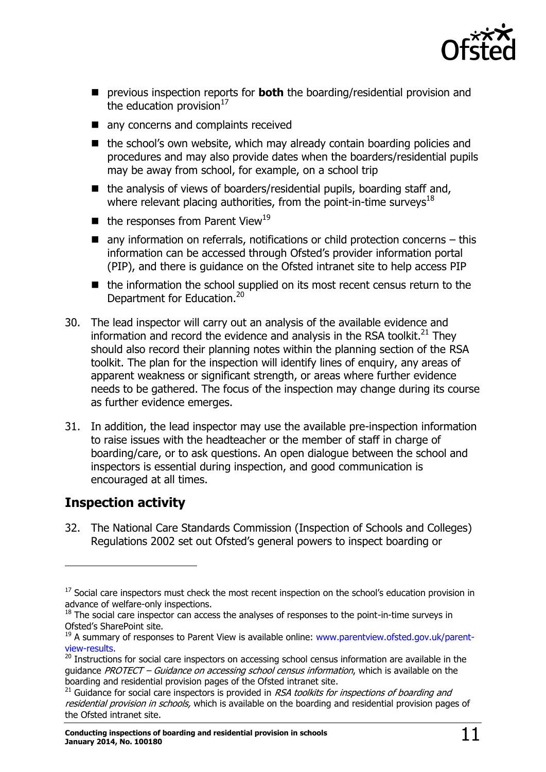- previous inspection reports for **both** the boarding/residential provision and the education provision[17]
- any concerns and complaints received
- the school's own website, which may already contain boarding policies and procedures and may also provide dates when the boarders/residential pupils may be away from school, for example, on a school trip
- the analysis of views of boarders/residential pupils, boarding staff and, where relevant placing authorities, from the point-in-time surveys[18]
- the responses from Parent View[19]
- any information on referrals, notifications or child protection concerns – this information can be accessed through Ofsted's provider information portal (PIP), and there is guidance on the Ofsted intranet site to help access PIP
- the information the school supplied on its most recent census return to the Department for Education.[20]

30. The lead inspector will carry out an analysis of the available evidence and information and record the evidence and analysis in the RSA toolkit.[21] They should also record their planning notes within the planning section of the RSA toolkit. The plan for the inspection will identify lines of enquiry, any areas of apparent weakness or significant strength, or areas where further evidence needs to be gathered. The focus of the inspection may change during its course as further evidence emerges.

31. In addition, the lead inspector may use the available pre-inspection information to raise issues with the headteacher or the member of staff in charge of boarding/care, or to ask questions. An open dialogue between the school and inspectors is essential during inspection, and good communication is encouraged at all times.

## Inspection activity

32. The National Care Standards Commission (Inspection of Schools and Colleges) Regulations 2002 set out Ofsted's general powers to inspect boarding or

---

[17] Social care inspectors must check the most recent inspection on the school's education provision in advance of welfare-only inspections.

[18] The social care inspector can access the analyses of responses to the point-in-time surveys in Ofsted's SharePoint site.

[19] A summary of responses to Parent View is available online: www.parentview.ofsted.gov.uk/parent-view-results.

[20] Instructions for social care inspectors on accessing school census information are available in the guidance *PROTECT – Guidance on accessing school census information*, which is available on the boarding and residential provision pages of the Ofsted intranet site.

[21] Guidance for social care inspectors is provided in *RSA toolkits for inspections of boarding and residential provision in schools,* which is available on the boarding and residential provision pages of the Ofsted intranet site.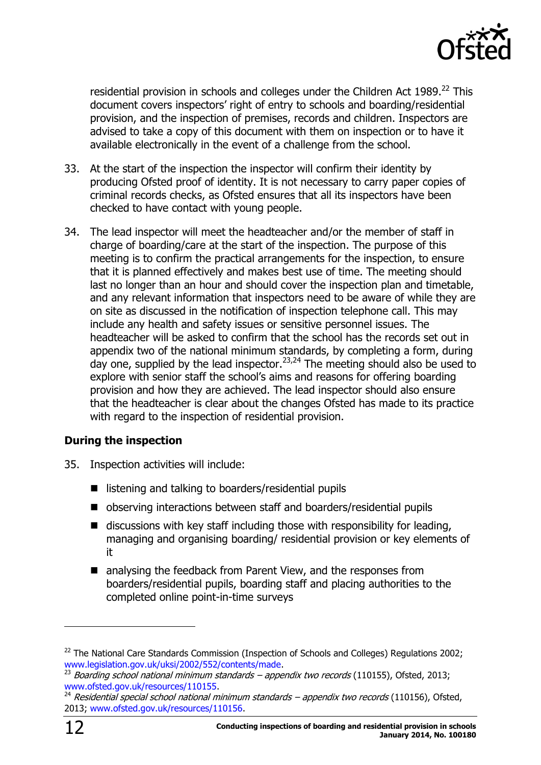residential provision in schools and colleges under the Children Act 1989.[22] This document covers inspectors' right of entry to schools and boarding/residential provision, and the inspection of premises, records and children. Inspectors are advised to take a copy of this document with them on inspection or to have it available electronically in the event of a challenge from the school.

33. At the start of the inspection the inspector will confirm their identity by producing Ofsted proof of identity. It is not necessary to carry paper copies of criminal records checks, as Ofsted ensures that all its inspectors have been checked to have contact with young people.

34. The lead inspector will meet the headteacher and/or the member of staff in charge of boarding/care at the start of the inspection. The purpose of this meeting is to confirm the practical arrangements for the inspection, to ensure that it is planned effectively and makes best use of time. The meeting should last no longer than an hour and should cover the inspection plan and timetable, and any relevant information that inspectors need to be aware of while they are on site as discussed in the notification of inspection telephone call. This may include any health and safety issues or sensitive personnel issues. The headteacher will be asked to confirm that the school has the records set out in appendix two of the national minimum standards, by completing a form, during day one, supplied by the lead inspector.[23,24] The meeting should also be used to explore with senior staff the school's aims and reasons for offering boarding provision and how they are achieved. The lead inspector should also ensure that the headteacher is clear about the changes Ofsted has made to its practice with regard to the inspection of residential provision.

### During the inspection

35. Inspection activities will include:

- listening and talking to boarders/residential pupils
- observing interactions between staff and boarders/residential pupils
- discussions with key staff including those with responsibility for leading, managing and organising boarding/ residential provision or key elements of it
- analysing the feedback from Parent View, and the responses from boarders/residential pupils, boarding staff and placing authorities to the completed online point-in-time surveys

---

[22] The National Care Standards Commission (Inspection of Schools and Colleges) Regulations 2002; www.legislation.gov.uk/uksi/2002/552/contents/made.

[23] *Boarding school national minimum standards – appendix two records* (110155), Ofsted, 2013; www.ofsted.gov.uk/resources/110155.

[24] *Residential special school national minimum standards – appendix two records* (110156), Ofsted, 2013; www.ofsted.gov.uk/resources/110156.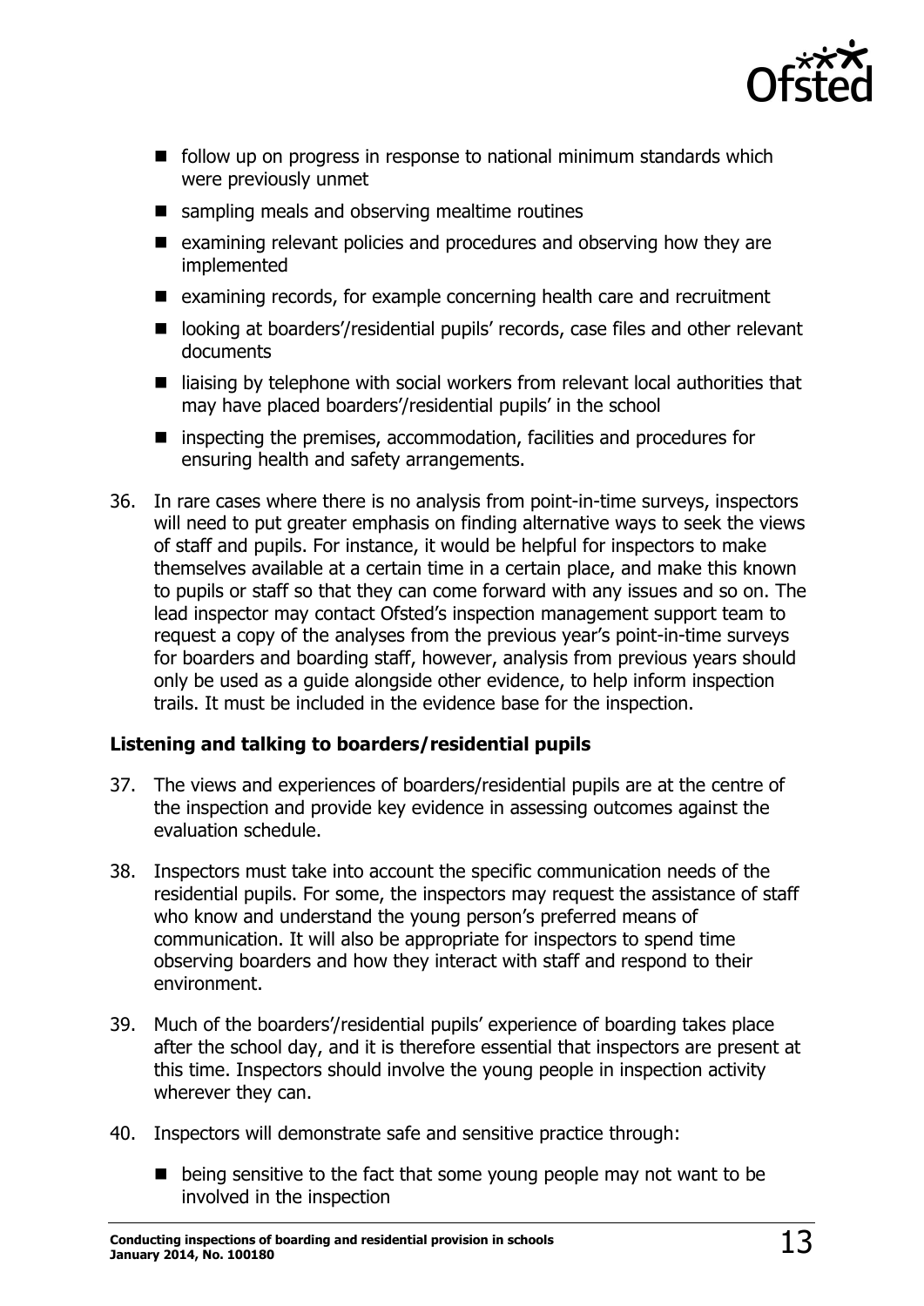- follow up on progress in response to national minimum standards which were previously unmet
- sampling meals and observing mealtime routines
- examining relevant policies and procedures and observing how they are implemented
- examining records, for example concerning health care and recruitment
- looking at boarders'/residential pupils' records, case files and other relevant documents
- liaising by telephone with social workers from relevant local authorities that may have placed boarders'/residential pupils' in the school
- inspecting the premises, accommodation, facilities and procedures for ensuring health and safety arrangements.

36. In rare cases where there is no analysis from point-in-time surveys, inspectors will need to put greater emphasis on finding alternative ways to seek the views of staff and pupils. For instance, it would be helpful for inspectors to make themselves available at a certain time in a certain place, and make this known to pupils or staff so that they can come forward with any issues and so on. The lead inspector may contact Ofsted's inspection management support team to request a copy of the analyses from the previous year's point-in-time surveys for boarders and boarding staff, however, analysis from previous years should only be used as a guide alongside other evidence, to help inform inspection trails. It must be included in the evidence base for the inspection.

### Listening and talking to boarders/residential pupils

37. The views and experiences of boarders/residential pupils are at the centre of the inspection and provide key evidence in assessing outcomes against the evaluation schedule.

38. Inspectors must take into account the specific communication needs of the residential pupils. For some, the inspectors may request the assistance of staff who know and understand the young person's preferred means of communication. It will also be appropriate for inspectors to spend time observing boarders and how they interact with staff and respond to their environment.

39. Much of the boarders'/residential pupils' experience of boarding takes place after the school day, and it is therefore essential that inspectors are present at this time. Inspectors should involve the young people in inspection activity wherever they can.

40. Inspectors will demonstrate safe and sensitive practice through:

    - being sensitive to the fact that some young people may not want to be involved in the inspection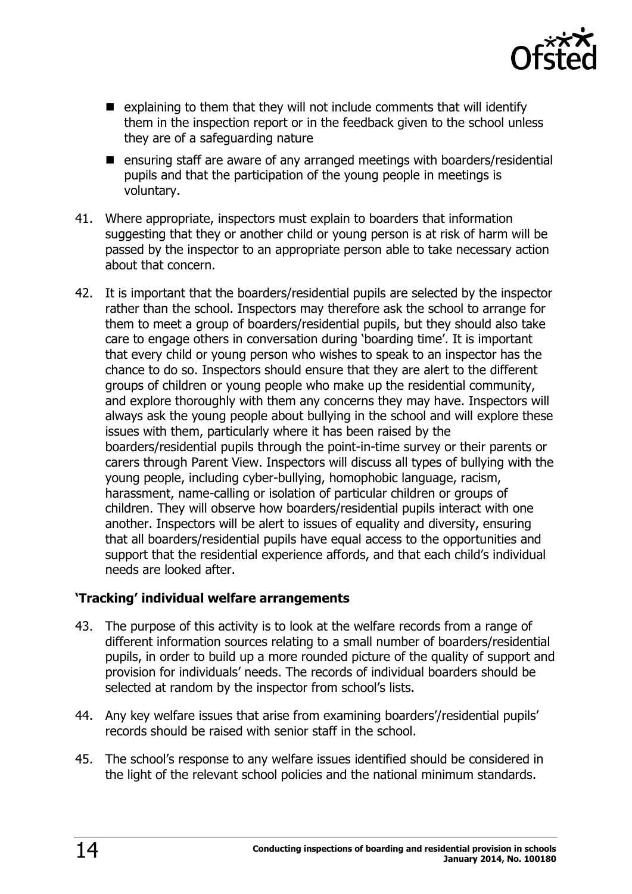- explaining to them that they will not include comments that will identify them in the inspection report or in the feedback given to the school unless they are of a safeguarding nature
- ensuring staff are aware of any arranged meetings with boarders/residential pupils and that the participation of the young people in meetings is voluntary.

41. Where appropriate, inspectors must explain to boarders that information suggesting that they or another child or young person is at risk of harm will be passed by the inspector to an appropriate person able to take necessary action about that concern.

42. It is important that the boarders/residential pupils are selected by the inspector rather than the school. Inspectors may therefore ask the school to arrange for them to meet a group of boarders/residential pupils, but they should also take care to engage others in conversation during 'boarding time'. It is important that every child or young person who wishes to speak to an inspector has the chance to do so. Inspectors should ensure that they are alert to the different groups of children or young people who make up the residential community, and explore thoroughly with them any concerns they may have. Inspectors will always ask the young people about bullying in the school and will explore these issues with them, particularly where it has been raised by the boarders/residential pupils through the point-in-time survey or their parents or carers through Parent View. Inspectors will discuss all types of bullying with the young people, including cyber-bullying, homophobic language, racism, harassment, name-calling or isolation of particular children or groups of children. They will observe how boarders/residential pupils interact with one another. Inspectors will be alert to issues of equality and diversity, ensuring that all boarders/residential pupils have equal access to the opportunities and support that the residential experience affords, and that each child's individual needs are looked after.

### 'Tracking' individual welfare arrangements

43. The purpose of this activity is to look at the welfare records from a range of different information sources relating to a small number of boarders/residential pupils, in order to build up a more rounded picture of the quality of support and provision for individuals' needs. The records of individual boarders should be selected at random by the inspector from school's lists.

44. Any key welfare issues that arise from examining boarders'/residential pupils' records should be raised with senior staff in the school.

45. The school's response to any welfare issues identified should be considered in the light of the relevant school policies and the national minimum standards.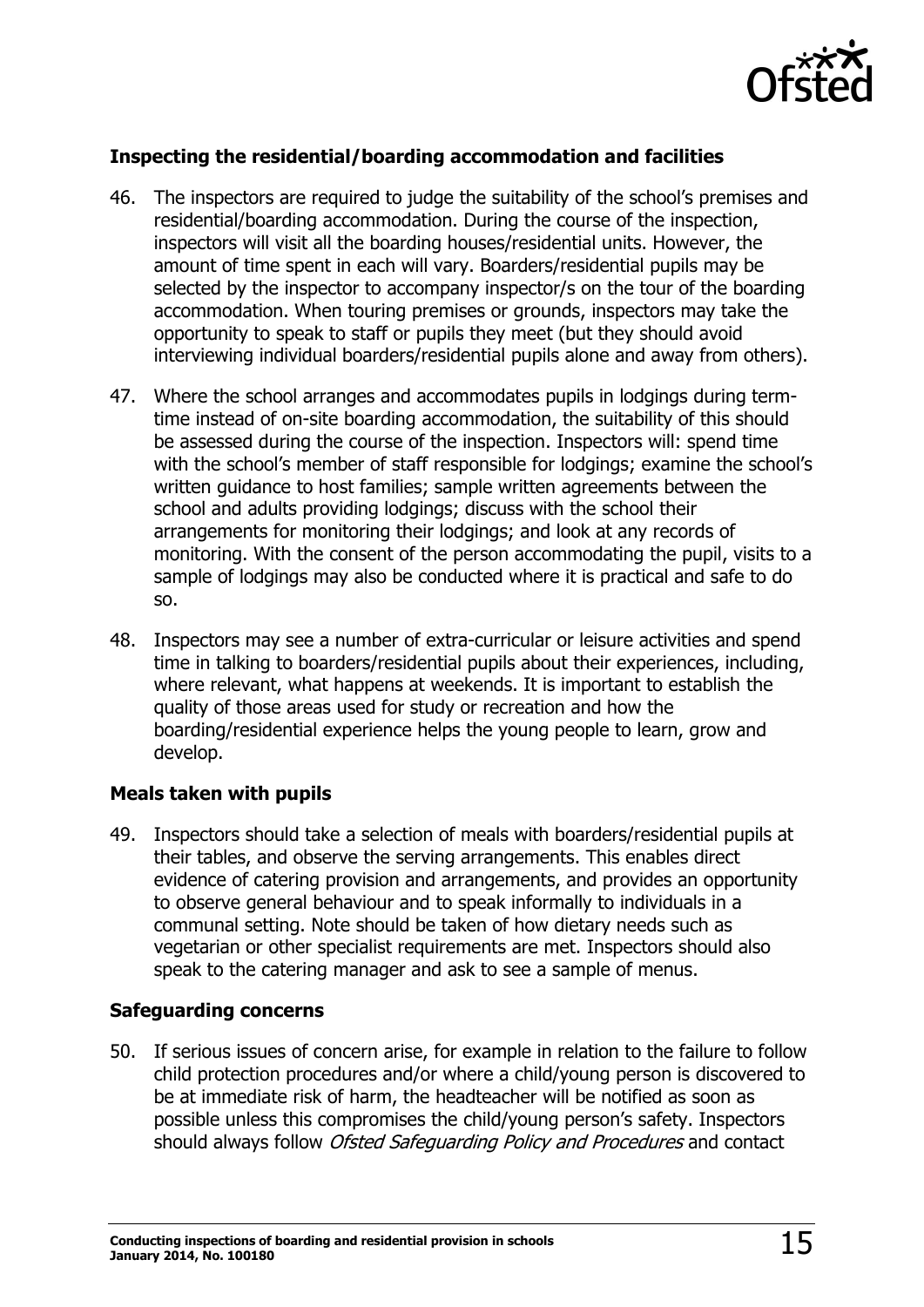### Inspecting the residential/boarding accommodation and facilities

46. The inspectors are required to judge the suitability of the school's premises and residential/boarding accommodation. During the course of the inspection, inspectors will visit all the boarding houses/residential units. However, the amount of time spent in each will vary. Boarders/residential pupils may be selected by the inspector to accompany inspector/s on the tour of the boarding accommodation. When touring premises or grounds, inspectors may take the opportunity to speak to staff or pupils they meet (but they should avoid interviewing individual boarders/residential pupils alone and away from others).

47. Where the school arranges and accommodates pupils in lodgings during term-time instead of on-site boarding accommodation, the suitability of this should be assessed during the course of the inspection. Inspectors will: spend time with the school's member of staff responsible for lodgings; examine the school's written guidance to host families; sample written agreements between the school and adults providing lodgings; discuss with the school their arrangements for monitoring their lodgings; and look at any records of monitoring. With the consent of the person accommodating the pupil, visits to a sample of lodgings may also be conducted where it is practical and safe to do so.

48. Inspectors may see a number of extra-curricular or leisure activities and spend time in talking to boarders/residential pupils about their experiences, including, where relevant, what happens at weekends. It is important to establish the quality of those areas used for study or recreation and how the boarding/residential experience helps the young people to learn, grow and develop.

### Meals taken with pupils

49. Inspectors should take a selection of meals with boarders/residential pupils at their tables, and observe the serving arrangements. This enables direct evidence of catering provision and arrangements, and provides an opportunity to observe general behaviour and to speak informally to individuals in a communal setting. Note should be taken of how dietary needs such as vegetarian or other specialist requirements are met. Inspectors should also speak to the catering manager and ask to see a sample of menus.

### Safeguarding concerns

50. If serious issues of concern arise, for example in relation to the failure to follow child protection procedures and/or where a child/young person is discovered to be at immediate risk of harm, the headteacher will be notified as soon as possible unless this compromises the child/young person's safety. Inspectors should always follow *Ofsted Safeguarding Policy and Procedures* and contact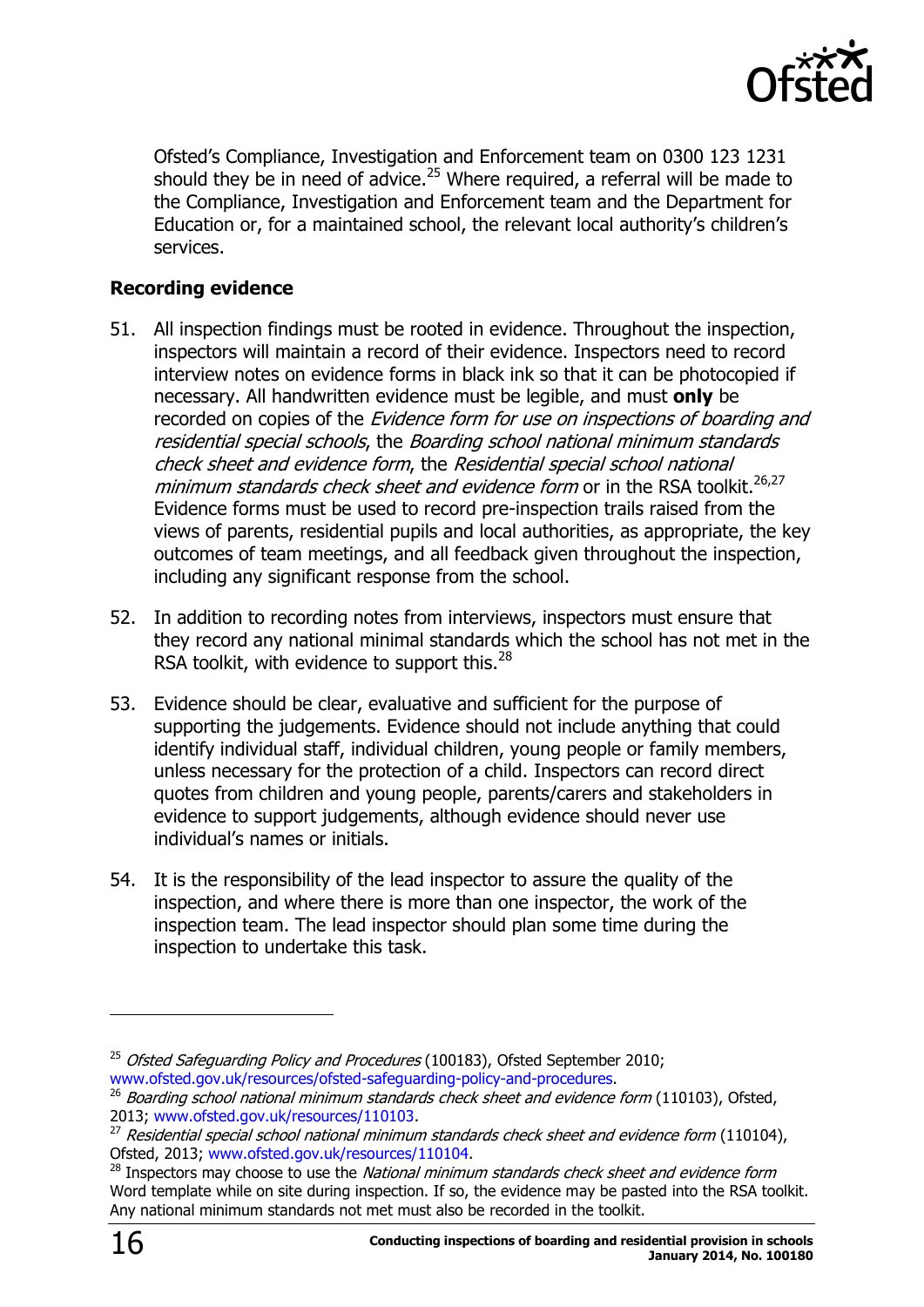Ofsted's Compliance, Investigation and Enforcement team on 0300 123 1231 should they be in need of advice.[25] Where required, a referral will be made to the Compliance, Investigation and Enforcement team and the Department for Education or, for a maintained school, the relevant local authority's children's services.

### Recording evidence

51. All inspection findings must be rooted in evidence. Throughout the inspection, inspectors will maintain a record of their evidence. Inspectors need to record interview notes on evidence forms in black ink so that it can be photocopied if necessary. All handwritten evidence must be legible, and must **only** be recorded on copies of the *Evidence form for use on inspections of boarding and residential special schools*, the *Boarding school national minimum standards check sheet and evidence form*, the *Residential special school national minimum standards check sheet and evidence form* or in the RSA toolkit.[26,27] Evidence forms must be used to record pre-inspection trails raised from the views of parents, residential pupils and local authorities, as appropriate, the key outcomes of team meetings, and all feedback given throughout the inspection, including any significant response from the school.

52. In addition to recording notes from interviews, inspectors must ensure that they record any national minimal standards which the school has not met in the RSA toolkit, with evidence to support this.[28]

53. Evidence should be clear, evaluative and sufficient for the purpose of supporting the judgements. Evidence should not include anything that could identify individual staff, individual children, young people or family members, unless necessary for the protection of a child. Inspectors can record direct quotes from children and young people, parents/carers and stakeholders in evidence to support judgements, although evidence should never use individual's names or initials.

54. It is the responsibility of the lead inspector to assure the quality of the inspection, and where there is more than one inspector, the work of the inspection team. The lead inspector should plan some time during the inspection to undertake this task.

---

[25] *Ofsted Safeguarding Policy and Procedures* (100183), Ofsted September 2010; www.ofsted.gov.uk/resources/ofsted-safeguarding-policy-and-procedures.

[26] *Boarding school national minimum standards check sheet and evidence form* (110103), Ofsted, 2013; www.ofsted.gov.uk/resources/110103.

[27] *Residential special school national minimum standards check sheet and evidence form* (110104), Ofsted, 2013; www.ofsted.gov.uk/resources/110104.

[28] Inspectors may choose to use the *National minimum standards check sheet and evidence form* Word template while on site during inspection. If so, the evidence may be pasted into the RSA toolkit. Any national minimum standards not met must also be recorded in the toolkit.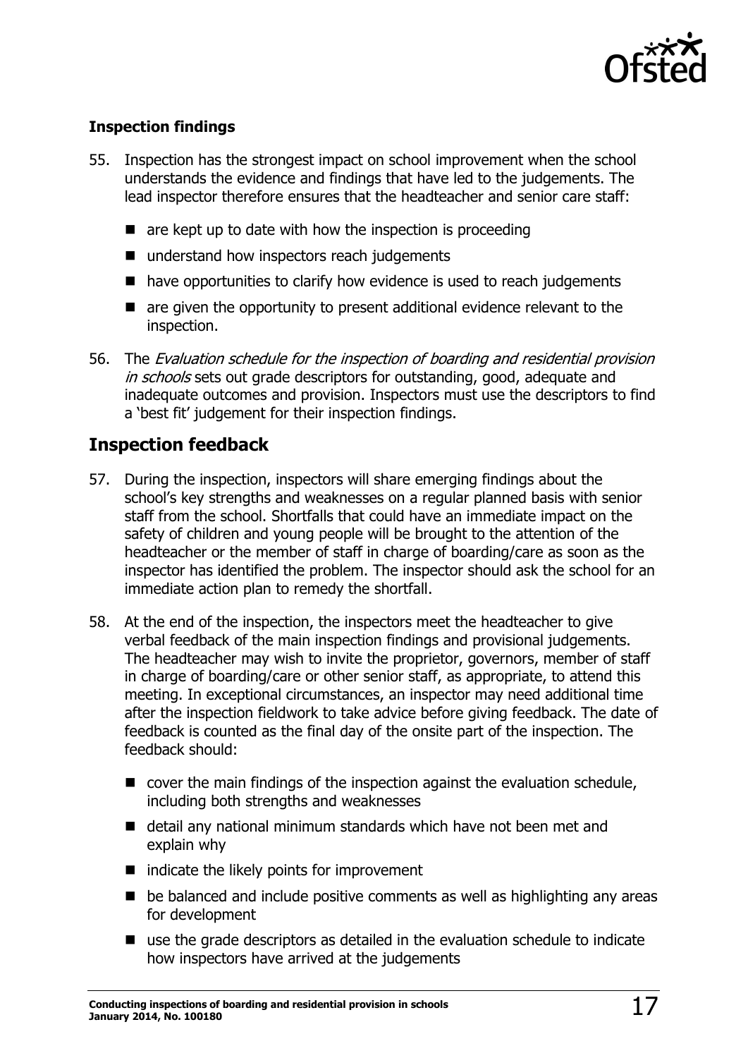**Inspection findings**

55. Inspection has the strongest impact on school improvement when the school understands the evidence and findings that have led to the judgements. The lead inspector therefore ensures that the headteacher and senior care staff:

    - are kept up to date with how the inspection is proceeding
    - understand how inspectors reach judgements
    - have opportunities to clarify how evidence is used to reach judgements
    - are given the opportunity to present additional evidence relevant to the inspection.

56. The *Evaluation schedule for the inspection of boarding and residential provision in schools* sets out grade descriptors for outstanding, good, adequate and inadequate outcomes and provision. Inspectors must use the descriptors to find a 'best fit' judgement for their inspection findings.

## Inspection feedback

57. During the inspection, inspectors will share emerging findings about the school's key strengths and weaknesses on a regular planned basis with senior staff from the school. Shortfalls that could have an immediate impact on the safety of children and young people will be brought to the attention of the headteacher or the member of staff in charge of boarding/care as soon as the inspector has identified the problem. The inspector should ask the school for an immediate action plan to remedy the shortfall.

58. At the end of the inspection, the inspectors meet the headteacher to give verbal feedback of the main inspection findings and provisional judgements. The headteacher may wish to invite the proprietor, governors, member of staff in charge of boarding/care or other senior staff, as appropriate, to attend this meeting. In exceptional circumstances, an inspector may need additional time after the inspection fieldwork to take advice before giving feedback. The date of feedback is counted as the final day of the onsite part of the inspection. The feedback should:

    - cover the main findings of the inspection against the evaluation schedule, including both strengths and weaknesses
    - detail any national minimum standards which have not been met and explain why
    - indicate the likely points for improvement
    - be balanced and include positive comments as well as highlighting any areas for development
    - use the grade descriptors as detailed in the evaluation schedule to indicate how inspectors have arrived at the judgements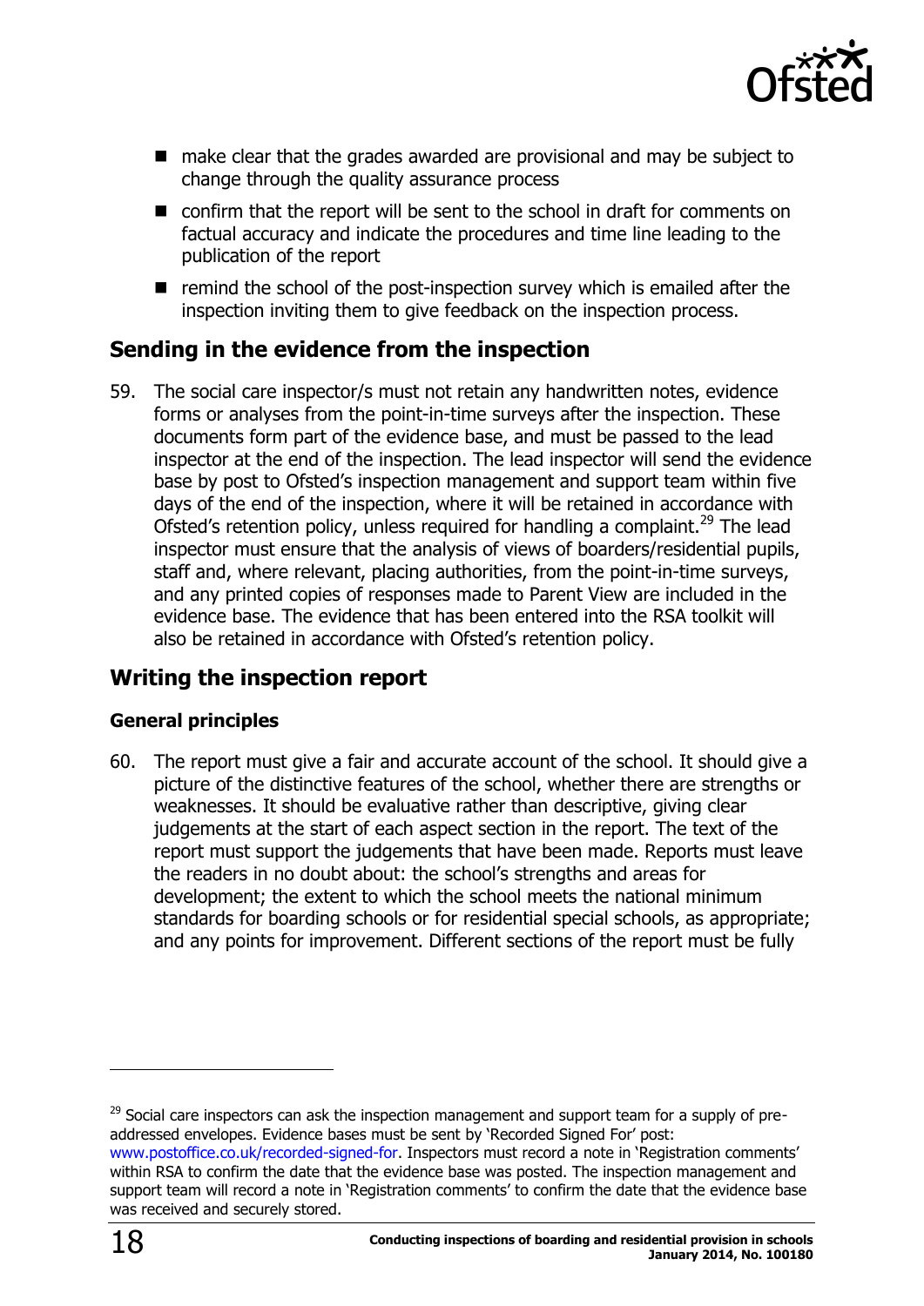- make clear that the grades awarded are provisional and may be subject to change through the quality assurance process
- confirm that the report will be sent to the school in draft for comments on factual accuracy and indicate the procedures and time line leading to the publication of the report
- remind the school of the post-inspection survey which is emailed after the inspection inviting them to give feedback on the inspection process.

## Sending in the evidence from the inspection

59. The social care inspector/s must not retain any handwritten notes, evidence forms or analyses from the point-in-time surveys after the inspection. These documents form part of the evidence base, and must be passed to the lead inspector at the end of the inspection. The lead inspector will send the evidence base by post to Ofsted's inspection management and support team within five days of the end of the inspection, where it will be retained in accordance with Ofsted's retention policy, unless required for handling a complaint.[29] The lead inspector must ensure that the analysis of views of boarders/residential pupils, staff and, where relevant, placing authorities, from the point-in-time surveys, and any printed copies of responses made to Parent View are included in the evidence base. The evidence that has been entered into the RSA toolkit will also be retained in accordance with Ofsted's retention policy.

## Writing the inspection report

### General principles

60. The report must give a fair and accurate account of the school. It should give a picture of the distinctive features of the school, whether there are strengths or weaknesses. It should be evaluative rather than descriptive, giving clear judgements at the start of each aspect section in the report. The text of the report must support the judgements that have been made. Reports must leave the readers in no doubt about: the school's strengths and areas for development; the extent to which the school meets the national minimum standards for boarding schools or for residential special schools, as appropriate; and any points for improvement. Different sections of the report must be fully

[29] Social care inspectors can ask the inspection management and support team for a supply of pre-addressed envelopes. Evidence bases must be sent by 'Recorded Signed For' post: www.postoffice.co.uk/recorded-signed-for. Inspectors must record a note in 'Registration comments' within RSA to confirm the date that the evidence base was posted. The inspection management and support team will record a note in 'Registration comments' to confirm the date that the evidence base was received and securely stored.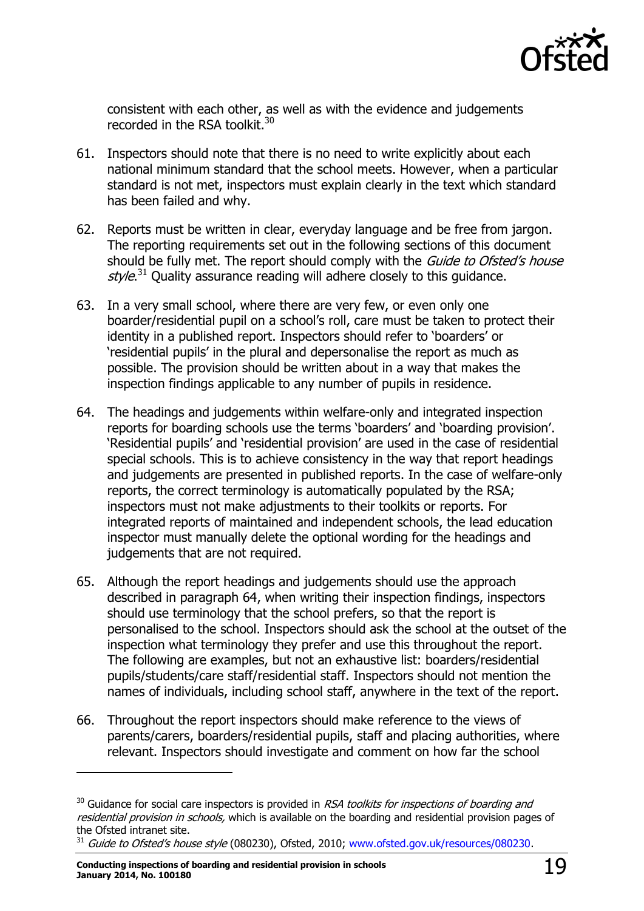consistent with each other, as well as with the evidence and judgements recorded in the RSA toolkit.[30]

61. Inspectors should note that there is no need to write explicitly about each national minimum standard that the school meets. However, when a particular standard is not met, inspectors must explain clearly in the text which standard has been failed and why.

62. Reports must be written in clear, everyday language and be free from jargon. The reporting requirements set out in the following sections of this document should be fully met. The report should comply with the *Guide to Ofsted's house style*.[31] Quality assurance reading will adhere closely to this guidance.

63. In a very small school, where there are very few, or even only one boarder/residential pupil on a school's roll, care must be taken to protect their identity in a published report. Inspectors should refer to 'boarders' or 'residential pupils' in the plural and depersonalise the report as much as possible. The provision should be written about in a way that makes the inspection findings applicable to any number of pupils in residence.

64. The headings and judgements within welfare-only and integrated inspection reports for boarding schools use the terms 'boarders' and 'boarding provision'. 'Residential pupils' and 'residential provision' are used in the case of residential special schools. This is to achieve consistency in the way that report headings and judgements are presented in published reports. In the case of welfare-only reports, the correct terminology is automatically populated by the RSA; inspectors must not make adjustments to their toolkits or reports. For integrated reports of maintained and independent schools, the lead education inspector must manually delete the optional wording for the headings and judgements that are not required.

65. Although the report headings and judgements should use the approach described in paragraph 64, when writing their inspection findings, inspectors should use terminology that the school prefers, so that the report is personalised to the school. Inspectors should ask the school at the outset of the inspection what terminology they prefer and use this throughout the report. The following are examples, but not an exhaustive list: boarders/residential pupils/students/care staff/residential staff. Inspectors should not mention the names of individuals, including school staff, anywhere in the text of the report.

66. Throughout the report inspectors should make reference to the views of parents/carers, boarders/residential pupils, staff and placing authorities, where relevant. Inspectors should investigate and comment on how far the school

---

[30] Guidance for social care inspectors is provided in *RSA toolkits for inspections of boarding and residential provision in schools,* which is available on the boarding and residential provision pages of the Ofsted intranet site.

[31] *Guide to Ofsted's house style* (080230), Ofsted, 2010; www.ofsted.gov.uk/resources/080230.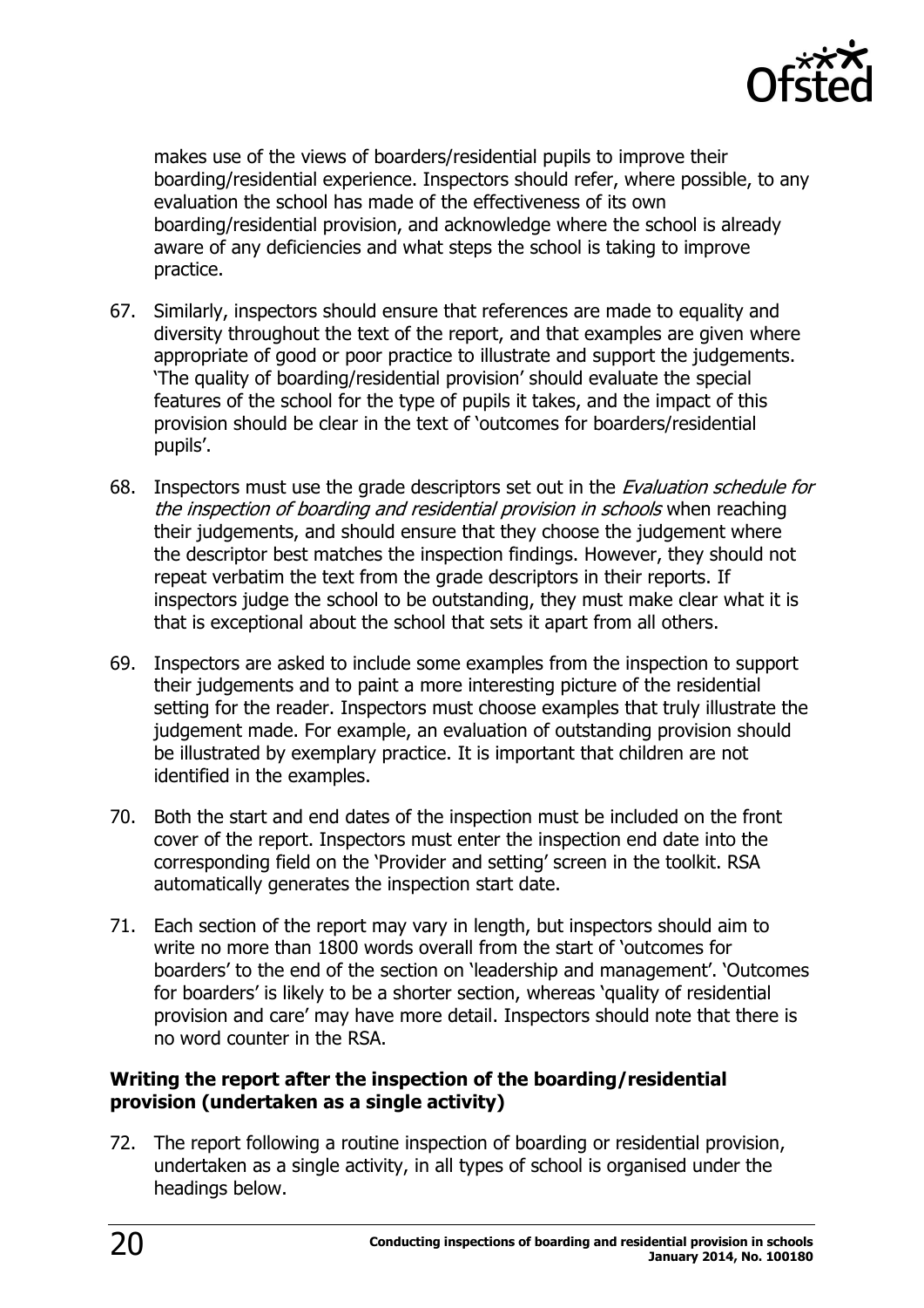makes use of the views of boarders/residential pupils to improve their boarding/residential experience. Inspectors should refer, where possible, to any evaluation the school has made of the effectiveness of its own boarding/residential provision, and acknowledge where the school is already aware of any deficiencies and what steps the school is taking to improve practice.

67. Similarly, inspectors should ensure that references are made to equality and diversity throughout the text of the report, and that examples are given where appropriate of good or poor practice to illustrate and support the judgements. 'The quality of boarding/residential provision' should evaluate the special features of the school for the type of pupils it takes, and the impact of this provision should be clear in the text of 'outcomes for boarders/residential pupils'.

68. Inspectors must use the grade descriptors set out in the *Evaluation schedule for the inspection of boarding and residential provision in schools* when reaching their judgements, and should ensure that they choose the judgement where the descriptor best matches the inspection findings. However, they should not repeat verbatim the text from the grade descriptors in their reports. If inspectors judge the school to be outstanding, they must make clear what it is that is exceptional about the school that sets it apart from all others.

69. Inspectors are asked to include some examples from the inspection to support their judgements and to paint a more interesting picture of the residential setting for the reader. Inspectors must choose examples that truly illustrate the judgement made. For example, an evaluation of outstanding provision should be illustrated by exemplary practice. It is important that children are not identified in the examples.

70. Both the start and end dates of the inspection must be included on the front cover of the report. Inspectors must enter the inspection end date into the corresponding field on the 'Provider and setting' screen in the toolkit. RSA automatically generates the inspection start date.

71. Each section of the report may vary in length, but inspectors should aim to write no more than 1800 words overall from the start of 'outcomes for boarders' to the end of the section on 'leadership and management'. 'Outcomes for boarders' is likely to be a shorter section, whereas 'quality of residential provision and care' may have more detail. Inspectors should note that there is no word counter in the RSA.

### Writing the report after the inspection of the boarding/residential provision (undertaken as a single activity)

72. The report following a routine inspection of boarding or residential provision, undertaken as a single activity, in all types of school is organised under the headings below.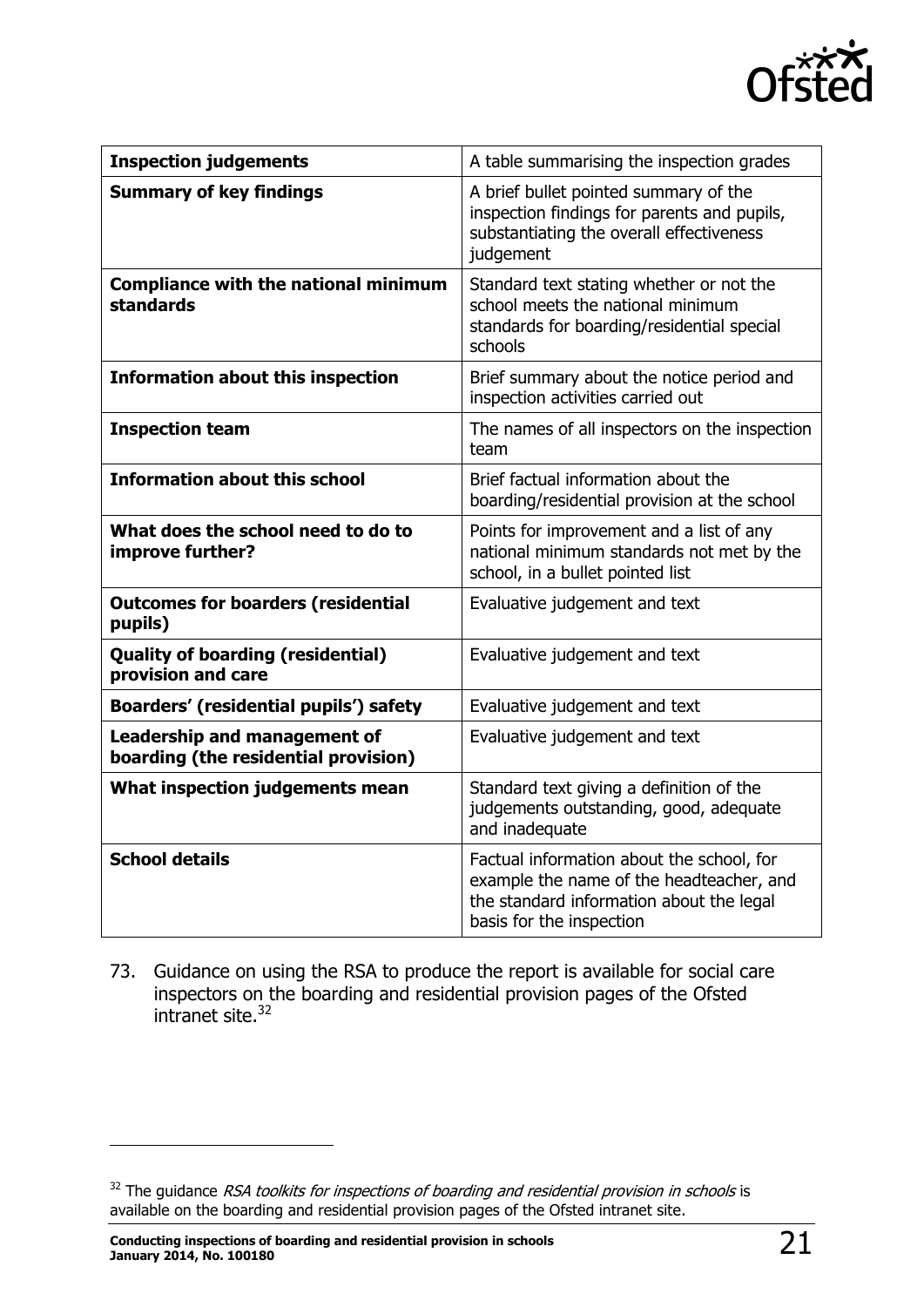| **Inspection judgements** | A table summarising the inspection grades |
|---|---|
| **Summary of key findings** | A brief bullet pointed summary of the inspection findings for parents and pupils, substantiating the overall effectiveness judgement |
| **Compliance with the national minimum standards** | Standard text stating whether or not the school meets the national minimum standards for boarding/residential special schools |
| **Information about this inspection** | Brief summary about the notice period and inspection activities carried out |
| **Inspection team** | The names of all inspectors on the inspection team |
| **Information about this school** | Brief factual information about the boarding/residential provision at the school |
| **What does the school need to do to improve further?** | Points for improvement and a list of any national minimum standards not met by the school, in a bullet pointed list |
| **Outcomes for boarders (residential pupils)** | Evaluative judgement and text |
| **Quality of boarding (residential) provision and care** | Evaluative judgement and text |
| **Boarders' (residential pupils') safety** | Evaluative judgement and text |
| **Leadership and management of boarding (the residential provision)** | Evaluative judgement and text |
| **What inspection judgements mean** | Standard text giving a definition of the judgements outstanding, good, adequate and inadequate |
| **School details** | Factual information about the school, for example the name of the headteacher, and the standard information about the legal basis for the inspection |

73. Guidance on using the RSA to produce the report is available for social care inspectors on the boarding and residential provision pages of the Ofsted intranet site.[32]

[32] The guidance *RSA toolkits for inspections of boarding and residential provision in schools* is available on the boarding and residential provision pages of the Ofsted intranet site.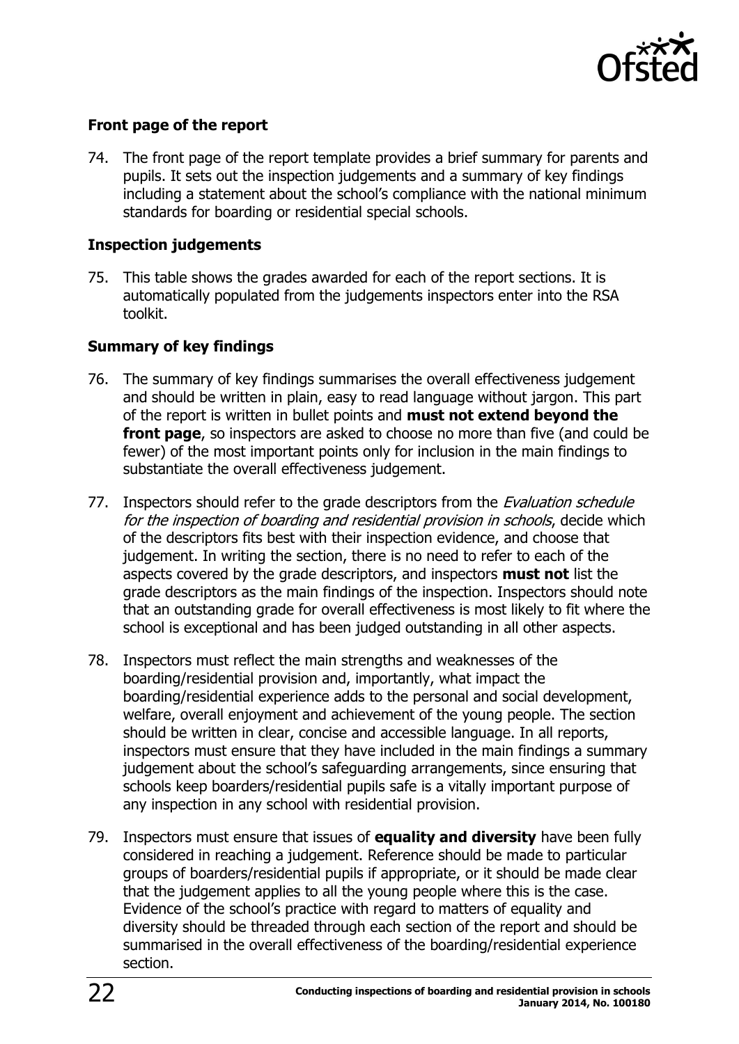### Front page of the report

74. The front page of the report template provides a brief summary for parents and pupils. It sets out the inspection judgements and a summary of key findings including a statement about the school's compliance with the national minimum standards for boarding or residential special schools.

### Inspection judgements

75. This table shows the grades awarded for each of the report sections. It is automatically populated from the judgements inspectors enter into the RSA toolkit.

### Summary of key findings

76. The summary of key findings summarises the overall effectiveness judgement and should be written in plain, easy to read language without jargon. This part of the report is written in bullet points and **must not extend beyond the front page**, so inspectors are asked to choose no more than five (and could be fewer) of the most important points only for inclusion in the main findings to substantiate the overall effectiveness judgement.

77. Inspectors should refer to the grade descriptors from the *Evaluation schedule for the inspection of boarding and residential provision in schools*, decide which of the descriptors fits best with their inspection evidence, and choose that judgement. In writing the section, there is no need to refer to each of the aspects covered by the grade descriptors, and inspectors **must not** list the grade descriptors as the main findings of the inspection. Inspectors should note that an outstanding grade for overall effectiveness is most likely to fit where the school is exceptional and has been judged outstanding in all other aspects.

78. Inspectors must reflect the main strengths and weaknesses of the boarding/residential provision and, importantly, what impact the boarding/residential experience adds to the personal and social development, welfare, overall enjoyment and achievement of the young people. The section should be written in clear, concise and accessible language. In all reports, inspectors must ensure that they have included in the main findings a summary judgement about the school's safeguarding arrangements, since ensuring that schools keep boarders/residential pupils safe is a vitally important purpose of any inspection in any school with residential provision.

79. Inspectors must ensure that issues of **equality and diversity** have been fully considered in reaching a judgement. Reference should be made to particular groups of boarders/residential pupils if appropriate, or it should be made clear that the judgement applies to all the young people where this is the case. Evidence of the school's practice with regard to matters of equality and diversity should be threaded through each section of the report and should be summarised in the overall effectiveness of the boarding/residential experience section.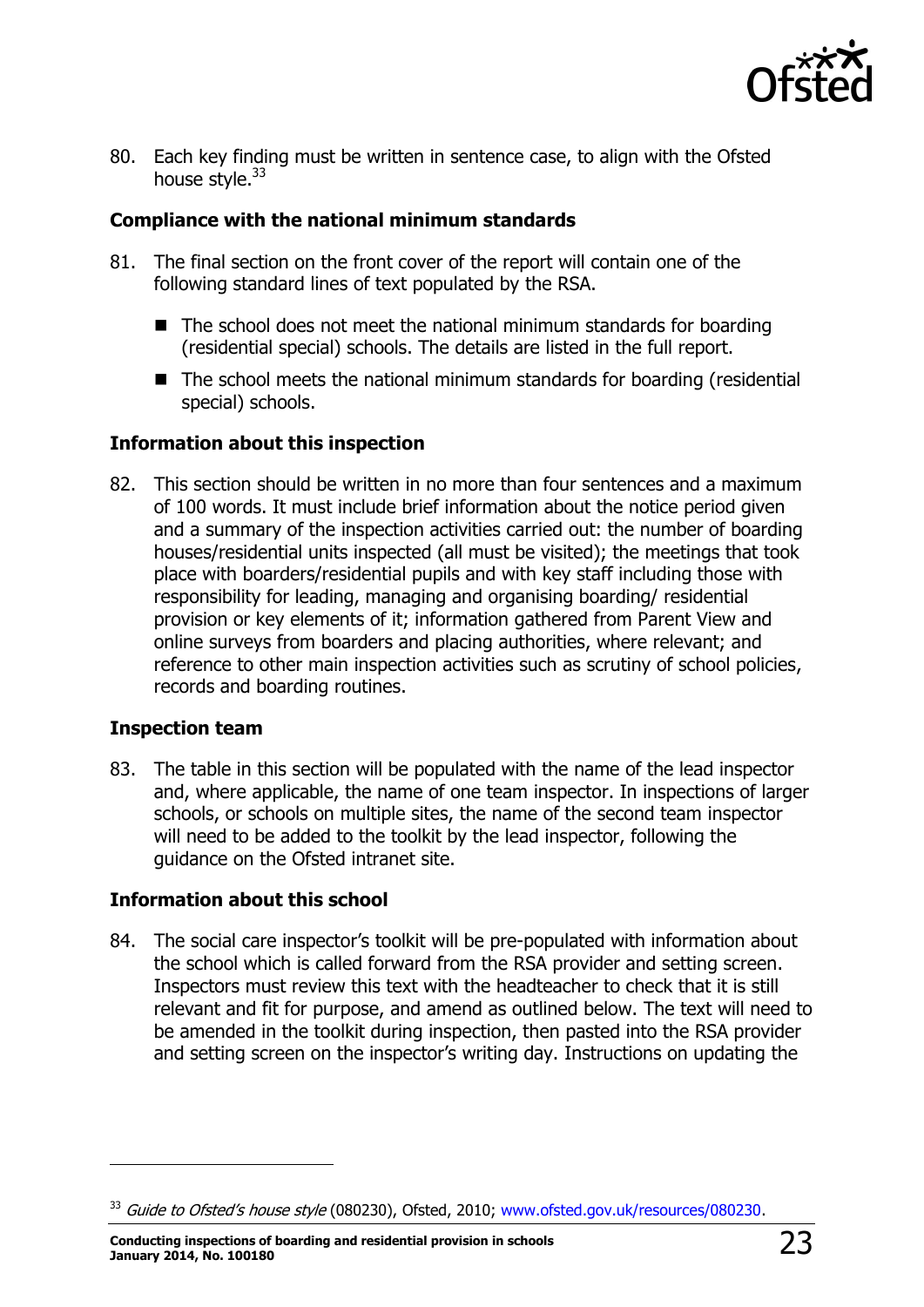80. Each key finding must be written in sentence case, to align with the Ofsted house style.[33]

### Compliance with the national minimum standards

81. The final section on the front cover of the report will contain one of the following standard lines of text populated by the RSA.

    - The school does not meet the national minimum standards for boarding (residential special) schools. The details are listed in the full report.
    - The school meets the national minimum standards for boarding (residential special) schools.

### Information about this inspection

82. This section should be written in no more than four sentences and a maximum of 100 words. It must include brief information about the notice period given and a summary of the inspection activities carried out: the number of boarding houses/residential units inspected (all must be visited); the meetings that took place with boarders/residential pupils and with key staff including those with responsibility for leading, managing and organising boarding/ residential provision or key elements of it; information gathered from Parent View and online surveys from boarders and placing authorities, where relevant; and reference to other main inspection activities such as scrutiny of school policies, records and boarding routines.

### Inspection team

83. The table in this section will be populated with the name of the lead inspector and, where applicable, the name of one team inspector. In inspections of larger schools, or schools on multiple sites, the name of the second team inspector will need to be added to the toolkit by the lead inspector, following the guidance on the Ofsted intranet site.

### Information about this school

84. The social care inspector's toolkit will be pre-populated with information about the school which is called forward from the RSA provider and setting screen. Inspectors must review this text with the headteacher to check that it is still relevant and fit for purpose, and amend as outlined below. The text will need to be amended in the toolkit during inspection, then pasted into the RSA provider and setting screen on the inspector's writing day. Instructions on updating the

---

[33] *Guide to Ofsted's house style* (080230), Ofsted, 2010; www.ofsted.gov.uk/resources/080230.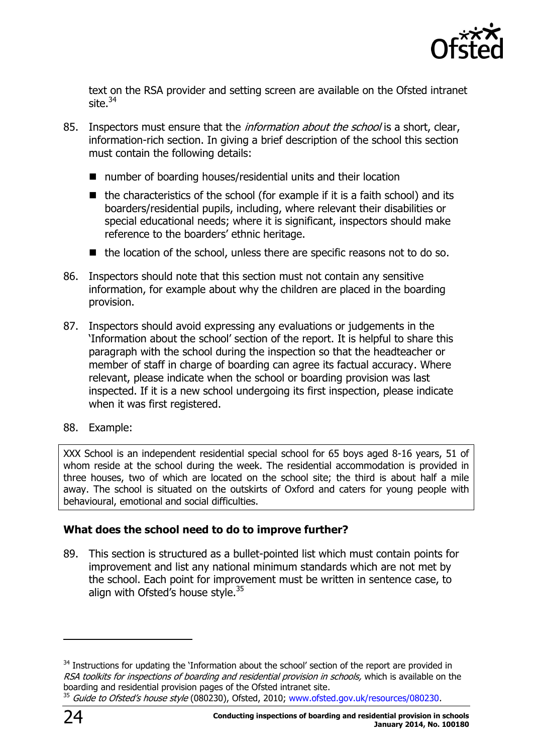text on the RSA provider and setting screen are available on the Ofsted intranet site.[34]

85. Inspectors must ensure that the *information about the school* is a short, clear, information-rich section. In giving a brief description of the school this section must contain the following details:

   - number of boarding houses/residential units and their location
   - the characteristics of the school (for example if it is a faith school) and its boarders/residential pupils, including, where relevant their disabilities or special educational needs; where it is significant, inspectors should make reference to the boarders' ethnic heritage.
   - the location of the school, unless there are specific reasons not to do so.

86. Inspectors should note that this section must not contain any sensitive information, for example about why the children are placed in the boarding provision.

87. Inspectors should avoid expressing any evaluations or judgements in the 'Information about the school' section of the report. It is helpful to share this paragraph with the school during the inspection so that the headteacher or member of staff in charge of boarding can agree its factual accuracy. Where relevant, please indicate when the school or boarding provision was last inspected. If it is a new school undergoing its first inspection, please indicate when it was first registered.

88. Example:

> XXX School is an independent residential special school for 65 boys aged 8-16 years, 51 of whom reside at the school during the week. The residential accommodation is provided in three houses, two of which are located on the school site; the third is about half a mile away. The school is situated on the outskirts of Oxford and caters for young people with behavioural, emotional and social difficulties.

### What does the school need to do to improve further?

89. This section is structured as a bullet-pointed list which must contain points for improvement and list any national minimum standards which are not met by the school. Each point for improvement must be written in sentence case, to align with Ofsted's house style.[35]

---

[34] Instructions for updating the 'Information about the school' section of the report are provided in *RSA toolkits for inspections of boarding and residential provision in schools,* which is available on the boarding and residential provision pages of the Ofsted intranet site.

[35] *Guide to Ofsted's house style* (080230), Ofsted, 2010; www.ofsted.gov.uk/resources/080230.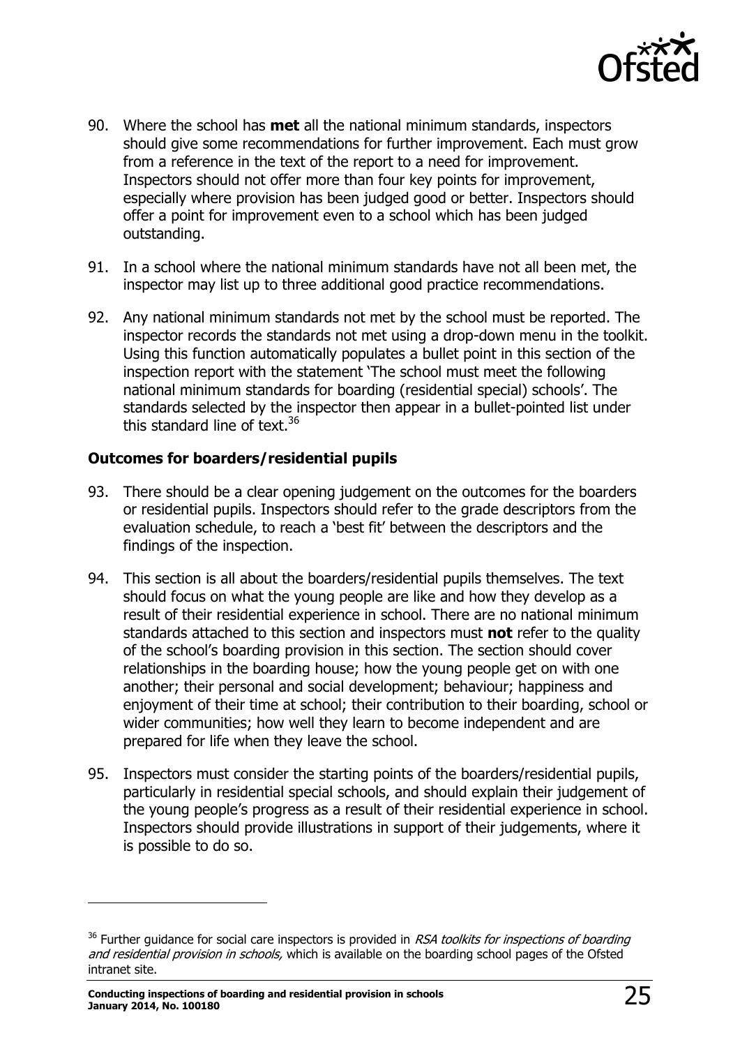90. Where the school has **met** all the national minimum standards, inspectors should give some recommendations for further improvement. Each must grow from a reference in the text of the report to a need for improvement. Inspectors should not offer more than four key points for improvement, especially where provision has been judged good or better. Inspectors should offer a point for improvement even to a school which has been judged outstanding.

91. In a school where the national minimum standards have not all been met, the inspector may list up to three additional good practice recommendations.

92. Any national minimum standards not met by the school must be reported. The inspector records the standards not met using a drop-down menu in the toolkit. Using this function automatically populates a bullet point in this section of the inspection report with the statement 'The school must meet the following national minimum standards for boarding (residential special) schools'. The standards selected by the inspector then appear in a bullet-pointed list under this standard line of text.[36]

### Outcomes for boarders/residential pupils

93. There should be a clear opening judgement on the outcomes for the boarders or residential pupils. Inspectors should refer to the grade descriptors from the evaluation schedule, to reach a 'best fit' between the descriptors and the findings of the inspection.

94. This section is all about the boarders/residential pupils themselves. The text should focus on what the young people are like and how they develop as a result of their residential experience in school. There are no national minimum standards attached to this section and inspectors must **not** refer to the quality of the school's boarding provision in this section. The section should cover relationships in the boarding house; how the young people get on with one another; their personal and social development; behaviour; happiness and enjoyment of their time at school; their contribution to their boarding, school or wider communities; how well they learn to become independent and are prepared for life when they leave the school.

95. Inspectors must consider the starting points of the boarders/residential pupils, particularly in residential special schools, and should explain their judgement of the young people's progress as a result of their residential experience in school. Inspectors should provide illustrations in support of their judgements, where it is possible to do so.

---

[36] Further guidance for social care inspectors is provided in *RSA toolkits for inspections of boarding and residential provision in schools,* which is available on the boarding school pages of the Ofsted intranet site.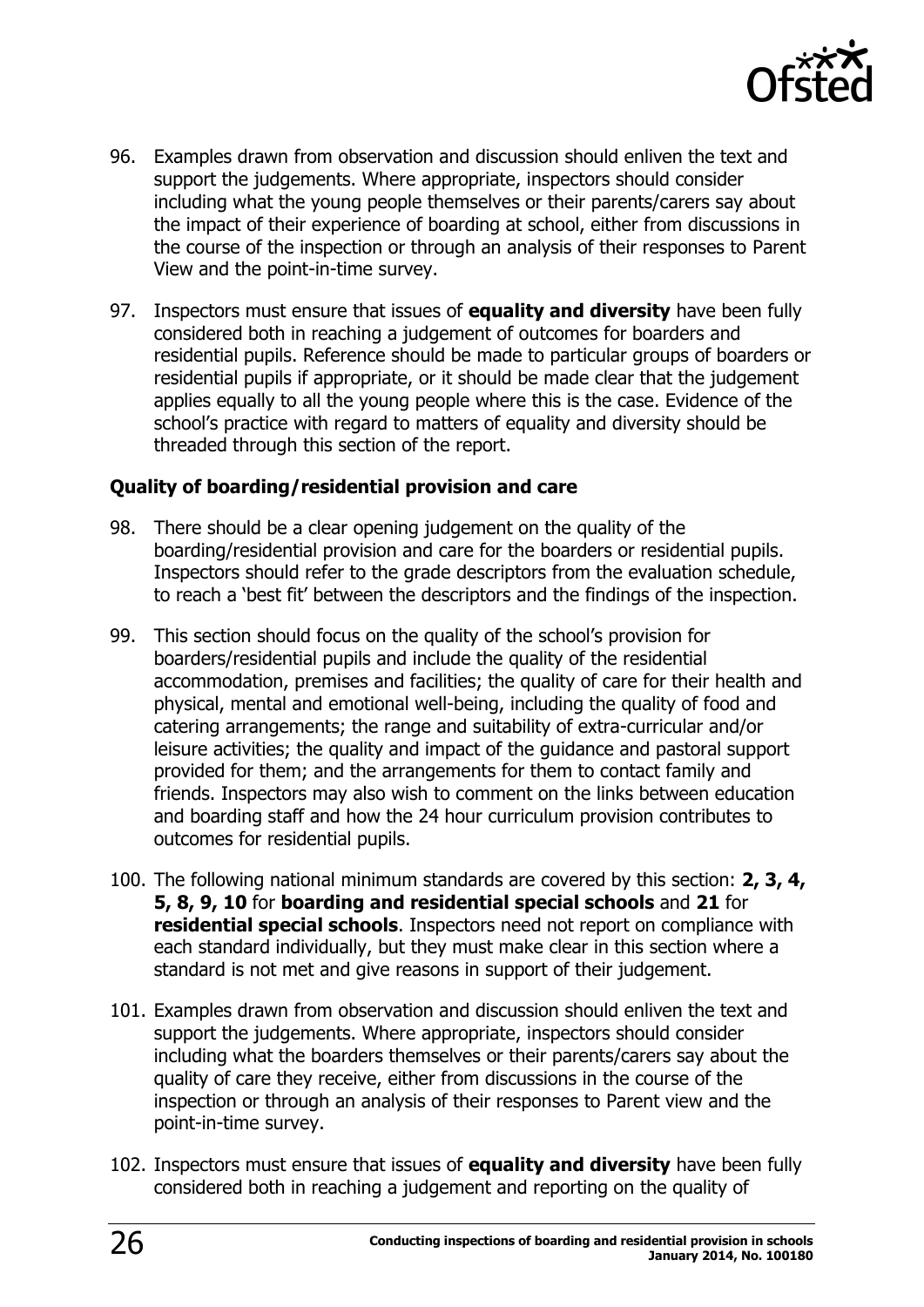96. Examples drawn from observation and discussion should enliven the text and support the judgements. Where appropriate, inspectors should consider including what the young people themselves or their parents/carers say about the impact of their experience of boarding at school, either from discussions in the course of the inspection or through an analysis of their responses to Parent View and the point-in-time survey.

97. Inspectors must ensure that issues of **equality and diversity** have been fully considered both in reaching a judgement of outcomes for boarders and residential pupils. Reference should be made to particular groups of boarders or residential pupils if appropriate, or it should be made clear that the judgement applies equally to all the young people where this is the case. Evidence of the school's practice with regard to matters of equality and diversity should be threaded through this section of the report.

### Quality of boarding/residential provision and care

98. There should be a clear opening judgement on the quality of the boarding/residential provision and care for the boarders or residential pupils. Inspectors should refer to the grade descriptors from the evaluation schedule, to reach a 'best fit' between the descriptors and the findings of the inspection.

99. This section should focus on the quality of the school's provision for boarders/residential pupils and include the quality of the residential accommodation, premises and facilities; the quality of care for their health and physical, mental and emotional well-being, including the quality of food and catering arrangements; the range and suitability of extra-curricular and/or leisure activities; the quality and impact of the guidance and pastoral support provided for them; and the arrangements for them to contact family and friends. Inspectors may also wish to comment on the links between education and boarding staff and how the 24 hour curriculum provision contributes to outcomes for residential pupils.

100. The following national minimum standards are covered by this section: **2, 3, 4, 5, 8, 9, 10** for **boarding and residential special schools** and **21** for **residential special schools**. Inspectors need not report on compliance with each standard individually, but they must make clear in this section where a standard is not met and give reasons in support of their judgement.

101. Examples drawn from observation and discussion should enliven the text and support the judgements. Where appropriate, inspectors should consider including what the boarders themselves or their parents/carers say about the quality of care they receive, either from discussions in the course of the inspection or through an analysis of their responses to Parent view and the point-in-time survey.

102. Inspectors must ensure that issues of **equality and diversity** have been fully considered both in reaching a judgement and reporting on the quality of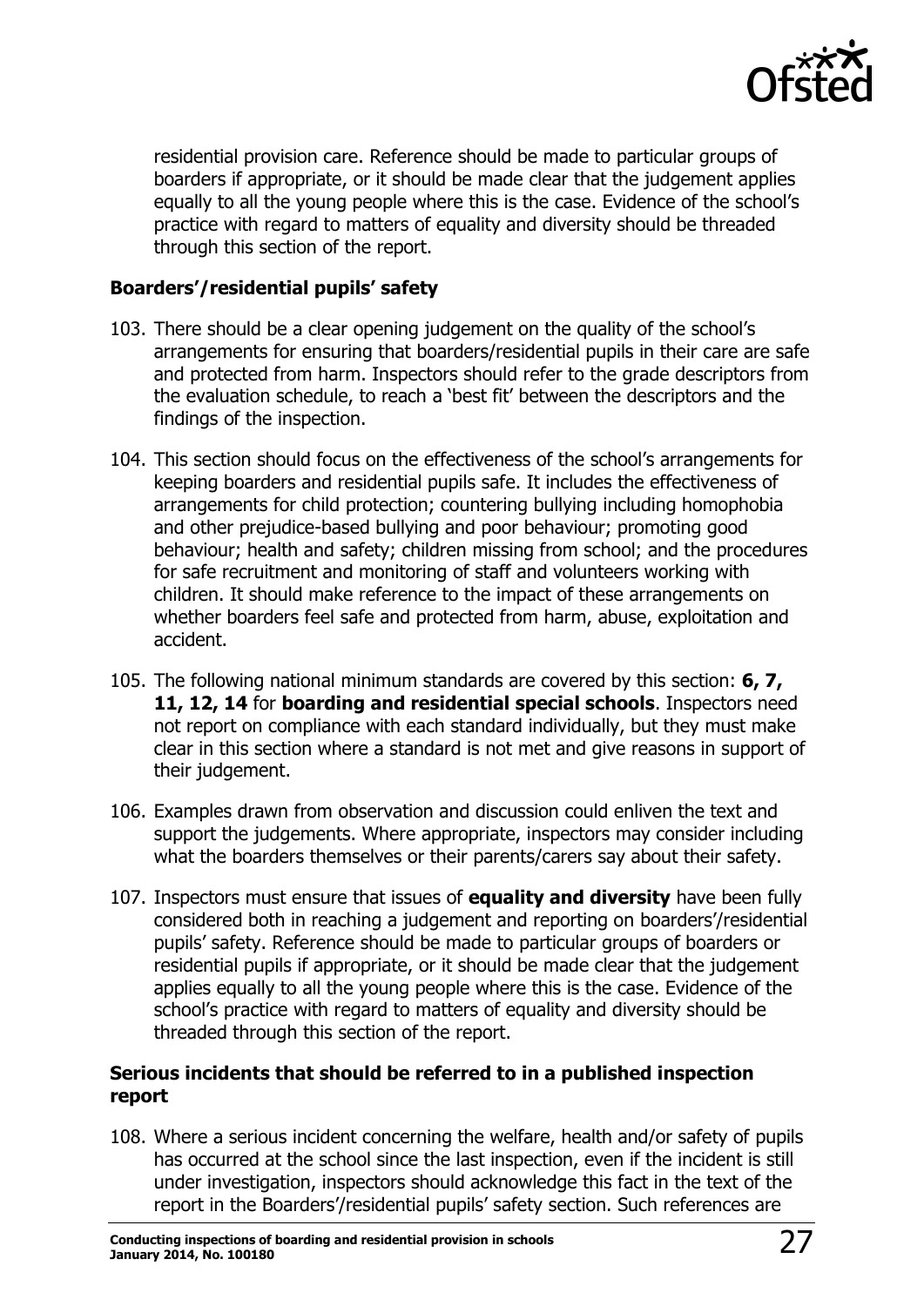residential provision care. Reference should be made to particular groups of boarders if appropriate, or it should be made clear that the judgement applies equally to all the young people where this is the case. Evidence of the school's practice with regard to matters of equality and diversity should be threaded through this section of the report.

**Boarders'/residential pupils' safety**

103. There should be a clear opening judgement on the quality of the school's arrangements for ensuring that boarders/residential pupils in their care are safe and protected from harm. Inspectors should refer to the grade descriptors from the evaluation schedule, to reach a 'best fit' between the descriptors and the findings of the inspection.

104. This section should focus on the effectiveness of the school's arrangements for keeping boarders and residential pupils safe. It includes the effectiveness of arrangements for child protection; countering bullying including homophobia and other prejudice-based bullying and poor behaviour; promoting good behaviour; health and safety; children missing from school; and the procedures for safe recruitment and monitoring of staff and volunteers working with children. It should make reference to the impact of these arrangements on whether boarders feel safe and protected from harm, abuse, exploitation and accident.

105. The following national minimum standards are covered by this section: **6, 7, 11, 12, 14** for **boarding and residential special schools**. Inspectors need not report on compliance with each standard individually, but they must make clear in this section where a standard is not met and give reasons in support of their judgement.

106. Examples drawn from observation and discussion could enliven the text and support the judgements. Where appropriate, inspectors may consider including what the boarders themselves or their parents/carers say about their safety.

107. Inspectors must ensure that issues of **equality and diversity** have been fully considered both in reaching a judgement and reporting on boarders'/residential pupils' safety. Reference should be made to particular groups of boarders or residential pupils if appropriate, or it should be made clear that the judgement applies equally to all the young people where this is the case. Evidence of the school's practice with regard to matters of equality and diversity should be threaded through this section of the report.

**Serious incidents that should be referred to in a published inspection report**

108. Where a serious incident concerning the welfare, health and/or safety of pupils has occurred at the school since the last inspection, even if the incident is still under investigation, inspectors should acknowledge this fact in the text of the report in the Boarders'/residential pupils' safety section. Such references are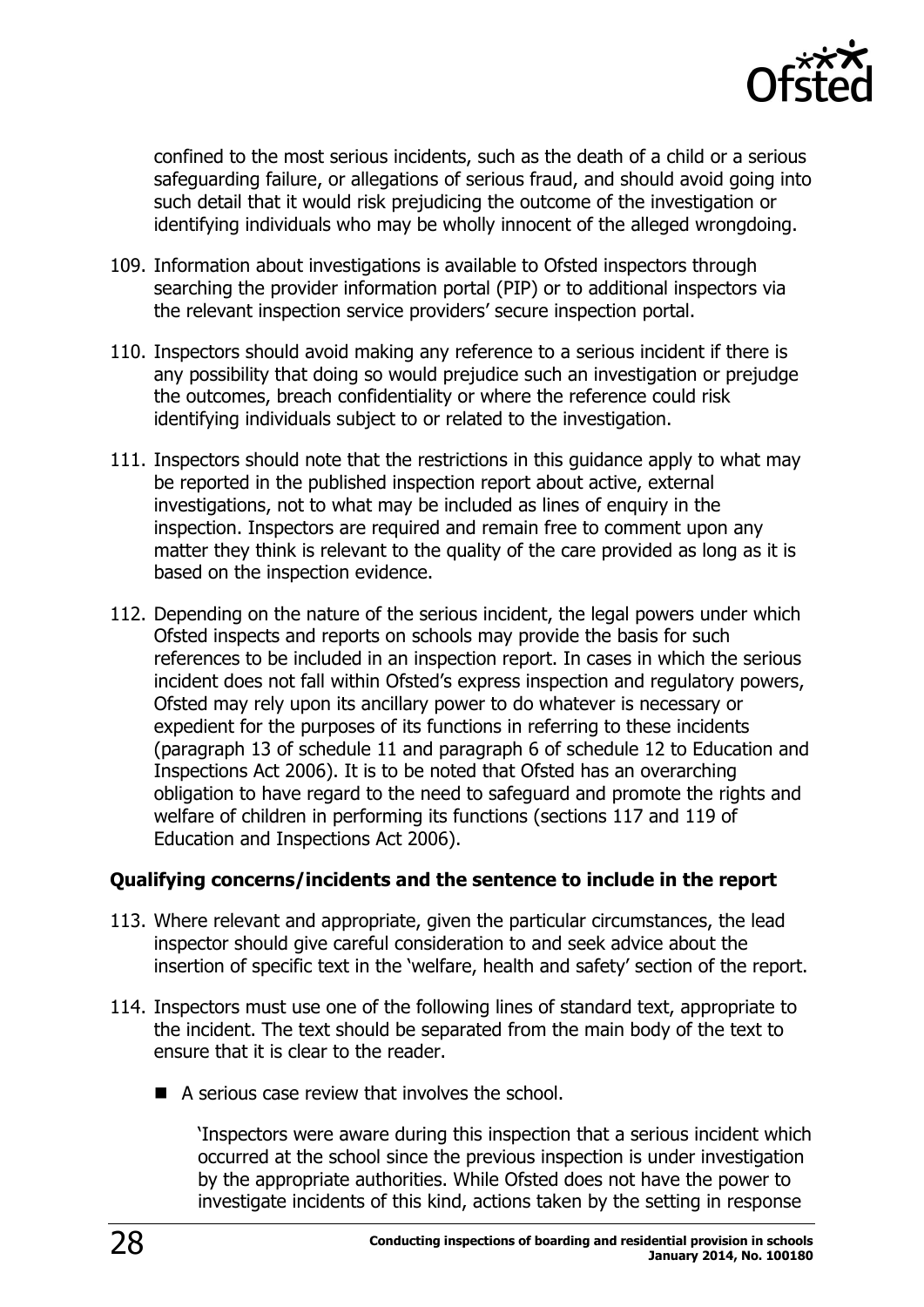confined to the most serious incidents, such as the death of a child or a serious safeguarding failure, or allegations of serious fraud, and should avoid going into such detail that it would risk prejudicing the outcome of the investigation or identifying individuals who may be wholly innocent of the alleged wrongdoing.

109. Information about investigations is available to Ofsted inspectors through searching the provider information portal (PIP) or to additional inspectors via the relevant inspection service providers' secure inspection portal.

110. Inspectors should avoid making any reference to a serious incident if there is any possibility that doing so would prejudice such an investigation or prejudge the outcomes, breach confidentiality or where the reference could risk identifying individuals subject to or related to the investigation.

111. Inspectors should note that the restrictions in this guidance apply to what may be reported in the published inspection report about active, external investigations, not to what may be included as lines of enquiry in the inspection. Inspectors are required and remain free to comment upon any matter they think is relevant to the quality of the care provided as long as it is based on the inspection evidence.

112. Depending on the nature of the serious incident, the legal powers under which Ofsted inspects and reports on schools may provide the basis for such references to be included in an inspection report. In cases in which the serious incident does not fall within Ofsted's express inspection and regulatory powers, Ofsted may rely upon its ancillary power to do whatever is necessary or expedient for the purposes of its functions in referring to these incidents (paragraph 13 of schedule 11 and paragraph 6 of schedule 12 to Education and Inspections Act 2006). It is to be noted that Ofsted has an overarching obligation to have regard to the need to safeguard and promote the rights and welfare of children in performing its functions (sections 117 and 119 of Education and Inspections Act 2006).

### Qualifying concerns/incidents and the sentence to include in the report

113. Where relevant and appropriate, given the particular circumstances, the lead inspector should give careful consideration to and seek advice about the insertion of specific text in the 'welfare, health and safety' section of the report.

114. Inspectors must use one of the following lines of standard text, appropriate to the incident. The text should be separated from the main body of the text to ensure that it is clear to the reader.

- A serious case review that involves the school.

  'Inspectors were aware during this inspection that a serious incident which occurred at the school since the previous inspection is under investigation by the appropriate authorities. While Ofsted does not have the power to investigate incidents of this kind, actions taken by the setting in response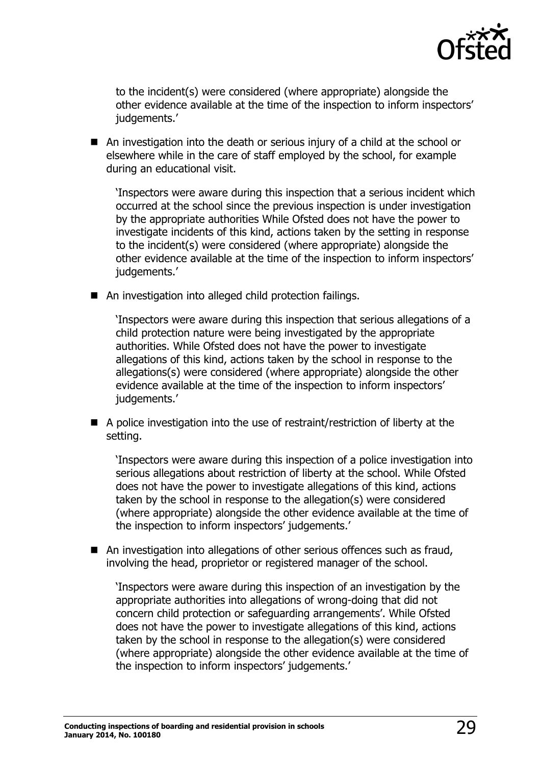to the incident(s) were considered (where appropriate) alongside the other evidence available at the time of the inspection to inform inspectors' judgements.'

- An investigation into the death or serious injury of a child at the school or elsewhere while in the care of staff employed by the school, for example during an educational visit.

  'Inspectors were aware during this inspection that a serious incident which occurred at the school since the previous inspection is under investigation by the appropriate authorities While Ofsted does not have the power to investigate incidents of this kind, actions taken by the setting in response to the incident(s) were considered (where appropriate) alongside the other evidence available at the time of the inspection to inform inspectors' judgements.'

- An investigation into alleged child protection failings.

  'Inspectors were aware during this inspection that serious allegations of a child protection nature were being investigated by the appropriate authorities. While Ofsted does not have the power to investigate allegations of this kind, actions taken by the school in response to the allegations(s) were considered (where appropriate) alongside the other evidence available at the time of the inspection to inform inspectors' judgements.'

- A police investigation into the use of restraint/restriction of liberty at the setting.

  'Inspectors were aware during this inspection of a police investigation into serious allegations about restriction of liberty at the school. While Ofsted does not have the power to investigate allegations of this kind, actions taken by the school in response to the allegation(s) were considered (where appropriate) alongside the other evidence available at the time of the inspection to inform inspectors' judgements.'

- An investigation into allegations of other serious offences such as fraud, involving the head, proprietor or registered manager of the school.

  'Inspectors were aware during this inspection of an investigation by the appropriate authorities into allegations of wrong-doing that did not concern child protection or safeguarding arrangements'. While Ofsted does not have the power to investigate allegations of this kind, actions taken by the school in response to the allegation(s) were considered (where appropriate) alongside the other evidence available at the time of the inspection to inform inspectors' judgements.'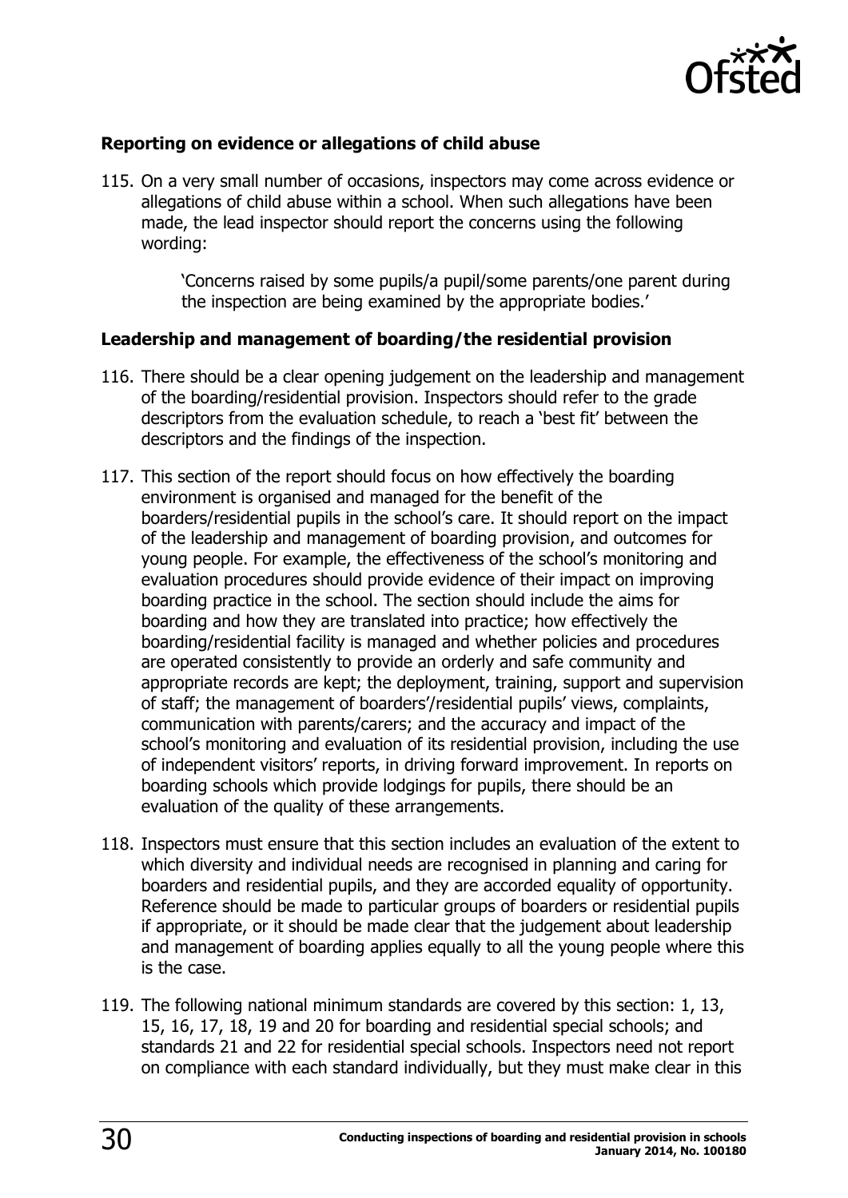### Reporting on evidence or allegations of child abuse

115. On a very small number of occasions, inspectors may come across evidence or allegations of child abuse within a school. When such allegations have been made, the lead inspector should report the concerns using the following wording:

> 'Concerns raised by some pupils/a pupil/some parents/one parent during the inspection are being examined by the appropriate bodies.'

### Leadership and management of boarding/the residential provision

116. There should be a clear opening judgement on the leadership and management of the boarding/residential provision. Inspectors should refer to the grade descriptors from the evaluation schedule, to reach a 'best fit' between the descriptors and the findings of the inspection.

117. This section of the report should focus on how effectively the boarding environment is organised and managed for the benefit of the boarders/residential pupils in the school's care. It should report on the impact of the leadership and management of boarding provision, and outcomes for young people. For example, the effectiveness of the school's monitoring and evaluation procedures should provide evidence of their impact on improving boarding practice in the school. The section should include the aims for boarding and how they are translated into practice; how effectively the boarding/residential facility is managed and whether policies and procedures are operated consistently to provide an orderly and safe community and appropriate records are kept; the deployment, training, support and supervision of staff; the management of boarders'/residential pupils' views, complaints, communication with parents/carers; and the accuracy and impact of the school's monitoring and evaluation of its residential provision, including the use of independent visitors' reports, in driving forward improvement. In reports on boarding schools which provide lodgings for pupils, there should be an evaluation of the quality of these arrangements.

118. Inspectors must ensure that this section includes an evaluation of the extent to which diversity and individual needs are recognised in planning and caring for boarders and residential pupils, and they are accorded equality of opportunity. Reference should be made to particular groups of boarders or residential pupils if appropriate, or it should be made clear that the judgement about leadership and management of boarding applies equally to all the young people where this is the case.

119. The following national minimum standards are covered by this section: 1, 13, 15, 16, 17, 18, 19 and 20 for boarding and residential special schools; and standards 21 and 22 for residential special schools. Inspectors need not report on compliance with each standard individually, but they must make clear in this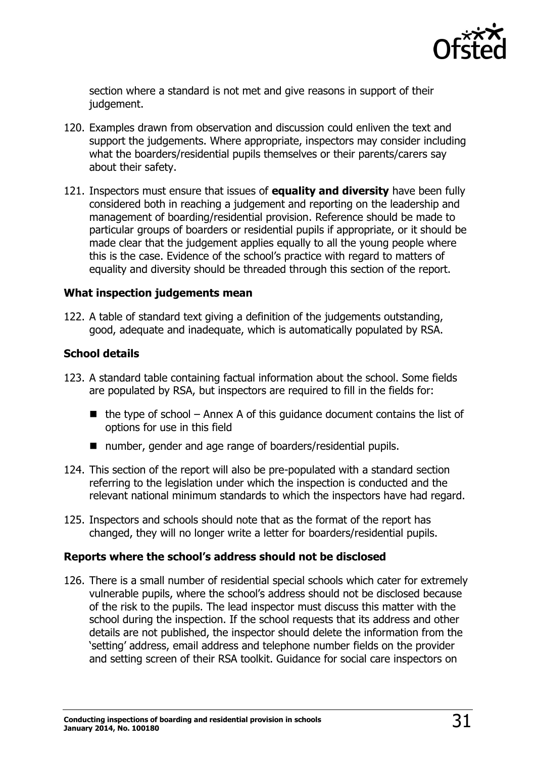section where a standard is not met and give reasons in support of their judgement.

120. Examples drawn from observation and discussion could enliven the text and support the judgements. Where appropriate, inspectors may consider including what the boarders/residential pupils themselves or their parents/carers say about their safety.

121. Inspectors must ensure that issues of **equality and diversity** have been fully considered both in reaching a judgement and reporting on the leadership and management of boarding/residential provision. Reference should be made to particular groups of boarders or residential pupils if appropriate, or it should be made clear that the judgement applies equally to all the young people where this is the case. Evidence of the school's practice with regard to matters of equality and diversity should be threaded through this section of the report.

### What inspection judgements mean

122. A table of standard text giving a definition of the judgements outstanding, good, adequate and inadequate, which is automatically populated by RSA.

### School details

123. A standard table containing factual information about the school. Some fields are populated by RSA, but inspectors are required to fill in the fields for:

- the type of school – Annex A of this guidance document contains the list of options for use in this field
- number, gender and age range of boarders/residential pupils.

124. This section of the report will also be pre-populated with a standard section referring to the legislation under which the inspection is conducted and the relevant national minimum standards to which the inspectors have had regard.

125. Inspectors and schools should note that as the format of the report has changed, they will no longer write a letter for boarders/residential pupils.

### Reports where the school's address should not be disclosed

126. There is a small number of residential special schools which cater for extremely vulnerable pupils, where the school's address should not be disclosed because of the risk to the pupils. The lead inspector must discuss this matter with the school during the inspection. If the school requests that its address and other details are not published, the inspector should delete the information from the 'setting' address, email address and telephone number fields on the provider and setting screen of their RSA toolkit. Guidance for social care inspectors on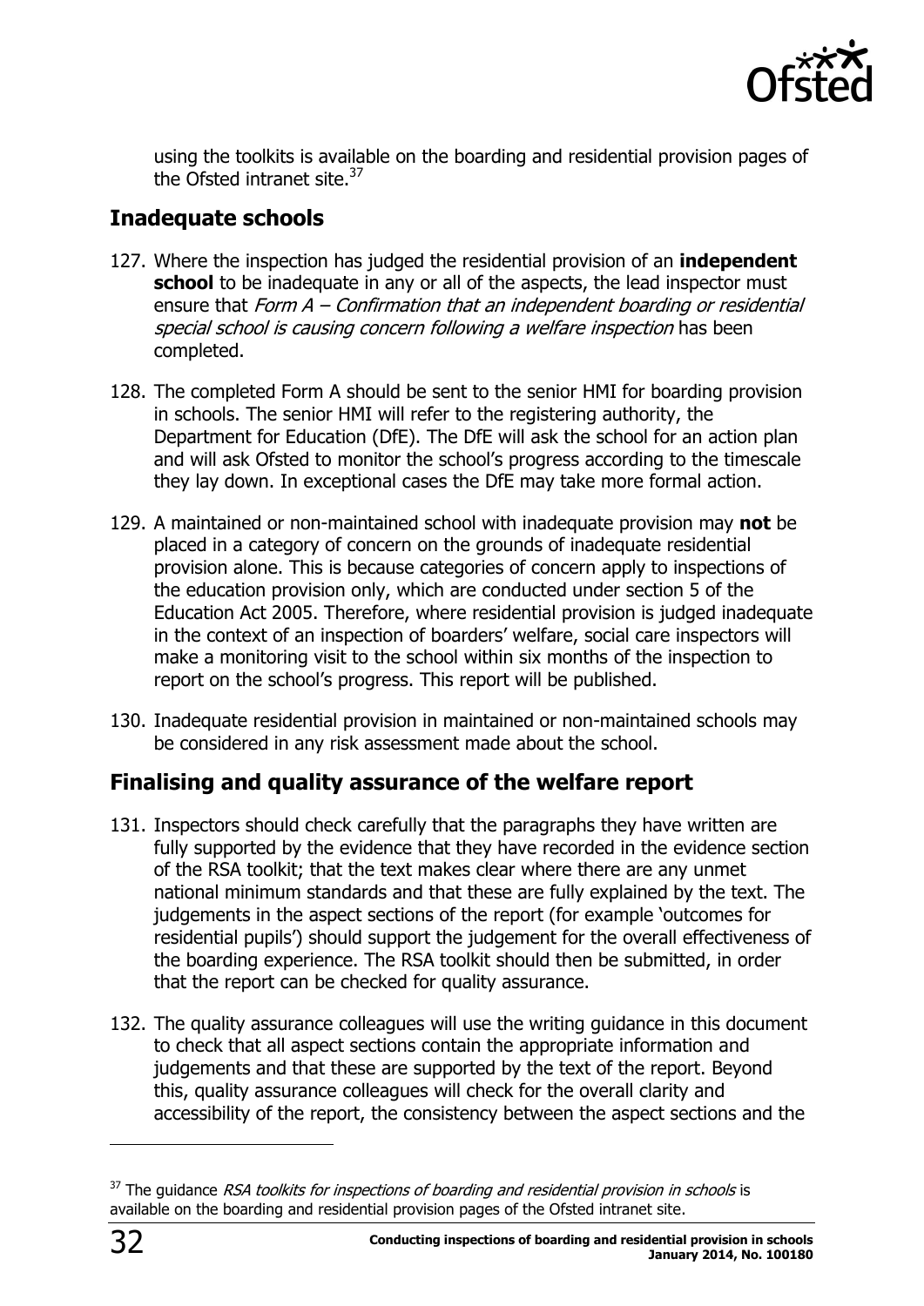using the toolkits is available on the boarding and residential provision pages of the Ofsted intranet site.[37]

## Inadequate schools

127. Where the inspection has judged the residential provision of an **independent school** to be inadequate in any or all of the aspects, the lead inspector must ensure that *Form A – Confirmation that an independent boarding or residential special school is causing concern following a welfare inspection* has been completed.

128. The completed Form A should be sent to the senior HMI for boarding provision in schools. The senior HMI will refer to the registering authority, the Department for Education (DfE). The DfE will ask the school for an action plan and will ask Ofsted to monitor the school's progress according to the timescale they lay down. In exceptional cases the DfE may take more formal action.

129. A maintained or non-maintained school with inadequate provision may **not** be placed in a category of concern on the grounds of inadequate residential provision alone. This is because categories of concern apply to inspections of the education provision only, which are conducted under section 5 of the Education Act 2005. Therefore, where residential provision is judged inadequate in the context of an inspection of boarders' welfare, social care inspectors will make a monitoring visit to the school within six months of the inspection to report on the school's progress. This report will be published.

130. Inadequate residential provision in maintained or non-maintained schools may be considered in any risk assessment made about the school.

## Finalising and quality assurance of the welfare report

131. Inspectors should check carefully that the paragraphs they have written are fully supported by the evidence that they have recorded in the evidence section of the RSA toolkit; that the text makes clear where there are any unmet national minimum standards and that these are fully explained by the text. The judgements in the aspect sections of the report (for example 'outcomes for residential pupils') should support the judgement for the overall effectiveness of the boarding experience. The RSA toolkit should then be submitted, in order that the report can be checked for quality assurance.

132. The quality assurance colleagues will use the writing guidance in this document to check that all aspect sections contain the appropriate information and judgements and that these are supported by the text of the report. Beyond this, quality assurance colleagues will check for the overall clarity and accessibility of the report, the consistency between the aspect sections and the

---

[37] The guidance *RSA toolkits for inspections of boarding and residential provision in schools* is available on the boarding and residential provision pages of the Ofsted intranet site.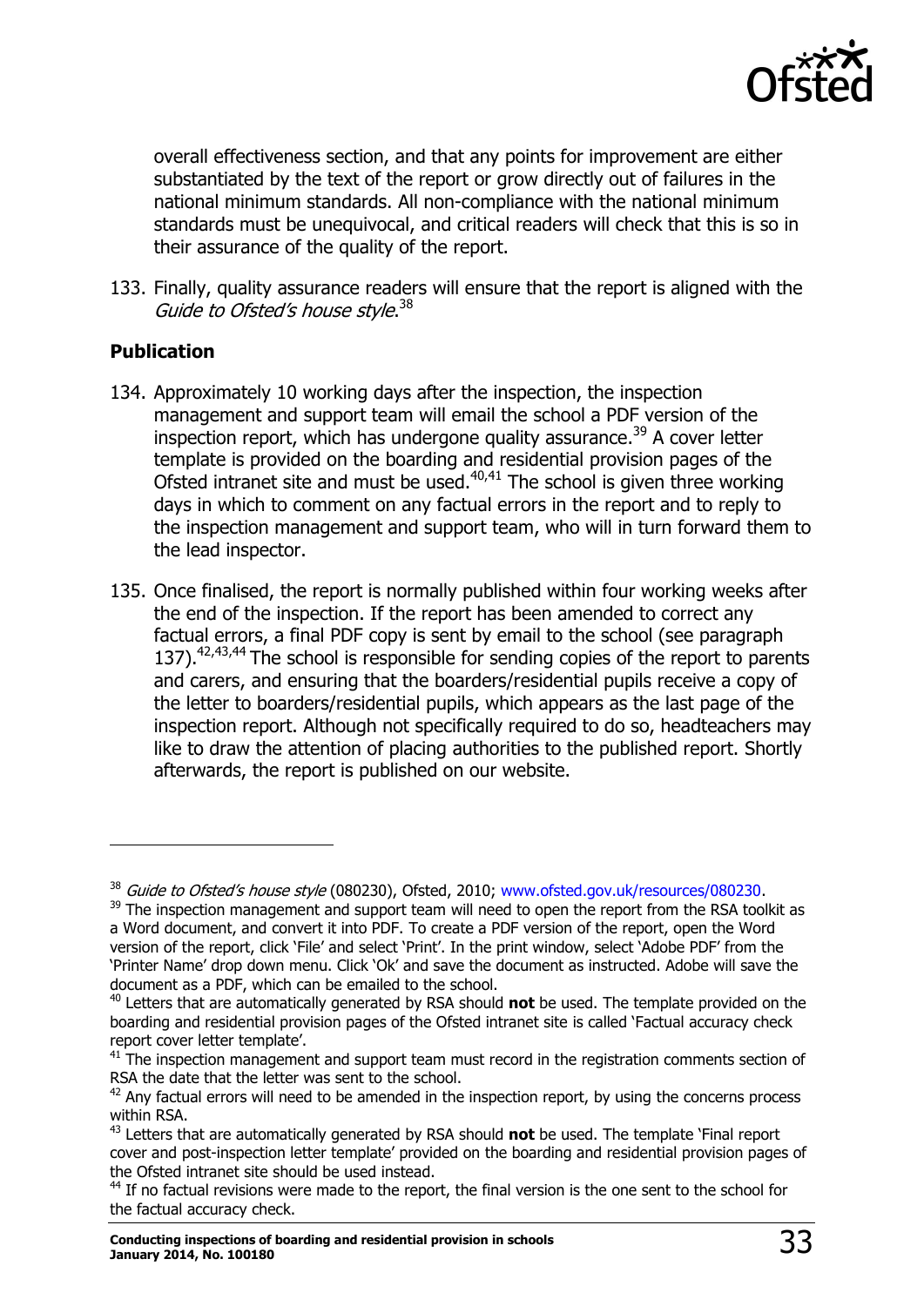overall effectiveness section, and that any points for improvement are either substantiated by the text of the report or grow directly out of failures in the national minimum standards. All non-compliance with the national minimum standards must be unequivocal, and critical readers will check that this is so in their assurance of the quality of the report.

133. Finally, quality assurance readers will ensure that the report is aligned with the *Guide to Ofsted's house style*.[38]

**Publication**

134. Approximately 10 working days after the inspection, the inspection management and support team will email the school a PDF version of the inspection report, which has undergone quality assurance.[39] A cover letter template is provided on the boarding and residential provision pages of the Ofsted intranet site and must be used.[40,41] The school is given three working days in which to comment on any factual errors in the report and to reply to the inspection management and support team, who will in turn forward them to the lead inspector.

135. Once finalised, the report is normally published within four working weeks after the end of the inspection. If the report has been amended to correct any factual errors, a final PDF copy is sent by email to the school (see paragraph 137).[42,43,44] The school is responsible for sending copies of the report to parents and carers, and ensuring that the boarders/residential pupils receive a copy of the letter to boarders/residential pupils, which appears as the last page of the inspection report. Although not specifically required to do so, headteachers may like to draw the attention of placing authorities to the published report. Shortly afterwards, the report is published on our website.

---

[38] *Guide to Ofsted's house style* (080230), Ofsted, 2010; www.ofsted.gov.uk/resources/080230.

[39] The inspection management and support team will need to open the report from the RSA toolkit as a Word document, and convert it into PDF. To create a PDF version of the report, open the Word version of the report, click 'File' and select 'Print'. In the print window, select 'Adobe PDF' from the 'Printer Name' drop down menu. Click 'Ok' and save the document as instructed. Adobe will save the document as a PDF, which can be emailed to the school.

[40] Letters that are automatically generated by RSA should **not** be used. The template provided on the boarding and residential provision pages of the Ofsted intranet site is called 'Factual accuracy check report cover letter template'.

[41] The inspection management and support team must record in the registration comments section of RSA the date that the letter was sent to the school.

[42] Any factual errors will need to be amended in the inspection report, by using the concerns process within RSA.

[43] Letters that are automatically generated by RSA should **not** be used. The template 'Final report cover and post-inspection letter template' provided on the boarding and residential provision pages of the Ofsted intranet site should be used instead.

[44] If no factual revisions were made to the report, the final version is the one sent to the school for the factual accuracy check.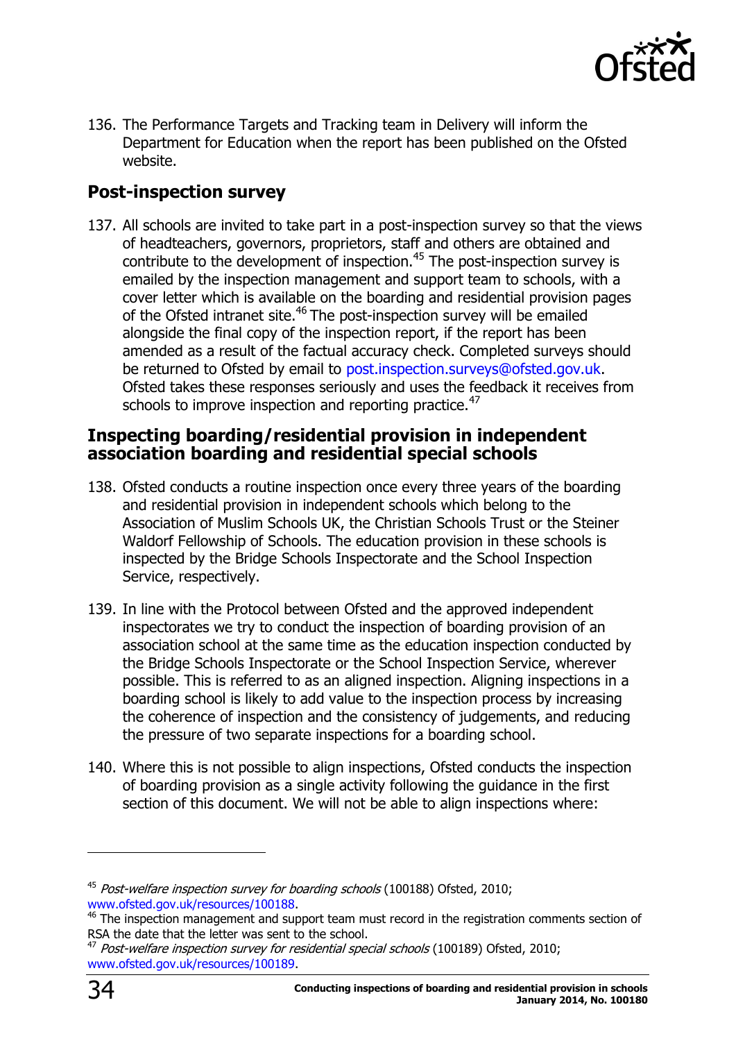136. The Performance Targets and Tracking team in Delivery will inform the Department for Education when the report has been published on the Ofsted website.

## Post-inspection survey

137. All schools are invited to take part in a post-inspection survey so that the views of headteachers, governors, proprietors, staff and others are obtained and contribute to the development of inspection.[45] The post-inspection survey is emailed by the inspection management and support team to schools, with a cover letter which is available on the boarding and residential provision pages of the Ofsted intranet site.[46] The post-inspection survey will be emailed alongside the final copy of the inspection report, if the report has been amended as a result of the factual accuracy check. Completed surveys should be returned to Ofsted by email to post.inspection.surveys@ofsted.gov.uk. Ofsted takes these responses seriously and uses the feedback it receives from schools to improve inspection and reporting practice.[47]

## Inspecting boarding/residential provision in independent association boarding and residential special schools

138. Ofsted conducts a routine inspection once every three years of the boarding and residential provision in independent schools which belong to the Association of Muslim Schools UK, the Christian Schools Trust or the Steiner Waldorf Fellowship of Schools. The education provision in these schools is inspected by the Bridge Schools Inspectorate and the School Inspection Service, respectively.

139. In line with the Protocol between Ofsted and the approved independent inspectorates we try to conduct the inspection of boarding provision of an association school at the same time as the education inspection conducted by the Bridge Schools Inspectorate or the School Inspection Service, wherever possible. This is referred to as an aligned inspection. Aligning inspections in a boarding school is likely to add value to the inspection process by increasing the coherence of inspection and the consistency of judgements, and reducing the pressure of two separate inspections for a boarding school.

140. Where this is not possible to align inspections, Ofsted conducts the inspection of boarding provision as a single activity following the guidance in the first section of this document. We will not be able to align inspections where:

---

[45] *Post-welfare inspection survey for boarding schools* (100188) Ofsted, 2010; www.ofsted.gov.uk/resources/100188.

[46] The inspection management and support team must record in the registration comments section of RSA the date that the letter was sent to the school.

[47] *Post-welfare inspection survey for residential special schools* (100189) Ofsted, 2010; www.ofsted.gov.uk/resources/100189.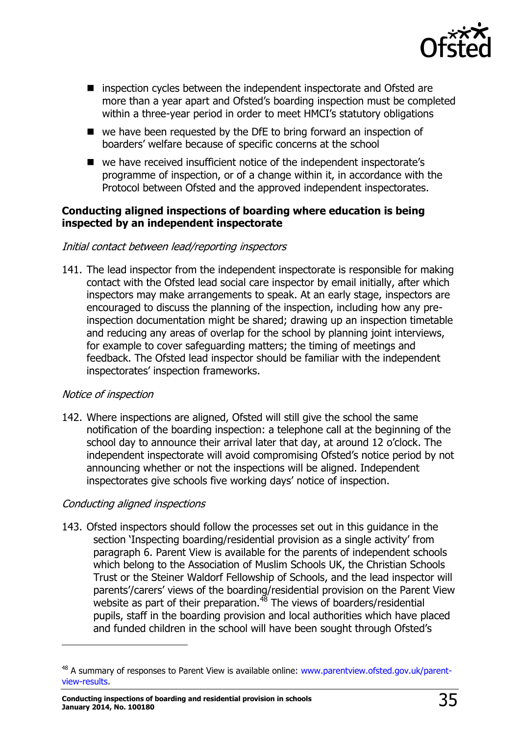- inspection cycles between the independent inspectorate and Ofsted are more than a year apart and Ofsted's boarding inspection must be completed within a three-year period in order to meet HMCI's statutory obligations
- we have been requested by the DfE to bring forward an inspection of boarders' welfare because of specific concerns at the school
- we have received insufficient notice of the independent inspectorate's programme of inspection, or of a change within it, in accordance with the Protocol between Ofsted and the approved independent inspectorates.

**Conducting aligned inspections of boarding where education is being inspected by an independent inspectorate**

*Initial contact between lead/reporting inspectors*

141. The lead inspector from the independent inspectorate is responsible for making contact with the Ofsted lead social care inspector by email initially, after which inspectors may make arrangements to speak. At an early stage, inspectors are encouraged to discuss the planning of the inspection, including how any pre-inspection documentation might be shared; drawing up an inspection timetable and reducing any areas of overlap for the school by planning joint interviews, for example to cover safeguarding matters; the timing of meetings and feedback. The Ofsted lead inspector should be familiar with the independent inspectorates' inspection frameworks.

*Notice of inspection*

142. Where inspections are aligned, Ofsted will still give the school the same notification of the boarding inspection: a telephone call at the beginning of the school day to announce their arrival later that day, at around 12 o'clock. The independent inspectorate will avoid compromising Ofsted's notice period by not announcing whether or not the inspections will be aligned. Independent inspectorates give schools five working days' notice of inspection.

*Conducting aligned inspections*

143. Ofsted inspectors should follow the processes set out in this guidance in the section 'Inspecting boarding/residential provision as a single activity' from paragraph 6. Parent View is available for the parents of independent schools which belong to the Association of Muslim Schools UK, the Christian Schools Trust or the Steiner Waldorf Fellowship of Schools, and the lead inspector will parents'/carers' views of the boarding/residential provision on the Parent View website as part of their preparation.[48] The views of boarders/residential pupils, staff in the boarding provision and local authorities which have placed and funded children in the school will have been sought through Ofsted's

[48] A summary of responses to Parent View is available online: www.parentview.ofsted.gov.uk/parent-view-results.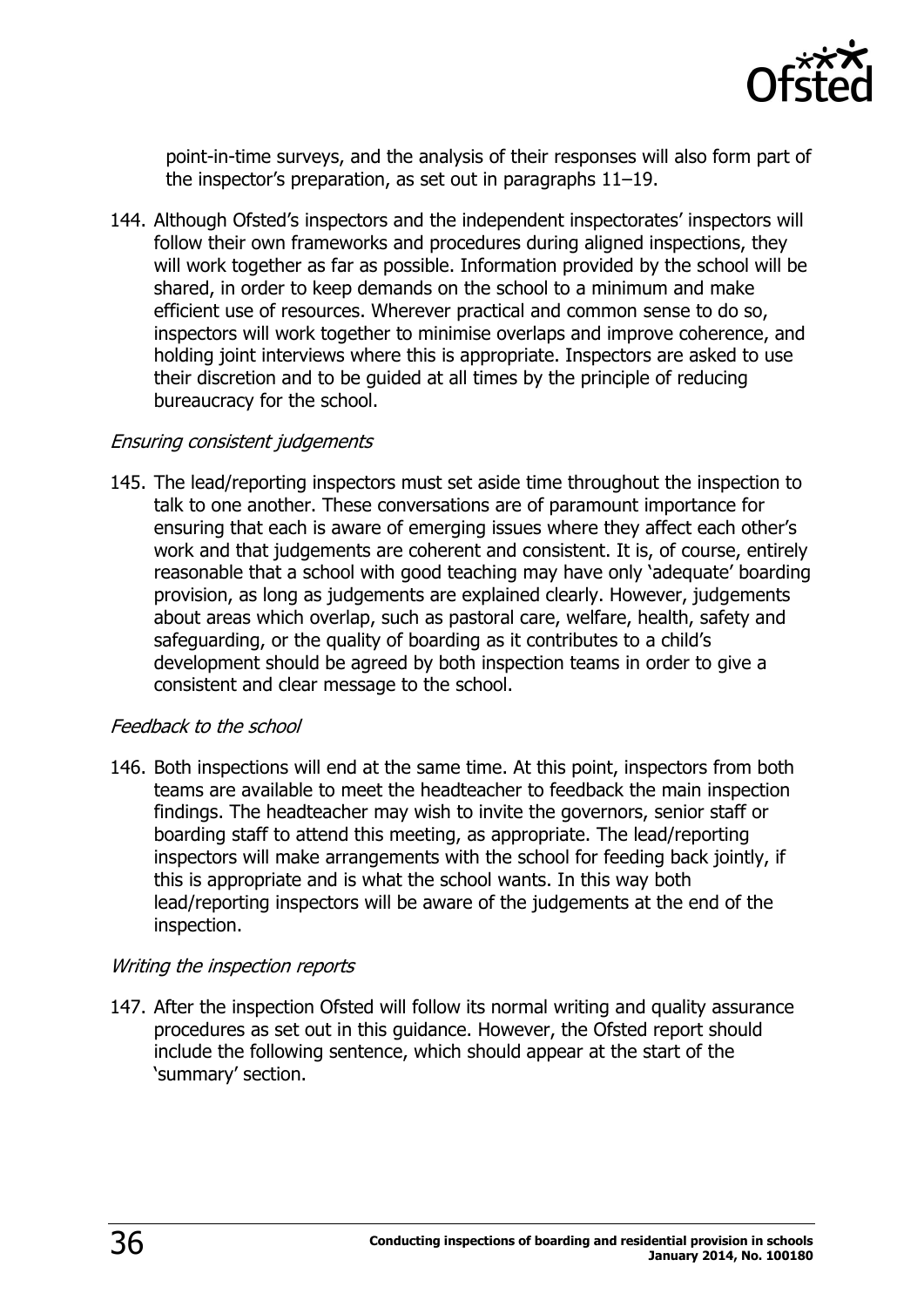point-in-time surveys, and the analysis of their responses will also form part of the inspector's preparation, as set out in paragraphs 11–19.

144. Although Ofsted's inspectors and the independent inspectorates' inspectors will follow their own frameworks and procedures during aligned inspections, they will work together as far as possible. Information provided by the school will be shared, in order to keep demands on the school to a minimum and make efficient use of resources. Wherever practical and common sense to do so, inspectors will work together to minimise overlaps and improve coherence, and holding joint interviews where this is appropriate. Inspectors are asked to use their discretion and to be guided at all times by the principle of reducing bureaucracy for the school.

*Ensuring consistent judgements*

145. The lead/reporting inspectors must set aside time throughout the inspection to talk to one another. These conversations are of paramount importance for ensuring that each is aware of emerging issues where they affect each other's work and that judgements are coherent and consistent. It is, of course, entirely reasonable that a school with good teaching may have only 'adequate' boarding provision, as long as judgements are explained clearly. However, judgements about areas which overlap, such as pastoral care, welfare, health, safety and safeguarding, or the quality of boarding as it contributes to a child's development should be agreed by both inspection teams in order to give a consistent and clear message to the school.

*Feedback to the school*

146. Both inspections will end at the same time. At this point, inspectors from both teams are available to meet the headteacher to feedback the main inspection findings. The headteacher may wish to invite the governors, senior staff or boarding staff to attend this meeting, as appropriate. The lead/reporting inspectors will make arrangements with the school for feeding back jointly, if this is appropriate and is what the school wants. In this way both lead/reporting inspectors will be aware of the judgements at the end of the inspection.

*Writing the inspection reports*

147. After the inspection Ofsted will follow its normal writing and quality assurance procedures as set out in this guidance. However, the Ofsted report should include the following sentence, which should appear at the start of the 'summary' section.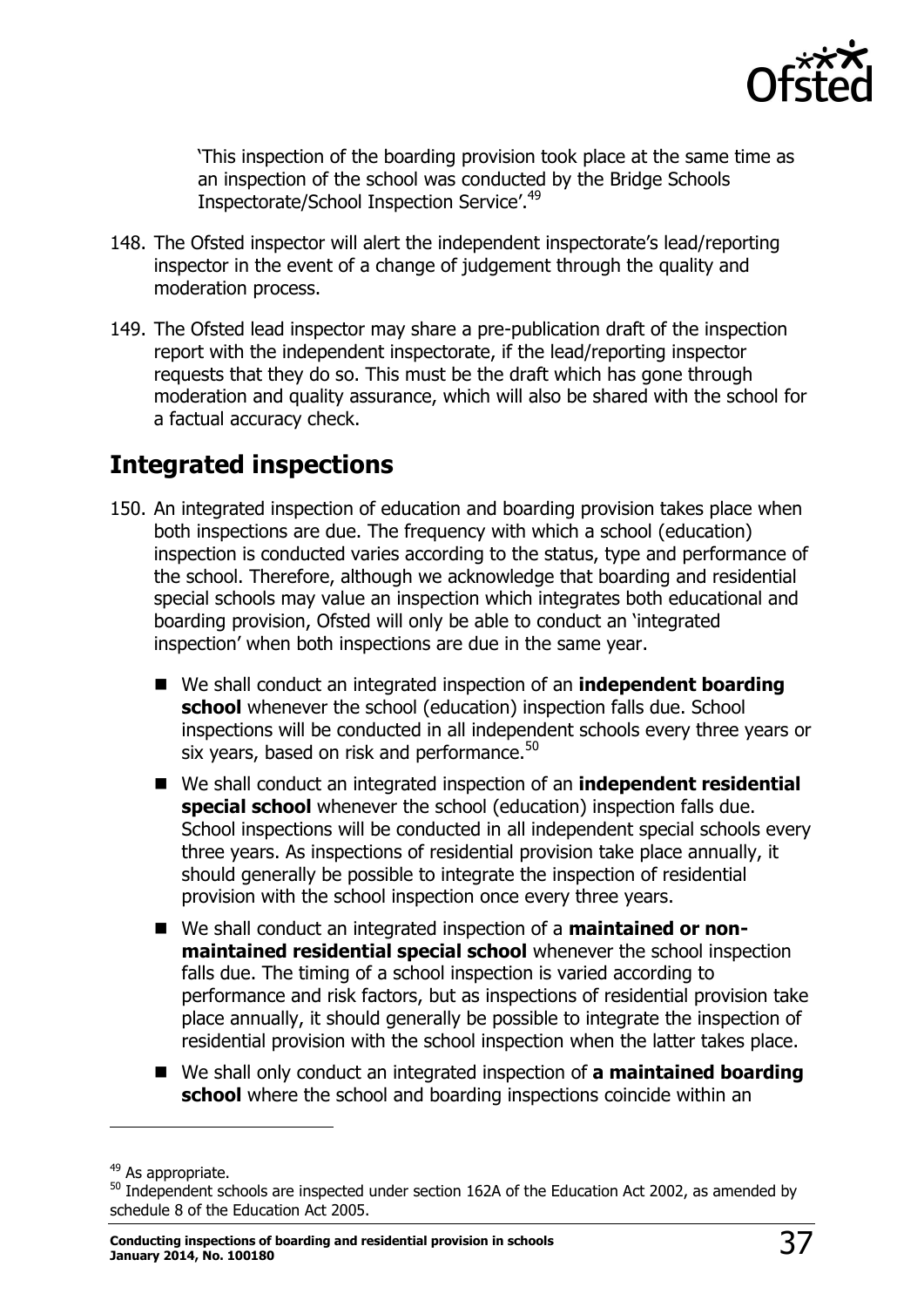'This inspection of the boarding provision took place at the same time as an inspection of the school was conducted by the Bridge Schools Inspectorate/School Inspection Service'.[49]

148. The Ofsted inspector will alert the independent inspectorate's lead/reporting inspector in the event of a change of judgement through the quality and moderation process.

149. The Ofsted lead inspector may share a pre-publication draft of the inspection report with the independent inspectorate, if the lead/reporting inspector requests that they do so. This must be the draft which has gone through moderation and quality assurance, which will also be shared with the school for a factual accuracy check.

## Integrated inspections

150. An integrated inspection of education and boarding provision takes place when both inspections are due. The frequency with which a school (education) inspection is conducted varies according to the status, type and performance of the school. Therefore, although we acknowledge that boarding and residential special schools may value an inspection which integrates both educational and boarding provision, Ofsted will only be able to conduct an 'integrated inspection' when both inspections are due in the same year.

    - We shall conduct an integrated inspection of an **independent boarding school** whenever the school (education) inspection falls due. School inspections will be conducted in all independent schools every three years or six years, based on risk and performance.[50]
    - We shall conduct an integrated inspection of an **independent residential special school** whenever the school (education) inspection falls due. School inspections will be conducted in all independent special schools every three years. As inspections of residential provision take place annually, it should generally be possible to integrate the inspection of residential provision with the school inspection once every three years.
    - We shall conduct an integrated inspection of a **maintained or non-maintained residential special school** whenever the school inspection falls due. The timing of a school inspection is varied according to performance and risk factors, but as inspections of residential provision take place annually, it should generally be possible to integrate the inspection of residential provision with the school inspection when the latter takes place.
    - We shall only conduct an integrated inspection of **a maintained boarding school** where the school and boarding inspections coincide within an

[49] As appropriate.

[50] Independent schools are inspected under section 162A of the Education Act 2002, as amended by schedule 8 of the Education Act 2005.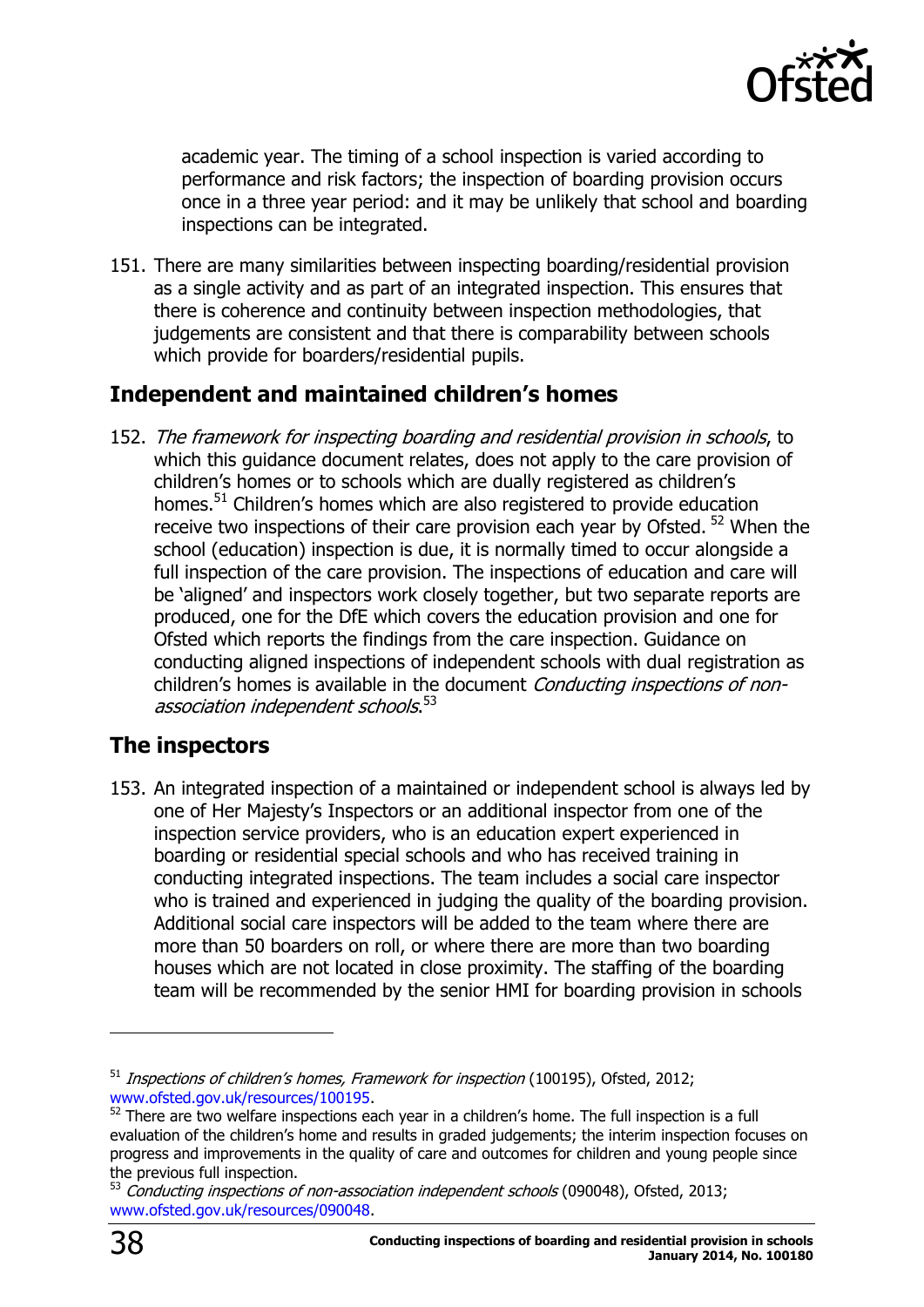academic year. The timing of a school inspection is varied according to performance and risk factors; the inspection of boarding provision occurs once in a three year period: and it may be unlikely that school and boarding inspections can be integrated.

151. There are many similarities between inspecting boarding/residential provision as a single activity and as part of an integrated inspection. This ensures that there is coherence and continuity between inspection methodologies, that judgements are consistent and that there is comparability between schools which provide for boarders/residential pupils.

## Independent and maintained children's homes

152. *The framework for inspecting boarding and residential provision in schools*, to which this guidance document relates, does not apply to the care provision of children's homes or to schools which are dually registered as children's homes.[51] Children's homes which are also registered to provide education receive two inspections of their care provision each year by Ofsted. [52] When the school (education) inspection is due, it is normally timed to occur alongside a full inspection of the care provision. The inspections of education and care will be 'aligned' and inspectors work closely together, but two separate reports are produced, one for the DfE which covers the education provision and one for Ofsted which reports the findings from the care inspection. Guidance on conducting aligned inspections of independent schools with dual registration as children's homes is available in the document *Conducting inspections of non-association independent schools*.[53]

## The inspectors

153. An integrated inspection of a maintained or independent school is always led by one of Her Majesty's Inspectors or an additional inspector from one of the inspection service providers, who is an education expert experienced in boarding or residential special schools and who has received training in conducting integrated inspections. The team includes a social care inspector who is trained and experienced in judging the quality of the boarding provision. Additional social care inspectors will be added to the team where there are more than 50 boarders on roll, or where there are more than two boarding houses which are not located in close proximity. The staffing of the boarding team will be recommended by the senior HMI for boarding provision in schools

---

[51] *Inspections of children's homes, Framework for inspection* (100195), Ofsted, 2012; www.ofsted.gov.uk/resources/100195.

[52] There are two welfare inspections each year in a children's home. The full inspection is a full evaluation of the children's home and results in graded judgements; the interim inspection focuses on progress and improvements in the quality of care and outcomes for children and young people since the previous full inspection.

[53] *Conducting inspections of non-association independent schools* (090048), Ofsted, 2013; www.ofsted.gov.uk/resources/090048.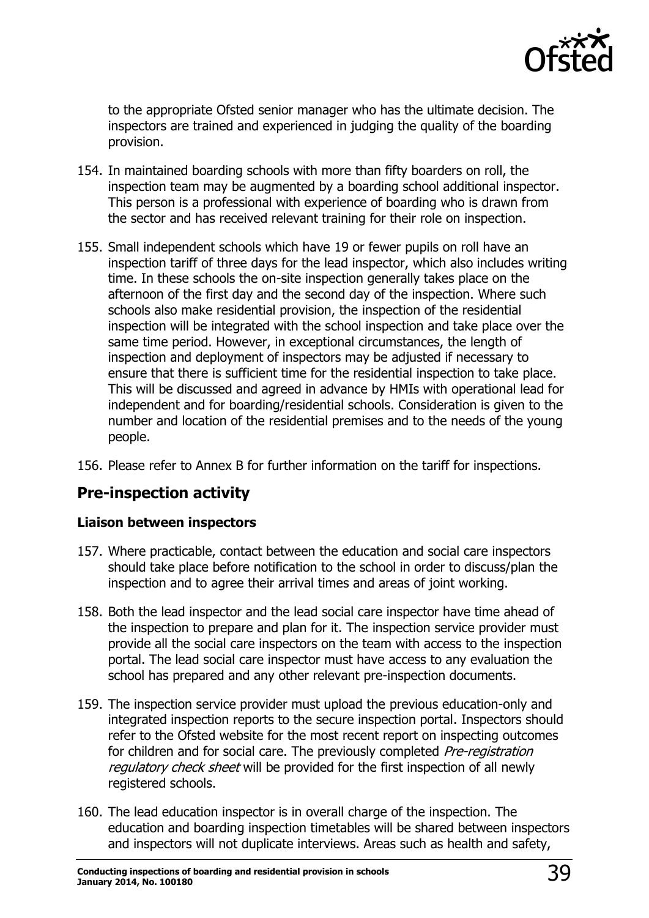to the appropriate Ofsted senior manager who has the ultimate decision. The inspectors are trained and experienced in judging the quality of the boarding provision.

154. In maintained boarding schools with more than fifty boarders on roll, the inspection team may be augmented by a boarding school additional inspector. This person is a professional with experience of boarding who is drawn from the sector and has received relevant training for their role on inspection.

155. Small independent schools which have 19 or fewer pupils on roll have an inspection tariff of three days for the lead inspector, which also includes writing time. In these schools the on-site inspection generally takes place on the afternoon of the first day and the second day of the inspection. Where such schools also make residential provision, the inspection of the residential inspection will be integrated with the school inspection and take place over the same time period. However, in exceptional circumstances, the length of inspection and deployment of inspectors may be adjusted if necessary to ensure that there is sufficient time for the residential inspection to take place. This will be discussed and agreed in advance by HMIs with operational lead for independent and for boarding/residential schools. Consideration is given to the number and location of the residential premises and to the needs of the young people.

156. Please refer to Annex B for further information on the tariff for inspections.

## Pre-inspection activity

### Liaison between inspectors

157. Where practicable, contact between the education and social care inspectors should take place before notification to the school in order to discuss/plan the inspection and to agree their arrival times and areas of joint working.

158. Both the lead inspector and the lead social care inspector have time ahead of the inspection to prepare and plan for it. The inspection service provider must provide all the social care inspectors on the team with access to the inspection portal. The lead social care inspector must have access to any evaluation the school has prepared and any other relevant pre-inspection documents.

159. The inspection service provider must upload the previous education-only and integrated inspection reports to the secure inspection portal. Inspectors should refer to the Ofsted website for the most recent report on inspecting outcomes for children and for social care. The previously completed *Pre-registration regulatory check sheet* will be provided for the first inspection of all newly registered schools.

160. The lead education inspector is in overall charge of the inspection. The education and boarding inspection timetables will be shared between inspectors and inspectors will not duplicate interviews. Areas such as health and safety,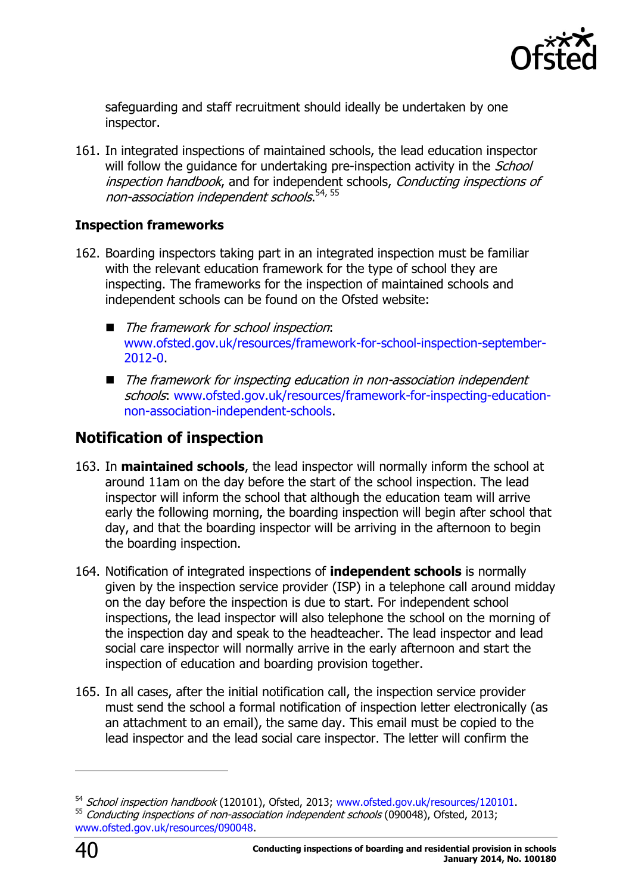safeguarding and staff recruitment should ideally be undertaken by one inspector.

161. In integrated inspections of maintained schools, the lead education inspector will follow the guidance for undertaking pre-inspection activity in the *School inspection handbook*, and for independent schools, *Conducting inspections of non-association independent schools*.[54, 55]

### Inspection frameworks

162. Boarding inspectors taking part in an integrated inspection must be familiar with the relevant education framework for the type of school they are inspecting. The frameworks for the inspection of maintained schools and independent schools can be found on the Ofsted website:

- *The framework for school inspection*: www.ofsted.gov.uk/resources/framework-for-school-inspection-september-2012-0.
- *The framework for inspecting education in non-association independent schools*: www.ofsted.gov.uk/resources/framework-for-inspecting-education-non-association-independent-schools.

## Notification of inspection

163. In **maintained schools**, the lead inspector will normally inform the school at around 11am on the day before the start of the school inspection. The lead inspector will inform the school that although the education team will arrive early the following morning, the boarding inspection will begin after school that day, and that the boarding inspector will be arriving in the afternoon to begin the boarding inspection.

164. Notification of integrated inspections of **independent schools** is normally given by the inspection service provider (ISP) in a telephone call around midday on the day before the inspection is due to start. For independent school inspections, the lead inspector will also telephone the school on the morning of the inspection day and speak to the headteacher. The lead inspector and lead social care inspector will normally arrive in the early afternoon and start the inspection of education and boarding provision together.

165. In all cases, after the initial notification call, the inspection service provider must send the school a formal notification of inspection letter electronically (as an attachment to an email), the same day. This email must be copied to the lead inspector and the lead social care inspector. The letter will confirm the

---

[54] *School inspection handbook* (120101), Ofsted, 2013; www.ofsted.gov.uk/resources/120101.

[55] *Conducting inspections of non-association independent schools* (090048), Ofsted, 2013; www.ofsted.gov.uk/resources/090048.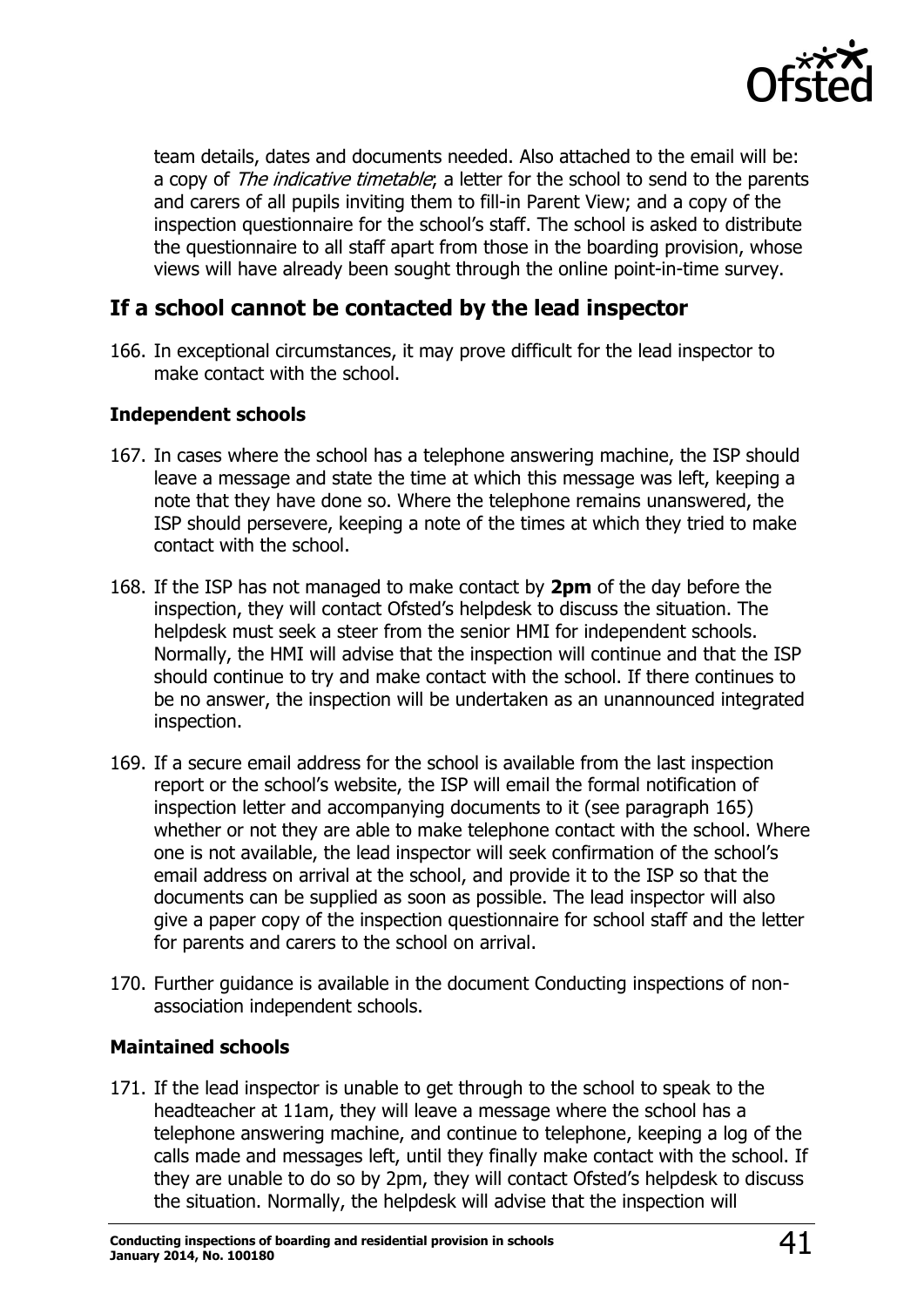team details, dates and documents needed. Also attached to the email will be: a copy of *The indicative timetable*; a letter for the school to send to the parents and carers of all pupils inviting them to fill-in Parent View; and a copy of the inspection questionnaire for the school's staff. The school is asked to distribute the questionnaire to all staff apart from those in the boarding provision, whose views will have already been sought through the online point-in-time survey.

## If a school cannot be contacted by the lead inspector

166. In exceptional circumstances, it may prove difficult for the lead inspector to make contact with the school.

### Independent schools

167. In cases where the school has a telephone answering machine, the ISP should leave a message and state the time at which this message was left, keeping a note that they have done so. Where the telephone remains unanswered, the ISP should persevere, keeping a note of the times at which they tried to make contact with the school.

168. If the ISP has not managed to make contact by **2pm** of the day before the inspection, they will contact Ofsted's helpdesk to discuss the situation. The helpdesk must seek a steer from the senior HMI for independent schools. Normally, the HMI will advise that the inspection will continue and that the ISP should continue to try and make contact with the school. If there continues to be no answer, the inspection will be undertaken as an unannounced integrated inspection.

169. If a secure email address for the school is available from the last inspection report or the school's website, the ISP will email the formal notification of inspection letter and accompanying documents to it (see paragraph 165) whether or not they are able to make telephone contact with the school. Where one is not available, the lead inspector will seek confirmation of the school's email address on arrival at the school, and provide it to the ISP so that the documents can be supplied as soon as possible. The lead inspector will also give a paper copy of the inspection questionnaire for school staff and the letter for parents and carers to the school on arrival.

170. Further guidance is available in the document Conducting inspections of non-association independent schools.

### Maintained schools

171. If the lead inspector is unable to get through to the school to speak to the headteacher at 11am, they will leave a message where the school has a telephone answering machine, and continue to telephone, keeping a log of the calls made and messages left, until they finally make contact with the school. If they are unable to do so by 2pm, they will contact Ofsted's helpdesk to discuss the situation. Normally, the helpdesk will advise that the inspection will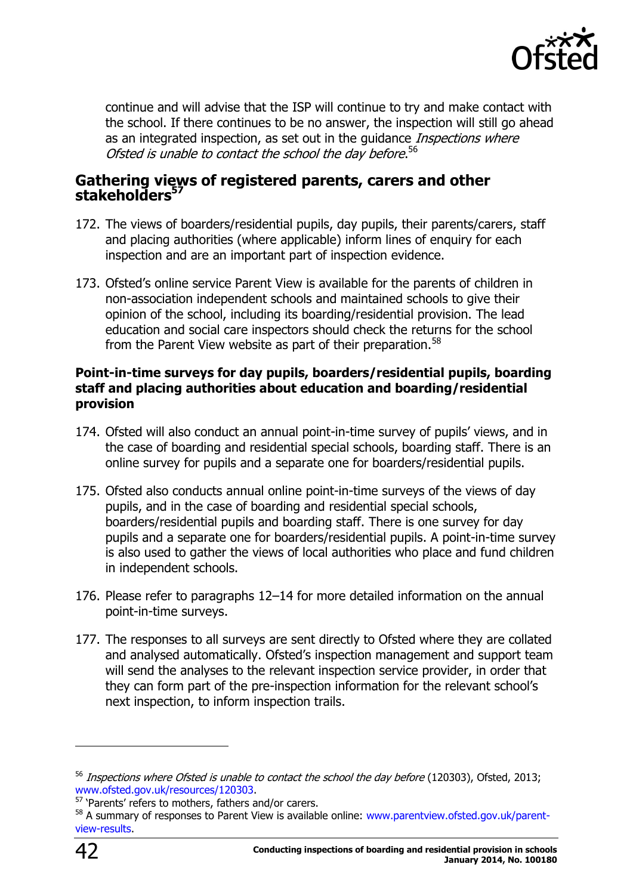continue and will advise that the ISP will continue to try and make contact with the school. If there continues to be no answer, the inspection will still go ahead as an integrated inspection, as set out in the guidance *Inspections where Ofsted is unable to contact the school the day before*.[56]

## Gathering views of registered parents, carers and other stakeholders[57]

172. The views of boarders/residential pupils, day pupils, their parents/carers, staff and placing authorities (where applicable) inform lines of enquiry for each inspection and are an important part of inspection evidence.

173. Ofsted's online service Parent View is available for the parents of children in non-association independent schools and maintained schools to give their opinion of the school, including its boarding/residential provision. The lead education and social care inspectors should check the returns for the school from the Parent View website as part of their preparation.[58]

### Point-in-time surveys for day pupils, boarders/residential pupils, boarding staff and placing authorities about education and boarding/residential provision

174. Ofsted will also conduct an annual point-in-time survey of pupils' views, and in the case of boarding and residential special schools, boarding staff. There is an online survey for pupils and a separate one for boarders/residential pupils.

175. Ofsted also conducts annual online point-in-time surveys of the views of day pupils, and in the case of boarding and residential special schools, boarders/residential pupils and boarding staff. There is one survey for day pupils and a separate one for boarders/residential pupils. A point-in-time survey is also used to gather the views of local authorities who place and fund children in independent schools.

176. Please refer to paragraphs 12–14 for more detailed information on the annual point-in-time surveys.

177. The responses to all surveys are sent directly to Ofsted where they are collated and analysed automatically. Ofsted's inspection management and support team will send the analyses to the relevant inspection service provider, in order that they can form part of the pre-inspection information for the relevant school's next inspection, to inform inspection trails.

---

[56] *Inspections where Ofsted is unable to contact the school the day before* (120303), Ofsted, 2013; www.ofsted.gov.uk/resources/120303.

[57] 'Parents' refers to mothers, fathers and/or carers.

[58] A summary of responses to Parent View is available online: www.parentview.ofsted.gov.uk/parent-view-results.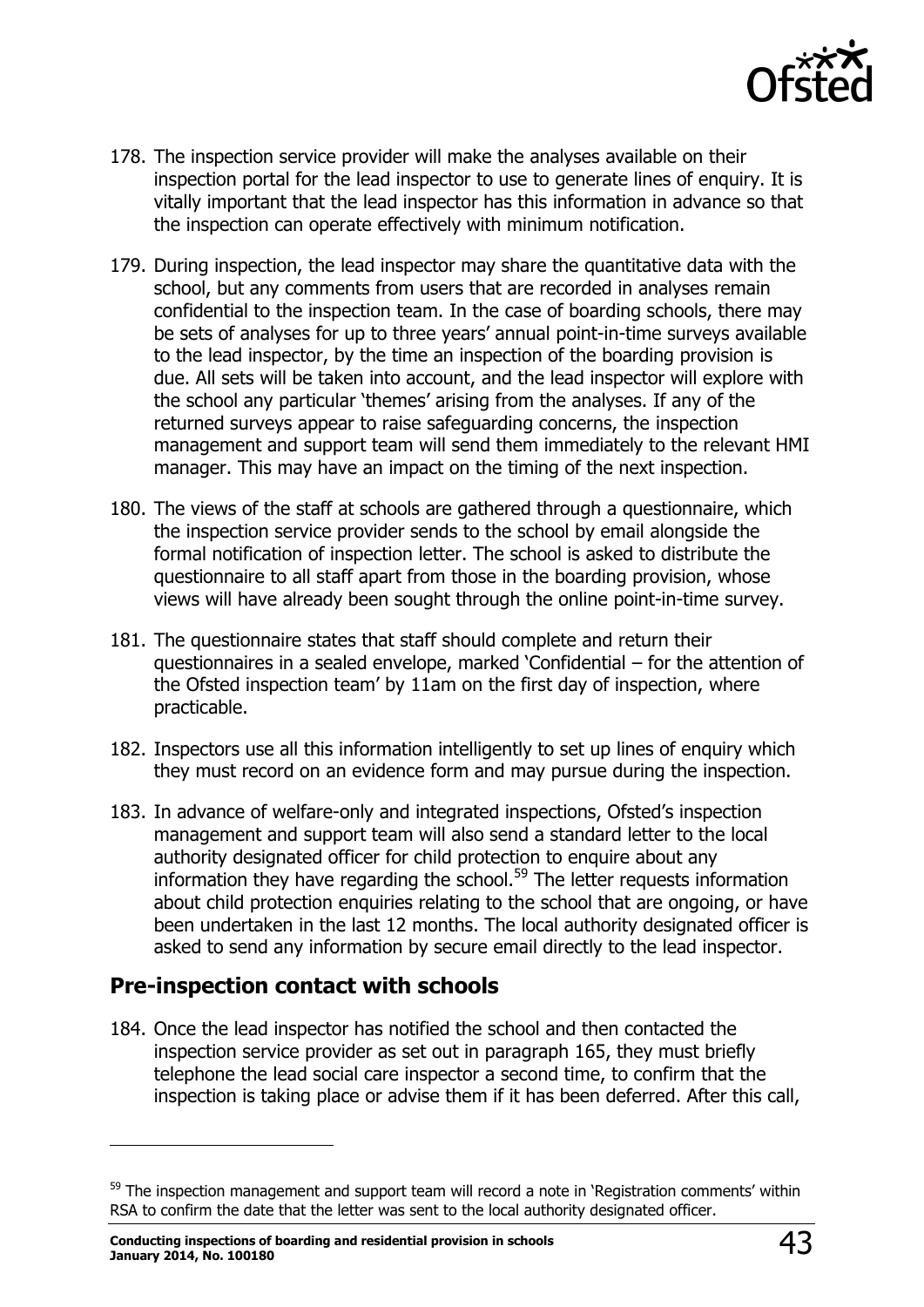178. The inspection service provider will make the analyses available on their inspection portal for the lead inspector to use to generate lines of enquiry. It is vitally important that the lead inspector has this information in advance so that the inspection can operate effectively with minimum notification.

179. During inspection, the lead inspector may share the quantitative data with the school, but any comments from users that are recorded in analyses remain confidential to the inspection team. In the case of boarding schools, there may be sets of analyses for up to three years' annual point-in-time surveys available to the lead inspector, by the time an inspection of the boarding provision is due. All sets will be taken into account, and the lead inspector will explore with the school any particular 'themes' arising from the analyses. If any of the returned surveys appear to raise safeguarding concerns, the inspection management and support team will send them immediately to the relevant HMI manager. This may have an impact on the timing of the next inspection.

180. The views of the staff at schools are gathered through a questionnaire, which the inspection service provider sends to the school by email alongside the formal notification of inspection letter. The school is asked to distribute the questionnaire to all staff apart from those in the boarding provision, whose views will have already been sought through the online point-in-time survey.

181. The questionnaire states that staff should complete and return their questionnaires in a sealed envelope, marked 'Confidential – for the attention of the Ofsted inspection team' by 11am on the first day of inspection, where practicable.

182. Inspectors use all this information intelligently to set up lines of enquiry which they must record on an evidence form and may pursue during the inspection.

183. In advance of welfare-only and integrated inspections, Ofsted's inspection management and support team will also send a standard letter to the local authority designated officer for child protection to enquire about any information they have regarding the school.[59] The letter requests information about child protection enquiries relating to the school that are ongoing, or have been undertaken in the last 12 months. The local authority designated officer is asked to send any information by secure email directly to the lead inspector.

## Pre-inspection contact with schools

184. Once the lead inspector has notified the school and then contacted the inspection service provider as set out in paragraph 165, they must briefly telephone the lead social care inspector a second time, to confirm that the inspection is taking place or advise them if it has been deferred. After this call,

[59] The inspection management and support team will record a note in 'Registration comments' within RSA to confirm the date that the letter was sent to the local authority designated officer.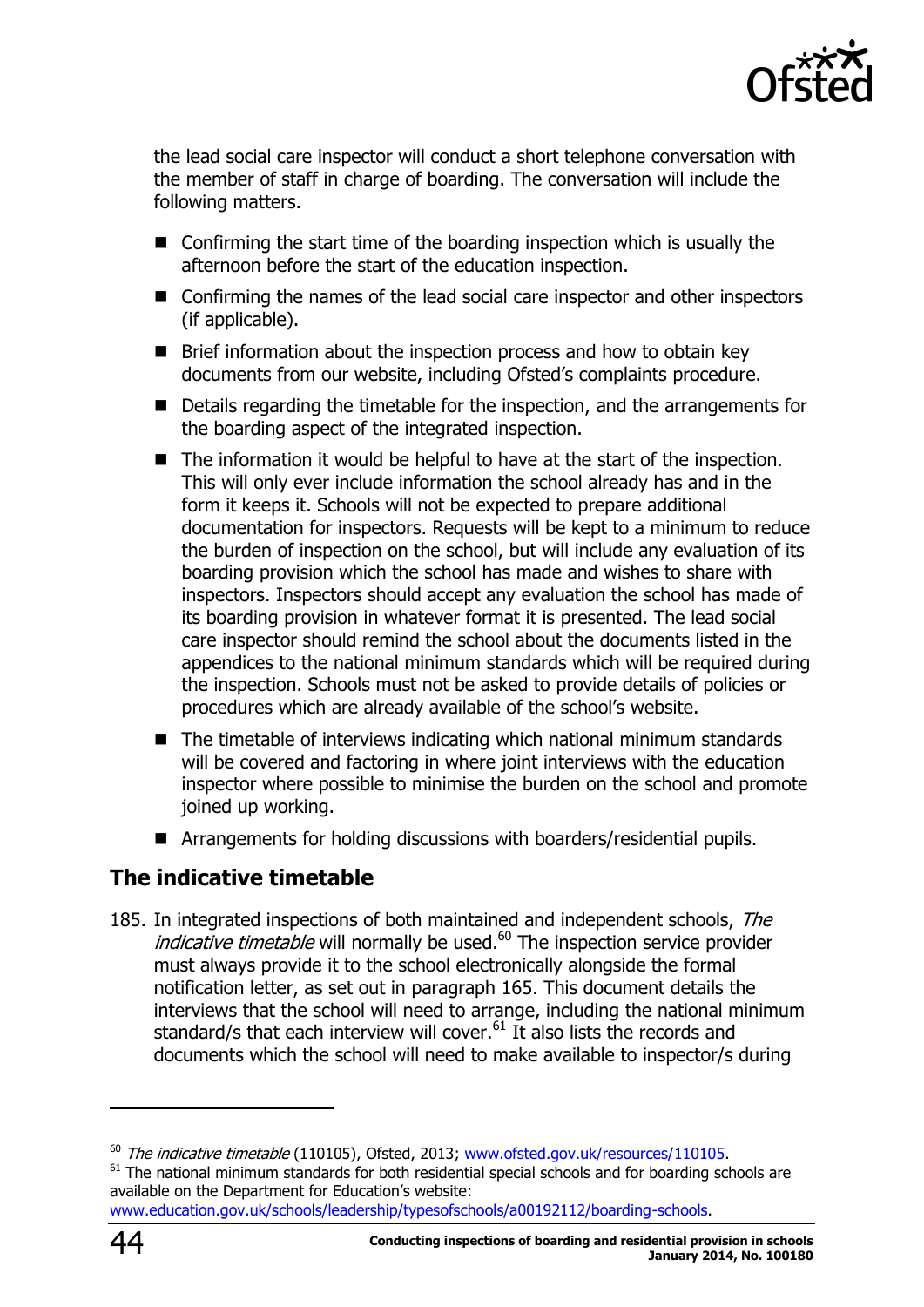the lead social care inspector will conduct a short telephone conversation with the member of staff in charge of boarding. The conversation will include the following matters.

- Confirming the start time of the boarding inspection which is usually the afternoon before the start of the education inspection.
- Confirming the names of the lead social care inspector and other inspectors (if applicable).
- Brief information about the inspection process and how to obtain key documents from our website, including Ofsted's complaints procedure.
- Details regarding the timetable for the inspection, and the arrangements for the boarding aspect of the integrated inspection.
- The information it would be helpful to have at the start of the inspection. This will only ever include information the school already has and in the form it keeps it. Schools will not be expected to prepare additional documentation for inspectors. Requests will be kept to a minimum to reduce the burden of inspection on the school, but will include any evaluation of its boarding provision which the school has made and wishes to share with inspectors. Inspectors should accept any evaluation the school has made of its boarding provision in whatever format it is presented. The lead social care inspector should remind the school about the documents listed in the appendices to the national minimum standards which will be required during the inspection. Schools must not be asked to provide details of policies or procedures which are already available of the school's website.
- The timetable of interviews indicating which national minimum standards will be covered and factoring in where joint interviews with the education inspector where possible to minimise the burden on the school and promote joined up working.
- Arrangements for holding discussions with boarders/residential pupils.

## The indicative timetable

185. In integrated inspections of both maintained and independent schools, *The indicative timetable* will normally be used.[60] The inspection service provider must always provide it to the school electronically alongside the formal notification letter, as set out in paragraph 165. This document details the interviews that the school will need to arrange, including the national minimum standard/s that each interview will cover.[61] It also lists the records and documents which the school will need to make available to inspector/s during

---

[60] *The indicative timetable* (110105), Ofsted, 2013; www.ofsted.gov.uk/resources/110105.

[61] The national minimum standards for both residential special schools and for boarding schools are available on the Department for Education's website: www.education.gov.uk/schools/leadership/typesofschools/a00192112/boarding-schools.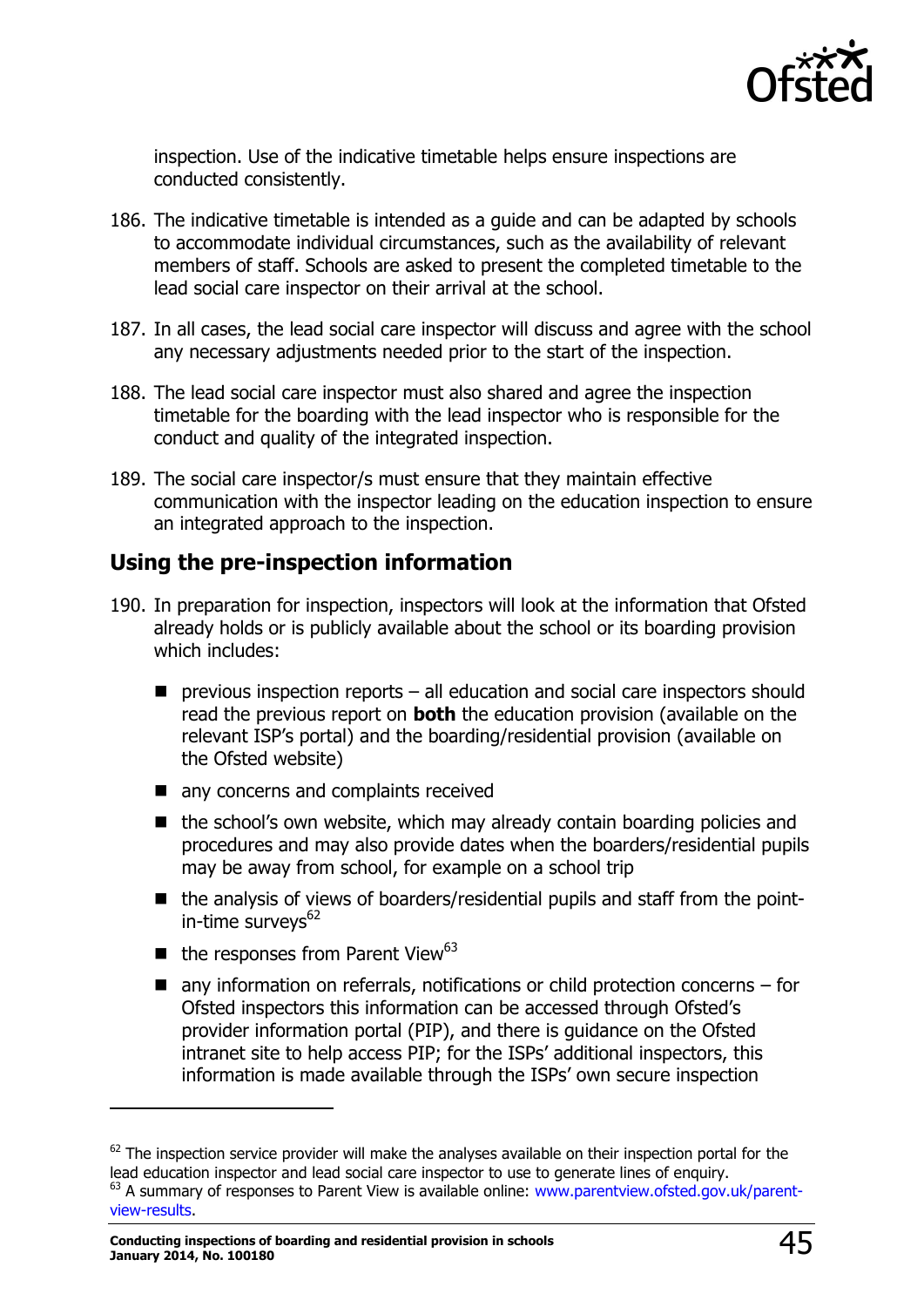inspection. Use of the indicative timetable helps ensure inspections are conducted consistently.

186. The indicative timetable is intended as a guide and can be adapted by schools to accommodate individual circumstances, such as the availability of relevant members of staff. Schools are asked to present the completed timetable to the lead social care inspector on their arrival at the school.

187. In all cases, the lead social care inspector will discuss and agree with the school any necessary adjustments needed prior to the start of the inspection.

188. The lead social care inspector must also shared and agree the inspection timetable for the boarding with the lead inspector who is responsible for the conduct and quality of the integrated inspection.

189. The social care inspector/s must ensure that they maintain effective communication with the inspector leading on the education inspection to ensure an integrated approach to the inspection.

## Using the pre-inspection information

190. In preparation for inspection, inspectors will look at the information that Ofsted already holds or is publicly available about the school or its boarding provision which includes:

- previous inspection reports – all education and social care inspectors should read the previous report on **both** the education provision (available on the relevant ISP's portal) and the boarding/residential provision (available on the Ofsted website)
- any concerns and complaints received
- the school's own website, which may already contain boarding policies and procedures and may also provide dates when the boarders/residential pupils may be away from school, for example on a school trip
- the analysis of views of boarders/residential pupils and staff from the point-in-time surveys[62]
- the responses from Parent View[63]
- any information on referrals, notifications or child protection concerns – for Ofsted inspectors this information can be accessed through Ofsted's provider information portal (PIP), and there is guidance on the Ofsted intranet site to help access PIP; for the ISPs' additional inspectors, this information is made available through the ISPs' own secure inspection

[62] The inspection service provider will make the analyses available on their inspection portal for the lead education inspector and lead social care inspector to use to generate lines of enquiry.

[63] A summary of responses to Parent View is available online: www.parentview.ofsted.gov.uk/parent-view-results.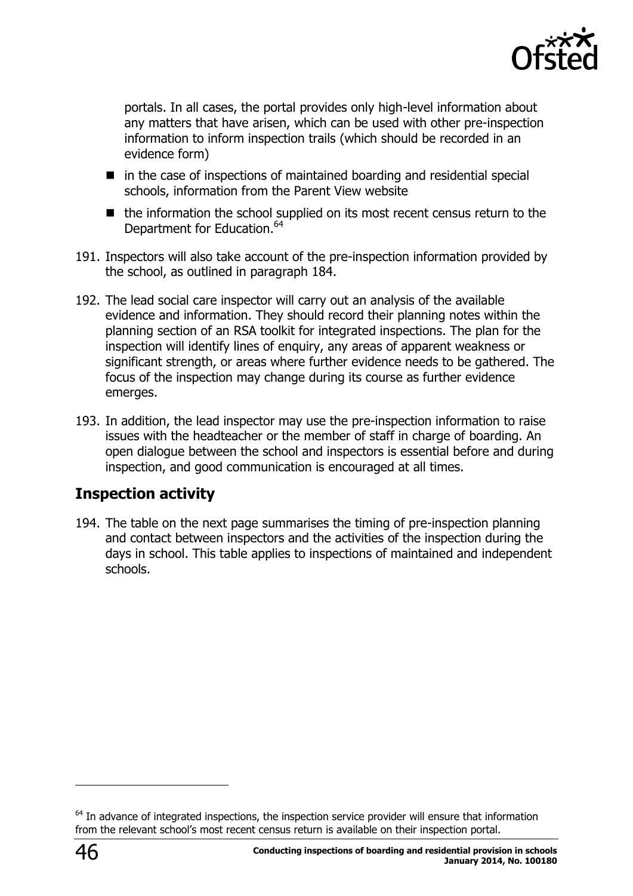portals. In all cases, the portal provides only high-level information about any matters that have arisen, which can be used with other pre-inspection information to inform inspection trails (which should be recorded in an evidence form)

- in the case of inspections of maintained boarding and residential special schools, information from the Parent View website
- the information the school supplied on its most recent census return to the Department for Education.[64]

191. Inspectors will also take account of the pre-inspection information provided by the school, as outlined in paragraph 184.

192. The lead social care inspector will carry out an analysis of the available evidence and information. They should record their planning notes within the planning section of an RSA toolkit for integrated inspections. The plan for the inspection will identify lines of enquiry, any areas of apparent weakness or significant strength, or areas where further evidence needs to be gathered. The focus of the inspection may change during its course as further evidence emerges.

193. In addition, the lead inspector may use the pre-inspection information to raise issues with the headteacher or the member of staff in charge of boarding. An open dialogue between the school and inspectors is essential before and during inspection, and good communication is encouraged at all times.

## Inspection activity

194. The table on the next page summarises the timing of pre-inspection planning and contact between inspectors and the activities of the inspection during the days in school. This table applies to inspections of maintained and independent schools.

[64] In advance of integrated inspections, the inspection service provider will ensure that information from the relevant school's most recent census return is available on their inspection portal.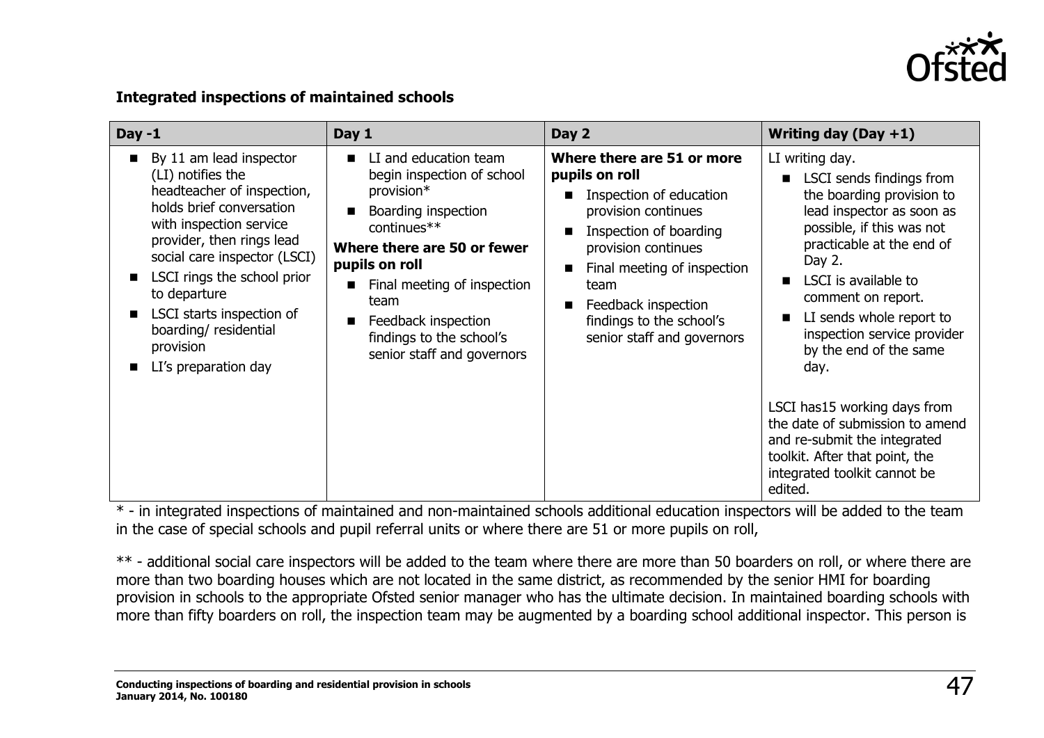**Integrated inspections of maintained schools**

| Day -1 | Day 1 | Day 2 | Writing day (Day +1) |
|---|---|---|---|
| ■ By 11 am lead inspector (LI) notifies the headteacher of inspection, holds brief conversation with inspection service provider, then rings lead social care inspector (LSCI)<br>■ LSCI rings the school prior to departure<br>■ LSCI starts inspection of boarding/ residential provision<br>■ LI's preparation day | ■ LI and education team begin inspection of school provision*<br>■ Boarding inspection continues**<br>**Where there are 50 or fewer pupils on roll**<br>■ Final meeting of inspection team<br>■ Feedback inspection findings to the school's senior staff and governors | **Where there are 51 or more pupils on roll**<br>■ Inspection of education provision continues<br>■ Inspection of boarding provision continues<br>■ Final meeting of inspection team<br>■ Feedback inspection findings to the school's senior staff and governors | LI writing day.<br>■ LSCI sends findings from the boarding provision to lead inspector as soon as possible, if this was not practicable at the end of Day 2.<br>■ LSCI is available to comment on report.<br>■ LI sends whole report to inspection service provider by the end of the same day.<br><br>LSCI has15 working days from the date of submission to amend and re-submit the integrated toolkit. After that point, the integrated toolkit cannot be edited. |

* - in integrated inspections of maintained and non-maintained schools additional education inspectors will be added to the team in the case of special schools and pupil referral units or where there are 51 or more pupils on roll,

** - additional social care inspectors will be added to the team where there are more than 50 boarders on roll, or where there are more than two boarding houses which are not located in the same district, as recommended by the senior HMI for boarding provision in schools to the appropriate Ofsted senior manager who has the ultimate decision. In maintained boarding schools with more than fifty boarders on roll, the inspection team may be augmented by a boarding school additional inspector. This person is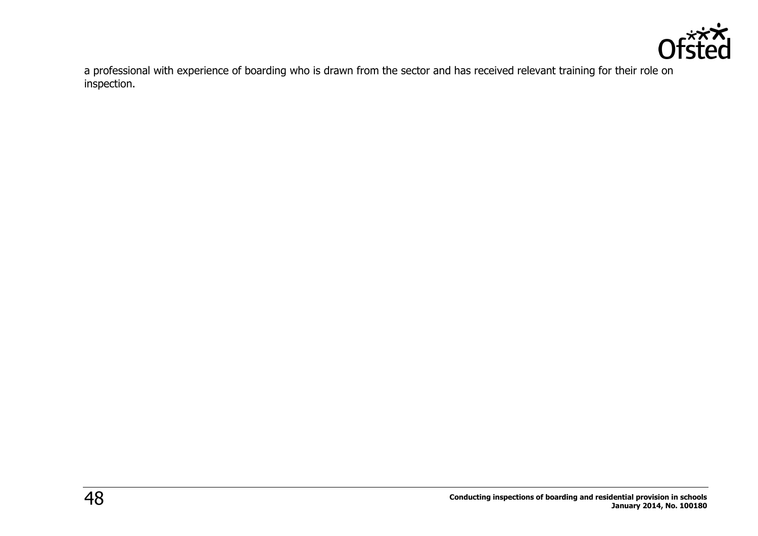a professional with experience of boarding who is drawn from the sector and has received relevant training for their role on inspection.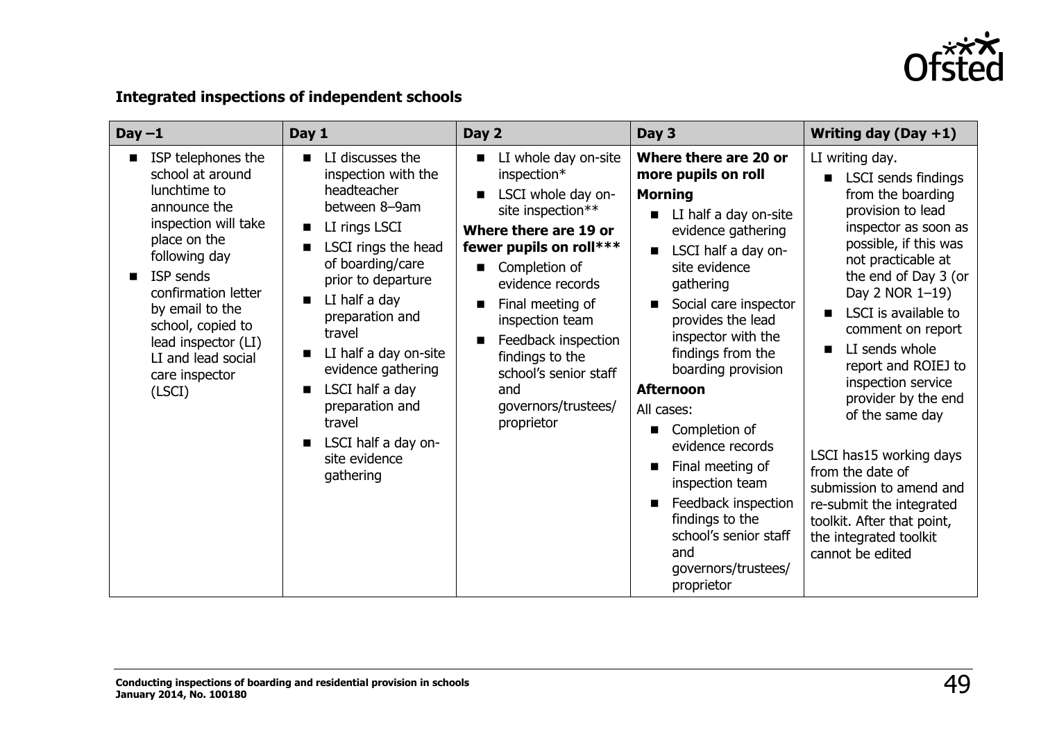**Integrated inspections of independent schools**

| Day –1 | Day 1 | Day 2 | Day 3 | Writing day (Day +1) |
|---|---|---|---|---|
| ■ ISP telephones the school at around lunchtime to announce the inspection will take place on the following day<br>■ ISP sends confirmation letter by email to the school, copied to lead inspector (LI) LI and lead social care inspector (LSCI) | ■ LI discusses the inspection with the headteacher between 8–9am<br>■ LI rings LSCI<br>■ LSCI rings the head of boarding/care prior to departure<br>■ LI half a day preparation and travel<br>■ LI half a day on-site evidence gathering<br>■ LSCI half a day preparation and travel<br>■ LSCI half a day on-site evidence gathering | ■ LI whole day on-site inspection*<br>■ LSCI whole day on-site inspection**<br>**Where there are 19 or fewer pupils on roll*****<br>■ Completion of evidence records<br>■ Final meeting of inspection team<br>■ Feedback inspection findings to the school's senior staff and governors/trustees/ proprietor | **Where there are 20 or more pupils on roll**<br>**Morning**<br>■ LI half a day on-site evidence gathering<br>■ LSCI half a day on-site evidence gathering<br>■ Social care inspector provides the lead inspector with the findings from the boarding provision<br>**Afternoon**<br>All cases:<br>■ Completion of evidence records<br>■ Final meeting of inspection team<br>■ Feedback inspection findings to the school's senior staff and governors/trustees/ proprietor | LI writing day.<br>■ LSCI sends findings from the boarding provision to lead inspector as soon as possible, if this was not practicable at the end of Day 3 (or Day 2 NOR 1–19)<br>■ LSCI is available to comment on report<br>■ LI sends whole report and ROIEJ to inspection service provider by the end of the same day<br><br>LSCI has15 working days from the date of submission to amend and re-submit the integrated toolkit. After that point, the integrated toolkit cannot be edited |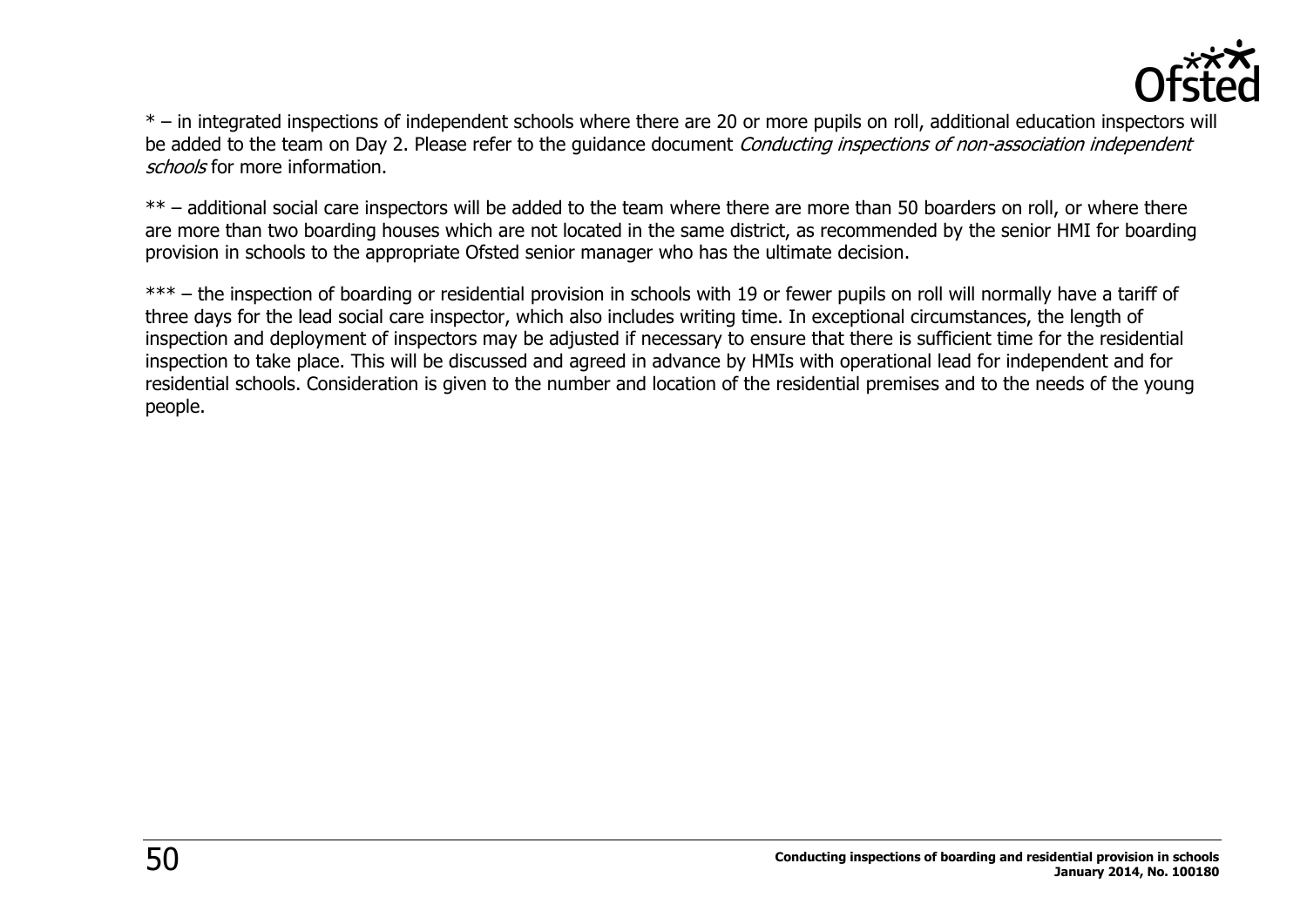* – in integrated inspections of independent schools where there are 20 or more pupils on roll, additional education inspectors will be added to the team on Day 2. Please refer to the guidance document *Conducting inspections of non-association independent schools* for more information.

** – additional social care inspectors will be added to the team where there are more than 50 boarders on roll, or where there are more than two boarding houses which are not located in the same district, as recommended by the senior HMI for boarding provision in schools to the appropriate Ofsted senior manager who has the ultimate decision.

*** – the inspection of boarding or residential provision in schools with 19 or fewer pupils on roll will normally have a tariff of three days for the lead social care inspector, which also includes writing time. In exceptional circumstances, the length of inspection and deployment of inspectors may be adjusted if necessary to ensure that there is sufficient time for the residential inspection to take place. This will be discussed and agreed in advance by HMIs with operational lead for independent and for residential schools. Consideration is given to the number and location of the residential premises and to the needs of the young people.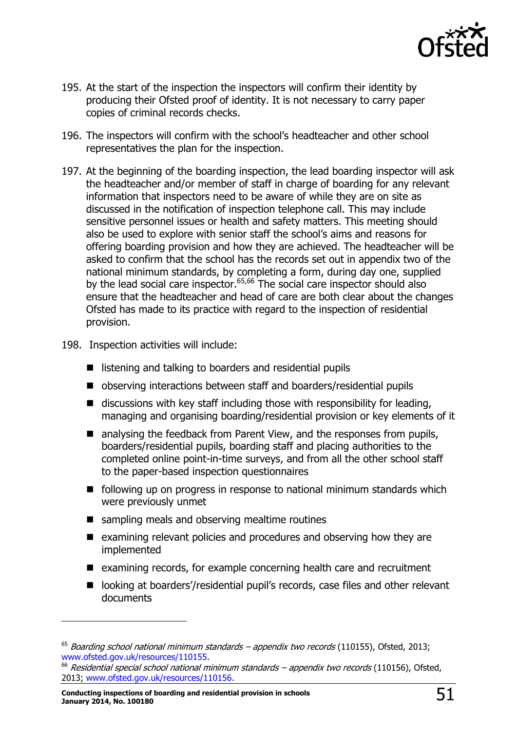195. At the start of the inspection the inspectors will confirm their identity by producing their Ofsted proof of identity. It is not necessary to carry paper copies of criminal records checks.

196. The inspectors will confirm with the school's headteacher and other school representatives the plan for the inspection.

197. At the beginning of the boarding inspection, the lead boarding inspector will ask the headteacher and/or member of staff in charge of boarding for any relevant information that inspectors need to be aware of while they are on site as discussed in the notification of inspection telephone call. This may include sensitive personnel issues or health and safety matters. This meeting should also be used to explore with senior staff the school's aims and reasons for offering boarding provision and how they are achieved. The headteacher will be asked to confirm that the school has the records set out in appendix two of the national minimum standards, by completing a form, during day one, supplied by the lead social care inspector.[65,66] The social care inspector should also ensure that the headteacher and head of care are both clear about the changes Ofsted has made to its practice with regard to the inspection of residential provision.

198. Inspection activities will include:

- listening and talking to boarders and residential pupils
- observing interactions between staff and boarders/residential pupils
- discussions with key staff including those with responsibility for leading, managing and organising boarding/residential provision or key elements of it
- analysing the feedback from Parent View, and the responses from pupils, boarders/residential pupils, boarding staff and placing authorities to the completed online point-in-time surveys, and from all the other school staff to the paper-based inspection questionnaires
- following up on progress in response to national minimum standards which were previously unmet
- sampling meals and observing mealtime routines
- examining relevant policies and procedures and observing how they are implemented
- examining records, for example concerning health care and recruitment
- looking at boarders'/residential pupil's records, case files and other relevant documents

---

[65] *Boarding school national minimum standards – appendix two records* (110155), Ofsted, 2013; www.ofsted.gov.uk/resources/110155.

[66] *Residential special school national minimum standards – appendix two records* (110156), Ofsted, 2013; www.ofsted.gov.uk/resources/110156.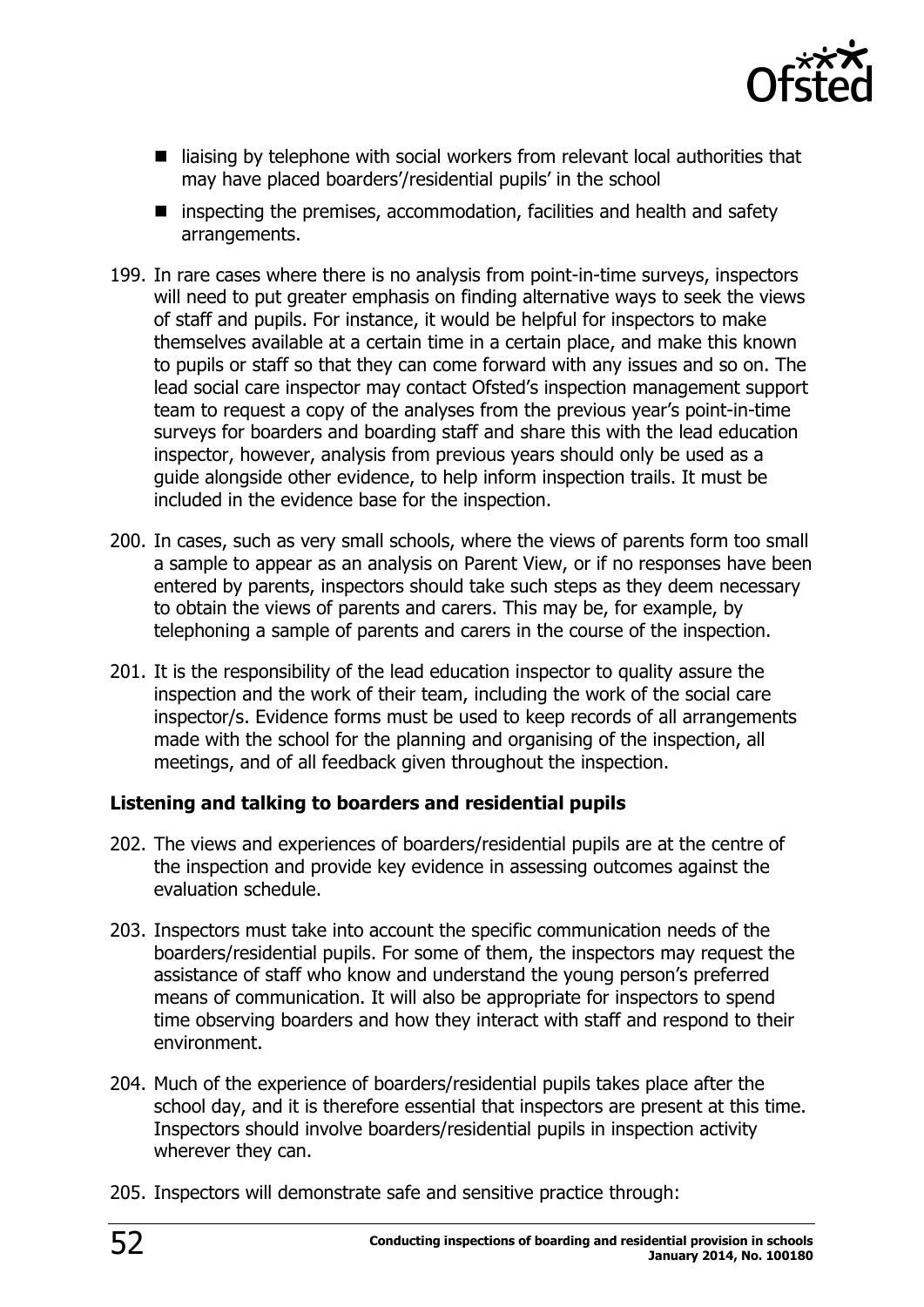- liaising by telephone with social workers from relevant local authorities that may have placed boarders'/residential pupils' in the school
- inspecting the premises, accommodation, facilities and health and safety arrangements.

199. In rare cases where there is no analysis from point-in-time surveys, inspectors will need to put greater emphasis on finding alternative ways to seek the views of staff and pupils. For instance, it would be helpful for inspectors to make themselves available at a certain time in a certain place, and make this known to pupils or staff so that they can come forward with any issues and so on. The lead social care inspector may contact Ofsted's inspection management support team to request a copy of the analyses from the previous year's point-in-time surveys for boarders and boarding staff and share this with the lead education inspector, however, analysis from previous years should only be used as a guide alongside other evidence, to help inform inspection trails. It must be included in the evidence base for the inspection.

200. In cases, such as very small schools, where the views of parents form too small a sample to appear as an analysis on Parent View, or if no responses have been entered by parents, inspectors should take such steps as they deem necessary to obtain the views of parents and carers. This may be, for example, by telephoning a sample of parents and carers in the course of the inspection.

201. It is the responsibility of the lead education inspector to quality assure the inspection and the work of their team, including the work of the social care inspector/s. Evidence forms must be used to keep records of all arrangements made with the school for the planning and organising of the inspection, all meetings, and of all feedback given throughout the inspection.

**Listening and talking to boarders and residential pupils**

202. The views and experiences of boarders/residential pupils are at the centre of the inspection and provide key evidence in assessing outcomes against the evaluation schedule.

203. Inspectors must take into account the specific communication needs of the boarders/residential pupils. For some of them, the inspectors may request the assistance of staff who know and understand the young person's preferred means of communication. It will also be appropriate for inspectors to spend time observing boarders and how they interact with staff and respond to their environment.

204. Much of the experience of boarders/residential pupils takes place after the school day, and it is therefore essential that inspectors are present at this time. Inspectors should involve boarders/residential pupils in inspection activity wherever they can.

205. Inspectors will demonstrate safe and sensitive practice through: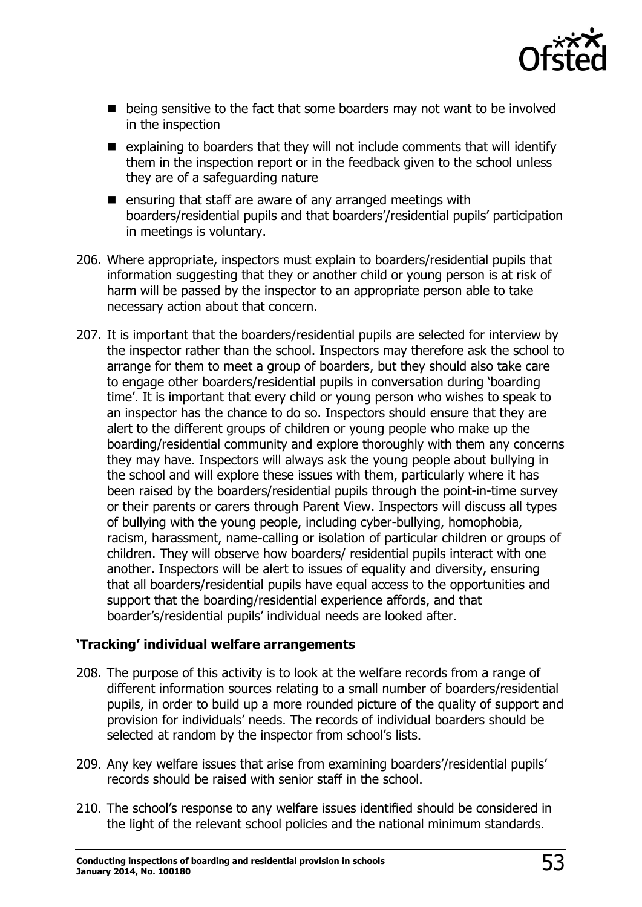- being sensitive to the fact that some boarders may not want to be involved in the inspection
- explaining to boarders that they will not include comments that will identify them in the inspection report or in the feedback given to the school unless they are of a safeguarding nature
- ensuring that staff are aware of any arranged meetings with boarders/residential pupils and that boarders'/residential pupils' participation in meetings is voluntary.

206. Where appropriate, inspectors must explain to boarders/residential pupils that information suggesting that they or another child or young person is at risk of harm will be passed by the inspector to an appropriate person able to take necessary action about that concern.

207. It is important that the boarders/residential pupils are selected for interview by the inspector rather than the school. Inspectors may therefore ask the school to arrange for them to meet a group of boarders, but they should also take care to engage other boarders/residential pupils in conversation during 'boarding time'. It is important that every child or young person who wishes to speak to an inspector has the chance to do so. Inspectors should ensure that they are alert to the different groups of children or young people who make up the boarding/residential community and explore thoroughly with them any concerns they may have. Inspectors will always ask the young people about bullying in the school and will explore these issues with them, particularly where it has been raised by the boarders/residential pupils through the point-in-time survey or their parents or carers through Parent View. Inspectors will discuss all types of bullying with the young people, including cyber-bullying, homophobia, racism, harassment, name-calling or isolation of particular children or groups of children. They will observe how boarders/ residential pupils interact with one another. Inspectors will be alert to issues of equality and diversity, ensuring that all boarders/residential pupils have equal access to the opportunities and support that the boarding/residential experience affords, and that boarder's/residential pupils' individual needs are looked after.

### 'Tracking' individual welfare arrangements

208. The purpose of this activity is to look at the welfare records from a range of different information sources relating to a small number of boarders/residential pupils, in order to build up a more rounded picture of the quality of support and provision for individuals' needs. The records of individual boarders should be selected at random by the inspector from school's lists.

209. Any key welfare issues that arise from examining boarders'/residential pupils' records should be raised with senior staff in the school.

210. The school's response to any welfare issues identified should be considered in the light of the relevant school policies and the national minimum standards.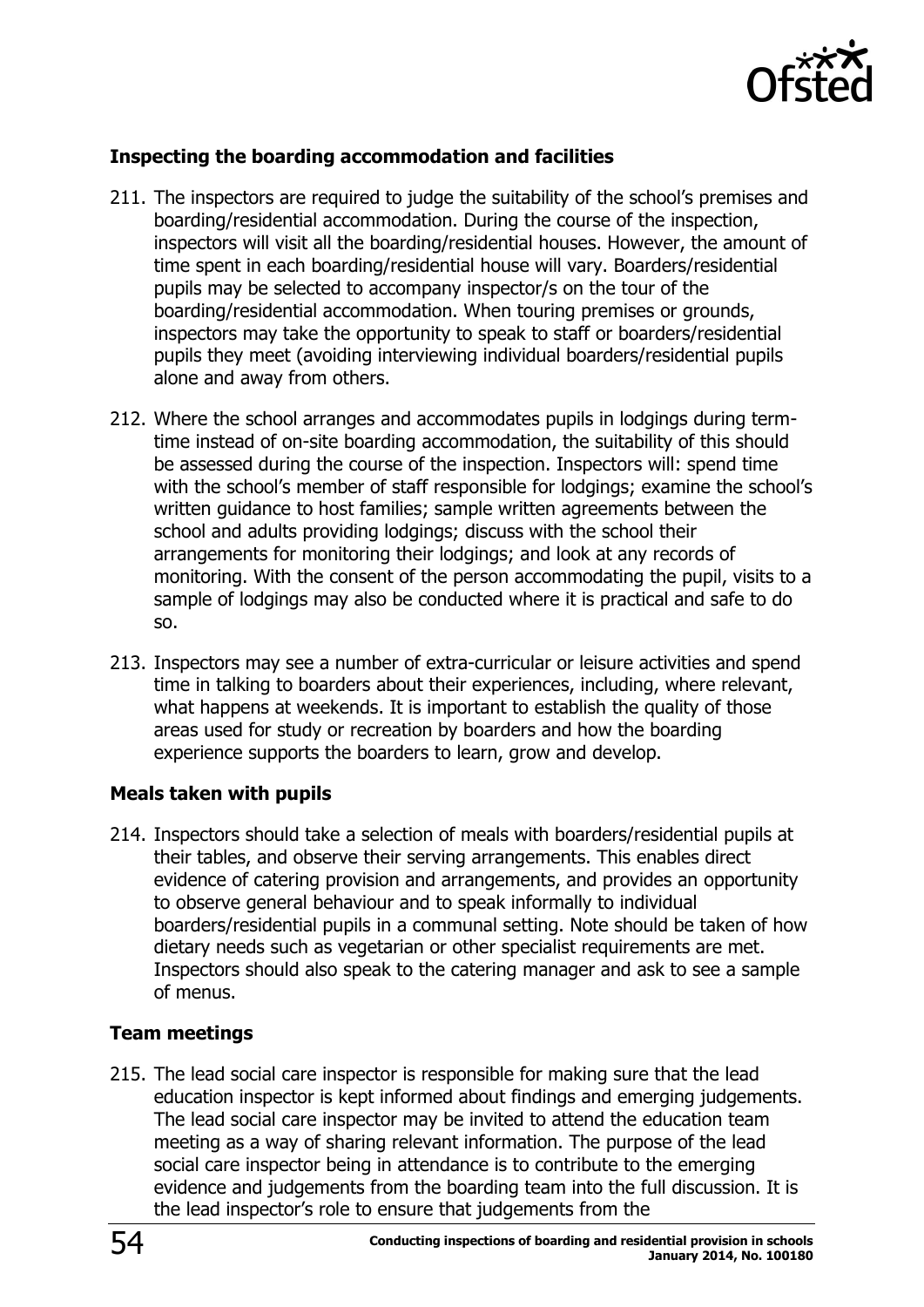### Inspecting the boarding accommodation and facilities

211. The inspectors are required to judge the suitability of the school's premises and boarding/residential accommodation. During the course of the inspection, inspectors will visit all the boarding/residential houses. However, the amount of time spent in each boarding/residential house will vary. Boarders/residential pupils may be selected to accompany inspector/s on the tour of the boarding/residential accommodation. When touring premises or grounds, inspectors may take the opportunity to speak to staff or boarders/residential pupils they meet (avoiding interviewing individual boarders/residential pupils alone and away from others.

212. Where the school arranges and accommodates pupils in lodgings during term-time instead of on-site boarding accommodation, the suitability of this should be assessed during the course of the inspection. Inspectors will: spend time with the school's member of staff responsible for lodgings; examine the school's written guidance to host families; sample written agreements between the school and adults providing lodgings; discuss with the school their arrangements for monitoring their lodgings; and look at any records of monitoring. With the consent of the person accommodating the pupil, visits to a sample of lodgings may also be conducted where it is practical and safe to do so.

213. Inspectors may see a number of extra-curricular or leisure activities and spend time in talking to boarders about their experiences, including, where relevant, what happens at weekends. It is important to establish the quality of those areas used for study or recreation by boarders and how the boarding experience supports the boarders to learn, grow and develop.

### Meals taken with pupils

214. Inspectors should take a selection of meals with boarders/residential pupils at their tables, and observe their serving arrangements. This enables direct evidence of catering provision and arrangements, and provides an opportunity to observe general behaviour and to speak informally to individual boarders/residential pupils in a communal setting. Note should be taken of how dietary needs such as vegetarian or other specialist requirements are met. Inspectors should also speak to the catering manager and ask to see a sample of menus.

### Team meetings

215. The lead social care inspector is responsible for making sure that the lead education inspector is kept informed about findings and emerging judgements. The lead social care inspector may be invited to attend the education team meeting as a way of sharing relevant information. The purpose of the lead social care inspector being in attendance is to contribute to the emerging evidence and judgements from the boarding team into the full discussion. It is the lead inspector's role to ensure that judgements from the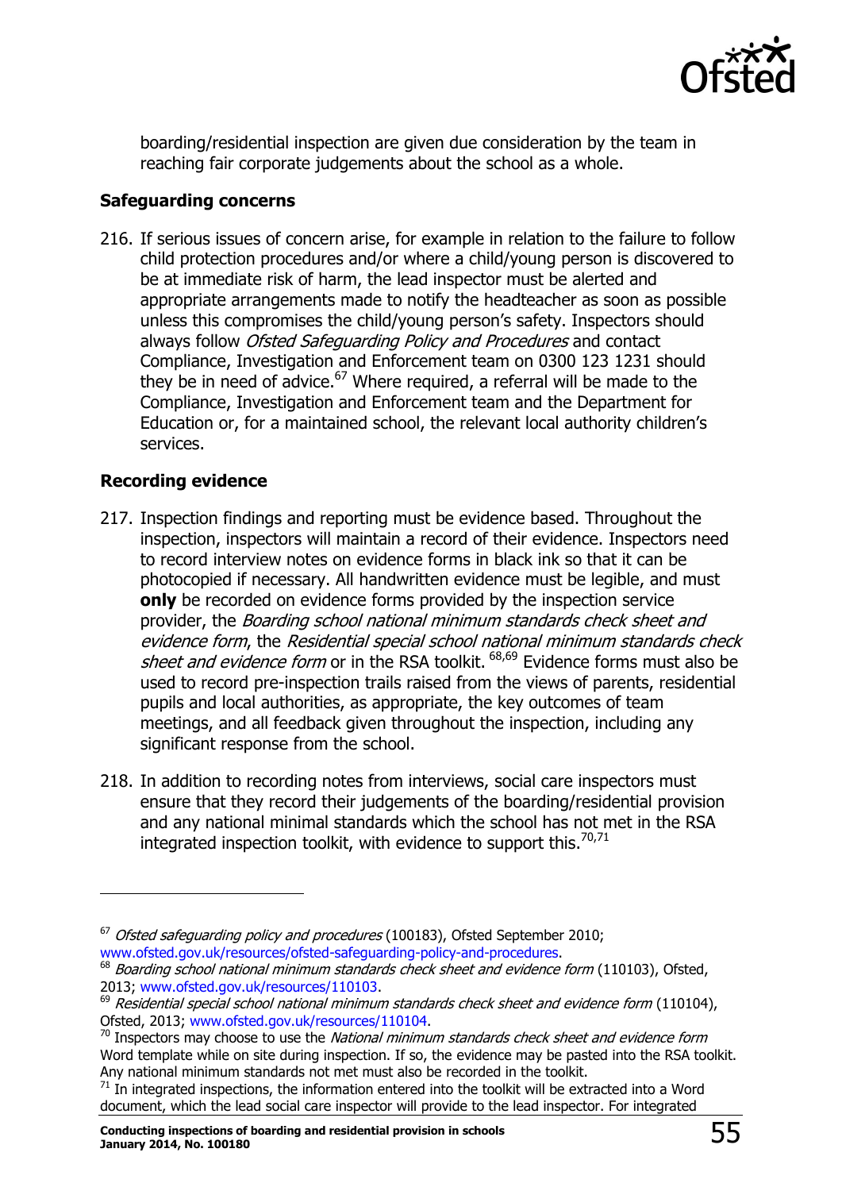boarding/residential inspection are given due consideration by the team in reaching fair corporate judgements about the school as a whole.

### Safeguarding concerns

216. If serious issues of concern arise, for example in relation to the failure to follow child protection procedures and/or where a child/young person is discovered to be at immediate risk of harm, the lead inspector must be alerted and appropriate arrangements made to notify the headteacher as soon as possible unless this compromises the child/young person's safety. Inspectors should always follow *Ofsted Safeguarding Policy and Procedures* and contact Compliance, Investigation and Enforcement team on 0300 123 1231 should they be in need of advice.[67] Where required, a referral will be made to the Compliance, Investigation and Enforcement team and the Department for Education or, for a maintained school, the relevant local authority children's services.

### Recording evidence

217. Inspection findings and reporting must be evidence based. Throughout the inspection, inspectors will maintain a record of their evidence. Inspectors need to record interview notes on evidence forms in black ink so that it can be photocopied if necessary. All handwritten evidence must be legible, and must **only** be recorded on evidence forms provided by the inspection service provider, the *Boarding school national minimum standards check sheet and evidence form*, the *Residential special school national minimum standards check sheet and evidence form* or in the RSA toolkit. [68,69] Evidence forms must also be used to record pre-inspection trails raised from the views of parents, residential pupils and local authorities, as appropriate, the key outcomes of team meetings, and all feedback given throughout the inspection, including any significant response from the school.

218. In addition to recording notes from interviews, social care inspectors must ensure that they record their judgements of the boarding/residential provision and any national minimal standards which the school has not met in the RSA integrated inspection toolkit, with evidence to support this.[70,71]

---

[67] *Ofsted safeguarding policy and procedures* (100183), Ofsted September 2010; www.ofsted.gov.uk/resources/ofsted-safeguarding-policy-and-procedures.

[68] *Boarding school national minimum standards check sheet and evidence form* (110103), Ofsted, 2013; www.ofsted.gov.uk/resources/110103.

[69] *Residential special school national minimum standards check sheet and evidence form* (110104), Ofsted, 2013; www.ofsted.gov.uk/resources/110104.

[70] Inspectors may choose to use the *National minimum standards check sheet and evidence form* Word template while on site during inspection. If so, the evidence may be pasted into the RSA toolkit. Any national minimum standards not met must also be recorded in the toolkit.

[71] In integrated inspections, the information entered into the toolkit will be extracted into a Word document, which the lead social care inspector will provide to the lead inspector. For integrated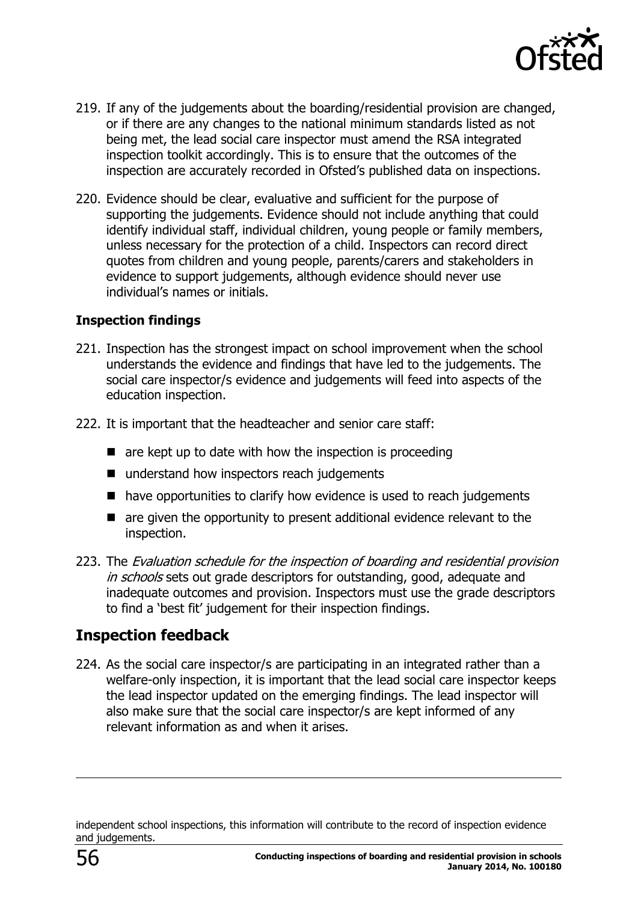219. If any of the judgements about the boarding/residential provision are changed, or if there are any changes to the national minimum standards listed as not being met, the lead social care inspector must amend the RSA integrated inspection toolkit accordingly. This is to ensure that the outcomes of the inspection are accurately recorded in Ofsted's published data on inspections.

220. Evidence should be clear, evaluative and sufficient for the purpose of supporting the judgements. Evidence should not include anything that could identify individual staff, individual children, young people or family members, unless necessary for the protection of a child. Inspectors can record direct quotes from children and young people, parents/carers and stakeholders in evidence to support judgements, although evidence should never use individual's names or initials.

### Inspection findings

221. Inspection has the strongest impact on school improvement when the school understands the evidence and findings that have led to the judgements. The social care inspector/s evidence and judgements will feed into aspects of the education inspection.

222. It is important that the headteacher and senior care staff:

- are kept up to date with how the inspection is proceeding
- understand how inspectors reach judgements
- have opportunities to clarify how evidence is used to reach judgements
- are given the opportunity to present additional evidence relevant to the inspection.

223. The *Evaluation schedule for the inspection of boarding and residential provision in schools* sets out grade descriptors for outstanding, good, adequate and inadequate outcomes and provision. Inspectors must use the grade descriptors to find a 'best fit' judgement for their inspection findings.

## Inspection feedback

224. As the social care inspector/s are participating in an integrated rather than a welfare-only inspection, it is important that the lead social care inspector keeps the lead inspector updated on the emerging findings. The lead inspector will also make sure that the social care inspector/s are kept informed of any relevant information as and when it arises.

---

independent school inspections, this information will contribute to the record of inspection evidence and judgements.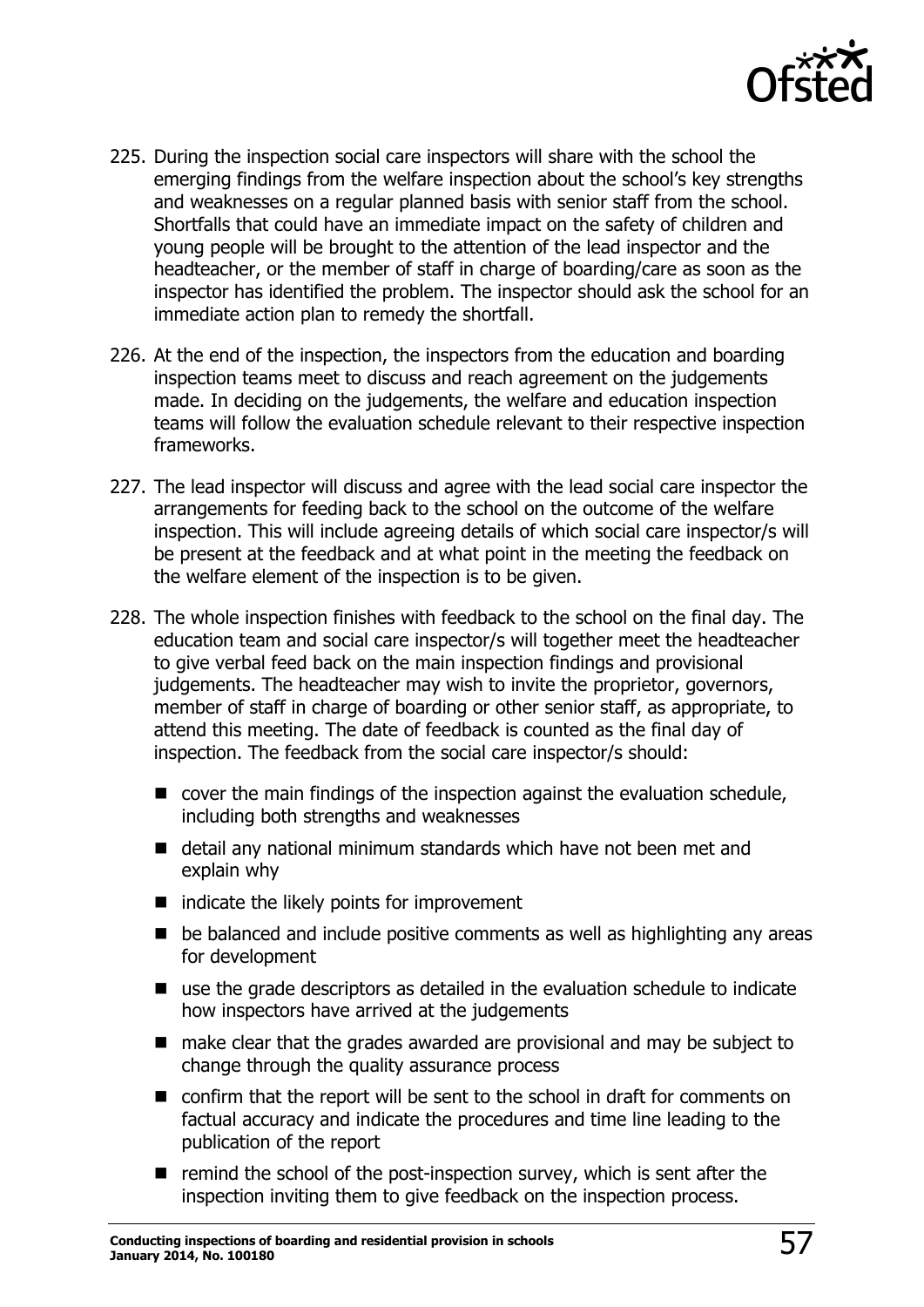225. During the inspection social care inspectors will share with the school the emerging findings from the welfare inspection about the school's key strengths and weaknesses on a regular planned basis with senior staff from the school. Shortfalls that could have an immediate impact on the safety of children and young people will be brought to the attention of the lead inspector and the headteacher, or the member of staff in charge of boarding/care as soon as the inspector has identified the problem. The inspector should ask the school for an immediate action plan to remedy the shortfall.

226. At the end of the inspection, the inspectors from the education and boarding inspection teams meet to discuss and reach agreement on the judgements made. In deciding on the judgements, the welfare and education inspection teams will follow the evaluation schedule relevant to their respective inspection frameworks.

227. The lead inspector will discuss and agree with the lead social care inspector the arrangements for feeding back to the school on the outcome of the welfare inspection. This will include agreeing details of which social care inspector/s will be present at the feedback and at what point in the meeting the feedback on the welfare element of the inspection is to be given.

228. The whole inspection finishes with feedback to the school on the final day. The education team and social care inspector/s will together meet the headteacher to give verbal feed back on the main inspection findings and provisional judgements. The headteacher may wish to invite the proprietor, governors, member of staff in charge of boarding or other senior staff, as appropriate, to attend this meeting. The date of feedback is counted as the final day of inspection. The feedback from the social care inspector/s should:

- cover the main findings of the inspection against the evaluation schedule, including both strengths and weaknesses
- detail any national minimum standards which have not been met and explain why
- indicate the likely points for improvement
- be balanced and include positive comments as well as highlighting any areas for development
- use the grade descriptors as detailed in the evaluation schedule to indicate how inspectors have arrived at the judgements
- make clear that the grades awarded are provisional and may be subject to change through the quality assurance process
- confirm that the report will be sent to the school in draft for comments on factual accuracy and indicate the procedures and time line leading to the publication of the report
- remind the school of the post-inspection survey, which is sent after the inspection inviting them to give feedback on the inspection process.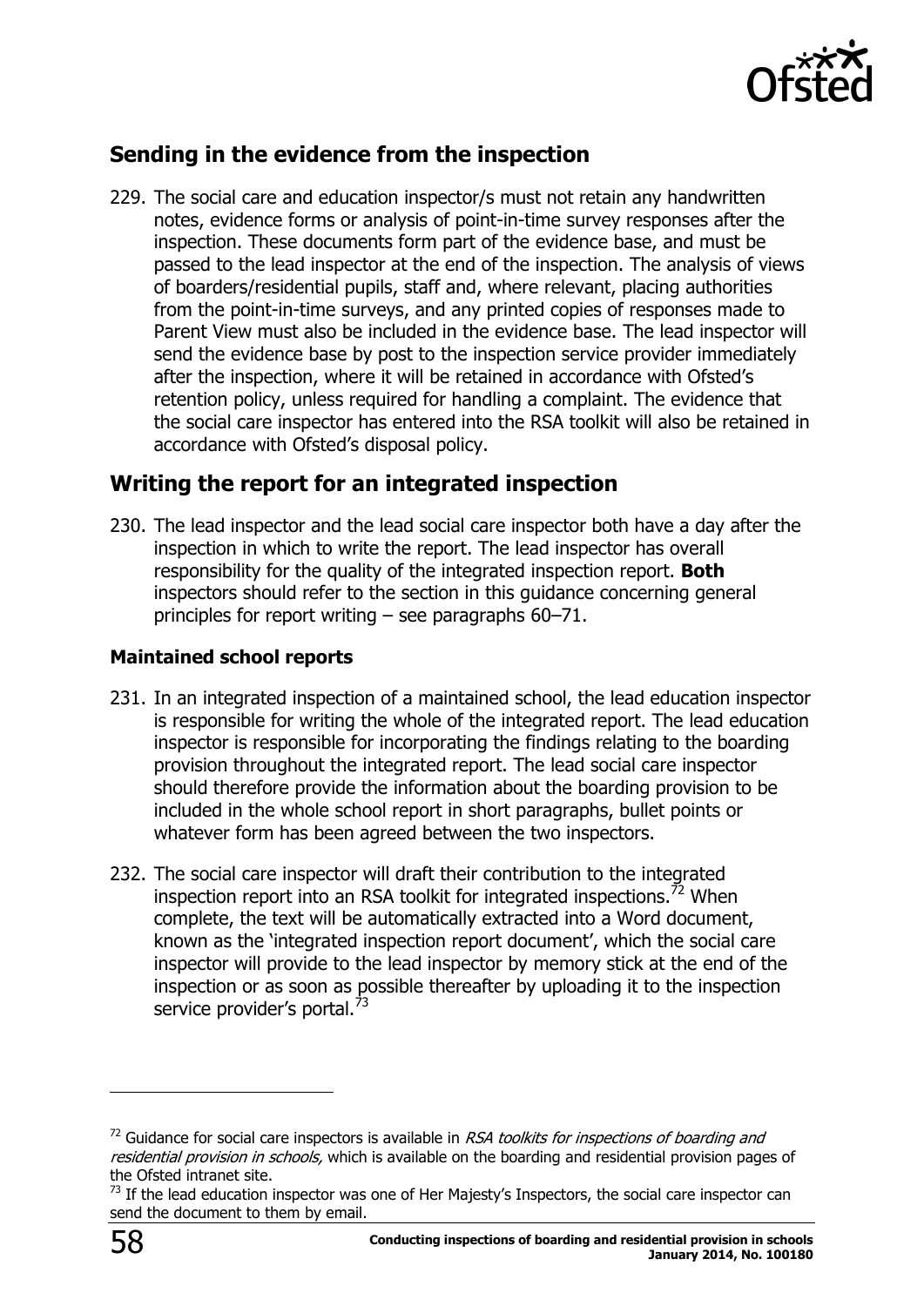## Sending in the evidence from the inspection

229. The social care and education inspector/s must not retain any handwritten notes, evidence forms or analysis of point-in-time survey responses after the inspection. These documents form part of the evidence base, and must be passed to the lead inspector at the end of the inspection. The analysis of views of boarders/residential pupils, staff and, where relevant, placing authorities from the point-in-time surveys, and any printed copies of responses made to Parent View must also be included in the evidence base. The lead inspector will send the evidence base by post to the inspection service provider immediately after the inspection, where it will be retained in accordance with Ofsted's retention policy, unless required for handling a complaint. The evidence that the social care inspector has entered into the RSA toolkit will also be retained in accordance with Ofsted's disposal policy.

## Writing the report for an integrated inspection

230. The lead inspector and the lead social care inspector both have a day after the inspection in which to write the report. The lead inspector has overall responsibility for the quality of the integrated inspection report. **Both** inspectors should refer to the section in this guidance concerning general principles for report writing – see paragraphs 60–71.

### Maintained school reports

231. In an integrated inspection of a maintained school, the lead education inspector is responsible for writing the whole of the integrated report. The lead education inspector is responsible for incorporating the findings relating to the boarding provision throughout the integrated report. The lead social care inspector should therefore provide the information about the boarding provision to be included in the whole school report in short paragraphs, bullet points or whatever form has been agreed between the two inspectors.

232. The social care inspector will draft their contribution to the integrated inspection report into an RSA toolkit for integrated inspections.[72] When complete, the text will be automatically extracted into a Word document, known as the 'integrated inspection report document', which the social care inspector will provide to the lead inspector by memory stick at the end of the inspection or as soon as possible thereafter by uploading it to the inspection service provider's portal.[73]

---

[72] Guidance for social care inspectors is available in *RSA toolkits for inspections of boarding and residential provision in schools,* which is available on the boarding and residential provision pages of the Ofsted intranet site.

[73] If the lead education inspector was one of Her Majesty's Inspectors, the social care inspector can send the document to them by email.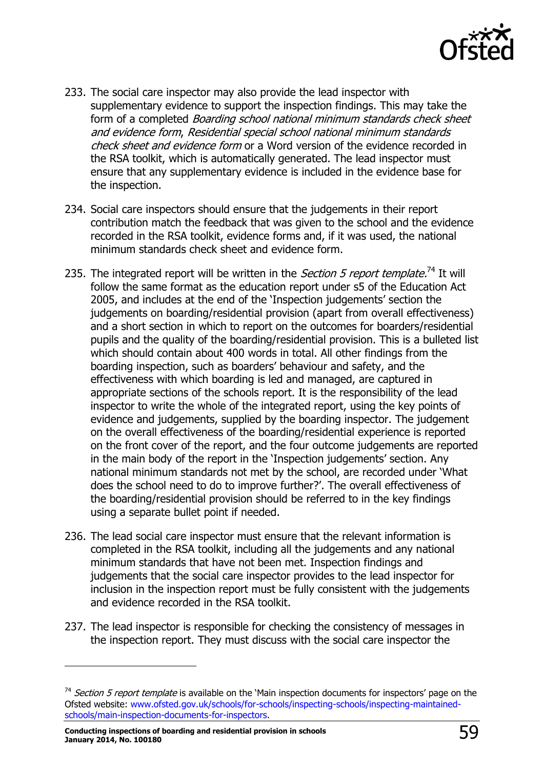233. The social care inspector may also provide the lead inspector with supplementary evidence to support the inspection findings. This may take the form of a completed *Boarding school national minimum standards check sheet and evidence form*, *Residential special school national minimum standards check sheet and evidence form* or a Word version of the evidence recorded in the RSA toolkit, which is automatically generated. The lead inspector must ensure that any supplementary evidence is included in the evidence base for the inspection.

234. Social care inspectors should ensure that the judgements in their report contribution match the feedback that was given to the school and the evidence recorded in the RSA toolkit, evidence forms and, if it was used, the national minimum standards check sheet and evidence form.

235. The integrated report will be written in the *Section 5 report template.*[74] It will follow the same format as the education report under s5 of the Education Act 2005, and includes at the end of the 'Inspection judgements' section the judgements on boarding/residential provision (apart from overall effectiveness) and a short section in which to report on the outcomes for boarders/residential pupils and the quality of the boarding/residential provision. This is a bulleted list which should contain about 400 words in total. All other findings from the boarding inspection, such as boarders' behaviour and safety, and the effectiveness with which boarding is led and managed, are captured in appropriate sections of the schools report. It is the responsibility of the lead inspector to write the whole of the integrated report, using the key points of evidence and judgements, supplied by the boarding inspector. The judgement on the overall effectiveness of the boarding/residential experience is reported on the front cover of the report, and the four outcome judgements are reported in the main body of the report in the 'Inspection judgements' section. Any national minimum standards not met by the school, are recorded under 'What does the school need to do to improve further?'. The overall effectiveness of the boarding/residential provision should be referred to in the key findings using a separate bullet point if needed.

236. The lead social care inspector must ensure that the relevant information is completed in the RSA toolkit, including all the judgements and any national minimum standards that have not been met. Inspection findings and judgements that the social care inspector provides to the lead inspector for inclusion in the inspection report must be fully consistent with the judgements and evidence recorded in the RSA toolkit.

237. The lead inspector is responsible for checking the consistency of messages in the inspection report. They must discuss with the social care inspector the

---

[74] *Section 5 report template* is available on the 'Main inspection documents for inspectors' page on the Ofsted website: www.ofsted.gov.uk/schools/for-schools/inspecting-schools/inspecting-maintained-schools/main-inspection-documents-for-inspectors.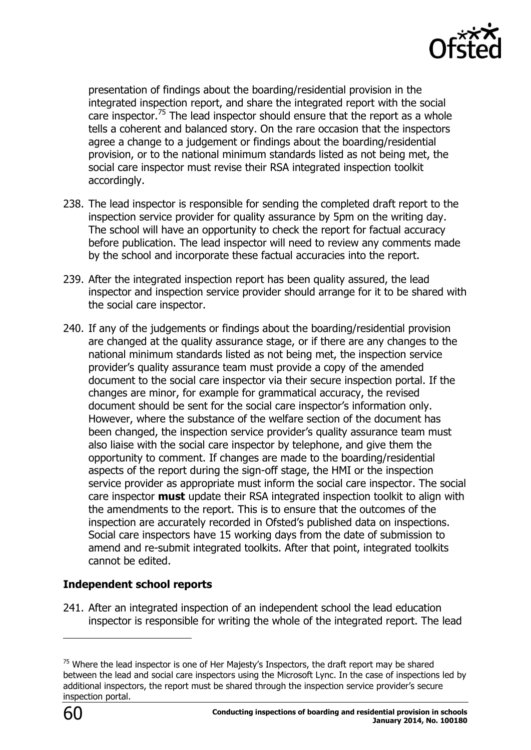presentation of findings about the boarding/residential provision in the integrated inspection report, and share the integrated report with the social care inspector.[75] The lead inspector should ensure that the report as a whole tells a coherent and balanced story. On the rare occasion that the inspectors agree a change to a judgement or findings about the boarding/residential provision, or to the national minimum standards listed as not being met, the social care inspector must revise their RSA integrated inspection toolkit accordingly.

238. The lead inspector is responsible for sending the completed draft report to the inspection service provider for quality assurance by 5pm on the writing day. The school will have an opportunity to check the report for factual accuracy before publication. The lead inspector will need to review any comments made by the school and incorporate these factual accuracies into the report.

239. After the integrated inspection report has been quality assured, the lead inspector and inspection service provider should arrange for it to be shared with the social care inspector.

240. If any of the judgements or findings about the boarding/residential provision are changed at the quality assurance stage, or if there are any changes to the national minimum standards listed as not being met, the inspection service provider's quality assurance team must provide a copy of the amended document to the social care inspector via their secure inspection portal. If the changes are minor, for example for grammatical accuracy, the revised document should be sent for the social care inspector's information only. However, where the substance of the welfare section of the document has been changed, the inspection service provider's quality assurance team must also liaise with the social care inspector by telephone, and give them the opportunity to comment. If changes are made to the boarding/residential aspects of the report during the sign-off stage, the HMI or the inspection service provider as appropriate must inform the social care inspector. The social care inspector **must** update their RSA integrated inspection toolkit to align with the amendments to the report. This is to ensure that the outcomes of the inspection are accurately recorded in Ofsted's published data on inspections. Social care inspectors have 15 working days from the date of submission to amend and re-submit integrated toolkits. After that point, integrated toolkits cannot be edited.

**Independent school reports**

241. After an integrated inspection of an independent school the lead education inspector is responsible for writing the whole of the integrated report. The lead

[75] Where the lead inspector is one of Her Majesty's Inspectors, the draft report may be shared between the lead and social care inspectors using the Microsoft Lync. In the case of inspections led by additional inspectors, the report must be shared through the inspection service provider's secure inspection portal.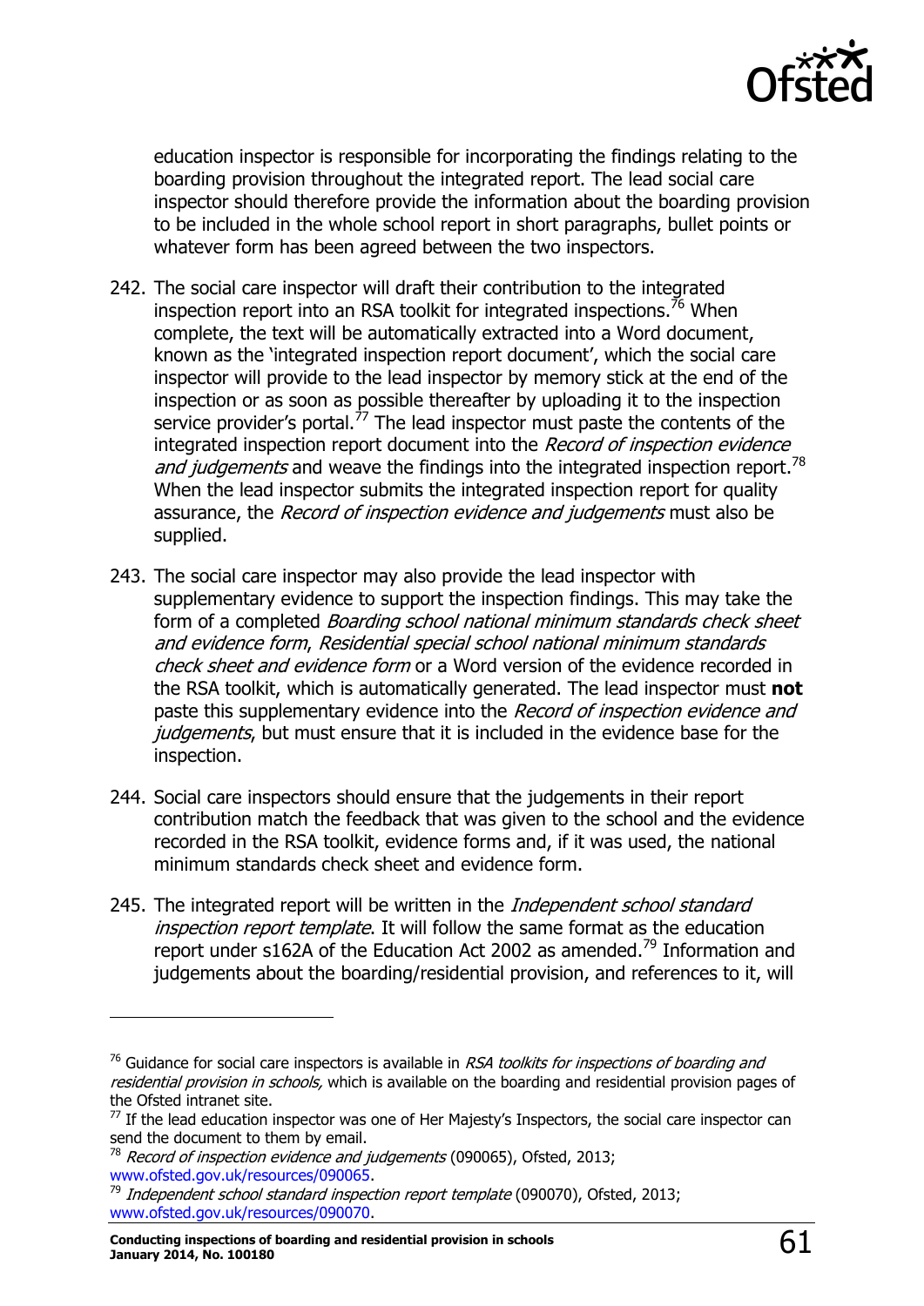education inspector is responsible for incorporating the findings relating to the boarding provision throughout the integrated report. The lead social care inspector should therefore provide the information about the boarding provision to be included in the whole school report in short paragraphs, bullet points or whatever form has been agreed between the two inspectors.

242. The social care inspector will draft their contribution to the integrated inspection report into an RSA toolkit for integrated inspections.[76] When complete, the text will be automatically extracted into a Word document, known as the 'integrated inspection report document', which the social care inspector will provide to the lead inspector by memory stick at the end of the inspection or as soon as possible thereafter by uploading it to the inspection service provider's portal.[77] The lead inspector must paste the contents of the integrated inspection report document into the *Record of inspection evidence and judgements* and weave the findings into the integrated inspection report.[78] When the lead inspector submits the integrated inspection report for quality assurance, the *Record of inspection evidence and judgements* must also be supplied.

243. The social care inspector may also provide the lead inspector with supplementary evidence to support the inspection findings. This may take the form of a completed *Boarding school national minimum standards check sheet and evidence form*, *Residential special school national minimum standards check sheet and evidence form* or a Word version of the evidence recorded in the RSA toolkit, which is automatically generated. The lead inspector must **not** paste this supplementary evidence into the *Record of inspection evidence and judgements*, but must ensure that it is included in the evidence base for the inspection.

244. Social care inspectors should ensure that the judgements in their report contribution match the feedback that was given to the school and the evidence recorded in the RSA toolkit, evidence forms and, if it was used, the national minimum standards check sheet and evidence form.

245. The integrated report will be written in the *Independent school standard inspection report template*. It will follow the same format as the education report under s162A of the Education Act 2002 as amended.[79] Information and judgements about the boarding/residential provision, and references to it, will

---

[76] Guidance for social care inspectors is available in *RSA toolkits for inspections of boarding and residential provision in schools,* which is available on the boarding and residential provision pages of the Ofsted intranet site.

[77] If the lead education inspector was one of Her Majesty's Inspectors, the social care inspector can send the document to them by email.

[78] *Record of inspection evidence and judgements* (090065), Ofsted, 2013; www.ofsted.gov.uk/resources/090065.

[79] *Independent school standard inspection report template* (090070), Ofsted, 2013; www.ofsted.gov.uk/resources/090070.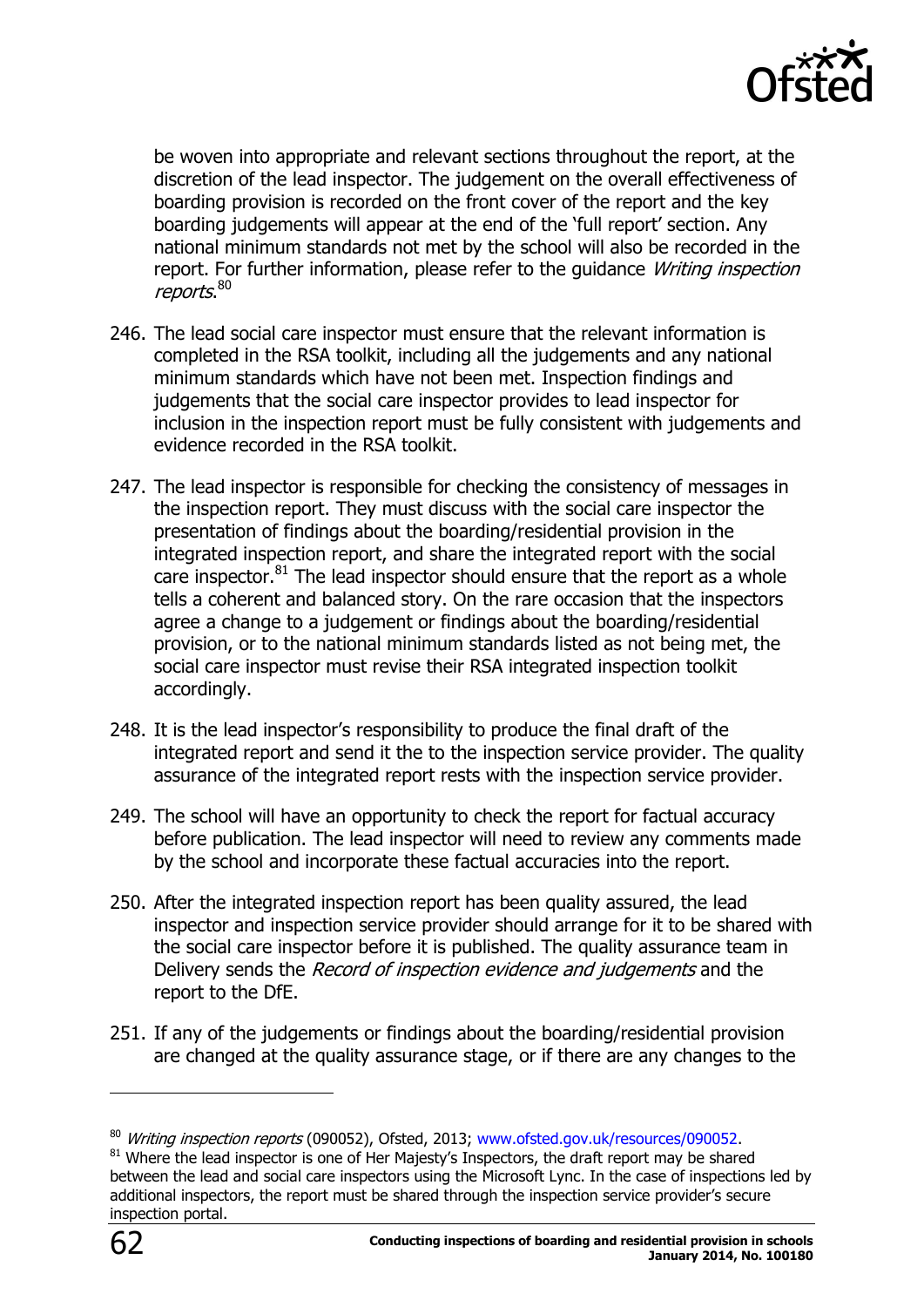be woven into appropriate and relevant sections throughout the report, at the discretion of the lead inspector. The judgement on the overall effectiveness of boarding provision is recorded on the front cover of the report and the key boarding judgements will appear at the end of the 'full report' section. Any national minimum standards not met by the school will also be recorded in the report. For further information, please refer to the guidance *Writing inspection reports*.[80]

246. The lead social care inspector must ensure that the relevant information is completed in the RSA toolkit, including all the judgements and any national minimum standards which have not been met. Inspection findings and judgements that the social care inspector provides to lead inspector for inclusion in the inspection report must be fully consistent with judgements and evidence recorded in the RSA toolkit.

247. The lead inspector is responsible for checking the consistency of messages in the inspection report. They must discuss with the social care inspector the presentation of findings about the boarding/residential provision in the integrated inspection report, and share the integrated report with the social care inspector.[81] The lead inspector should ensure that the report as a whole tells a coherent and balanced story. On the rare occasion that the inspectors agree a change to a judgement or findings about the boarding/residential provision, or to the national minimum standards listed as not being met, the social care inspector must revise their RSA integrated inspection toolkit accordingly.

248. It is the lead inspector's responsibility to produce the final draft of the integrated report and send it the to the inspection service provider. The quality assurance of the integrated report rests with the inspection service provider.

249. The school will have an opportunity to check the report for factual accuracy before publication. The lead inspector will need to review any comments made by the school and incorporate these factual accuracies into the report.

250. After the integrated inspection report has been quality assured, the lead inspector and inspection service provider should arrange for it to be shared with the social care inspector before it is published. The quality assurance team in Delivery sends the *Record of inspection evidence and judgements* and the report to the DfE.

251. If any of the judgements or findings about the boarding/residential provision are changed at the quality assurance stage, or if there are any changes to the

---

[80] *Writing inspection reports* (090052), Ofsted, 2013; www.ofsted.gov.uk/resources/090052.

[81] Where the lead inspector is one of Her Majesty's Inspectors, the draft report may be shared between the lead and social care inspectors using the Microsoft Lync. In the case of inspections led by additional inspectors, the report must be shared through the inspection service provider's secure inspection portal.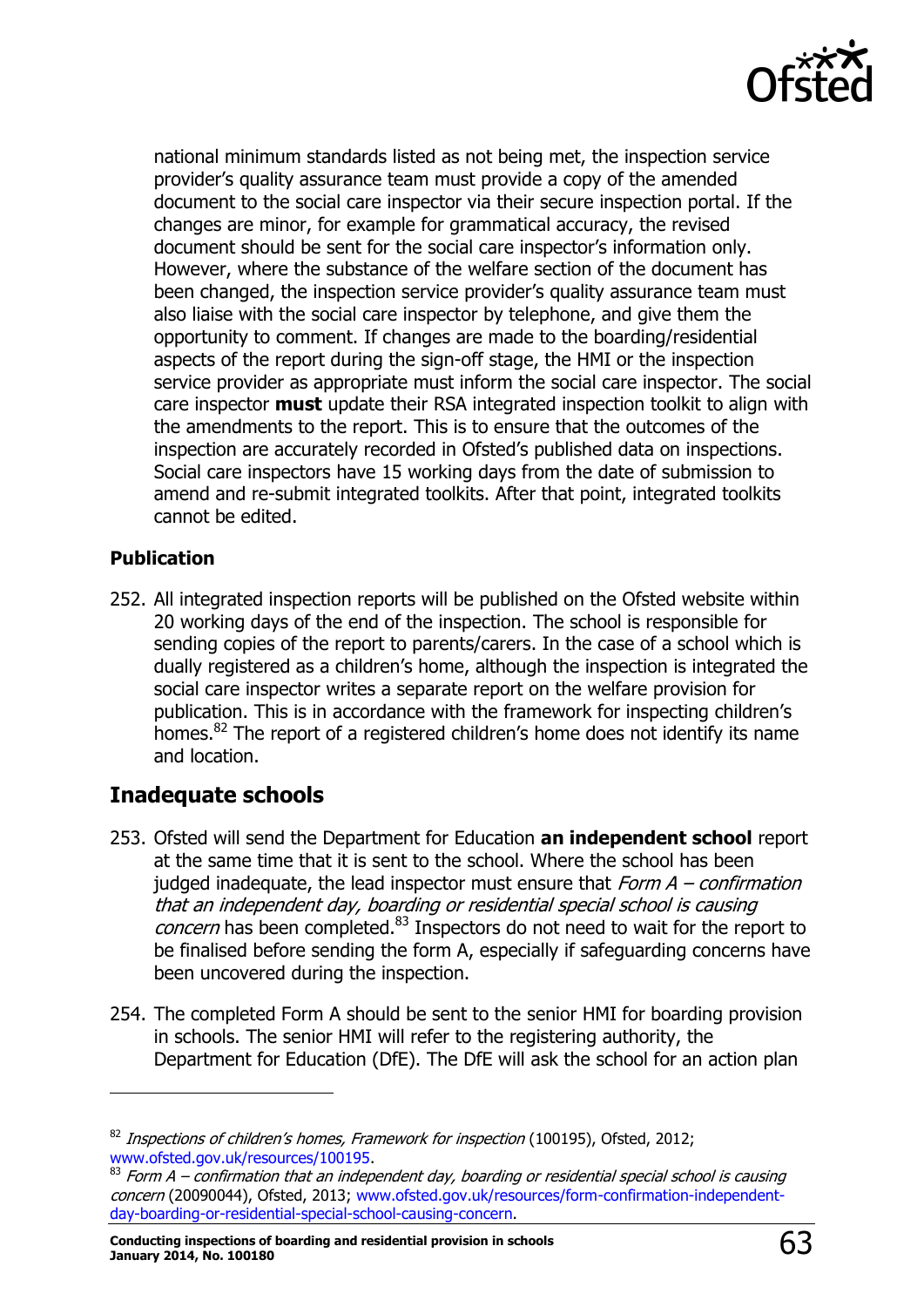national minimum standards listed as not being met, the inspection service provider's quality assurance team must provide a copy of the amended document to the social care inspector via their secure inspection portal. If the changes are minor, for example for grammatical accuracy, the revised document should be sent for the social care inspector's information only. However, where the substance of the welfare section of the document has been changed, the inspection service provider's quality assurance team must also liaise with the social care inspector by telephone, and give them the opportunity to comment. If changes are made to the boarding/residential aspects of the report during the sign-off stage, the HMI or the inspection service provider as appropriate must inform the social care inspector. The social care inspector **must** update their RSA integrated inspection toolkit to align with the amendments to the report. This is to ensure that the outcomes of the inspection are accurately recorded in Ofsted's published data on inspections. Social care inspectors have 15 working days from the date of submission to amend and re-submit integrated toolkits. After that point, integrated toolkits cannot be edited.

**Publication**

252. All integrated inspection reports will be published on the Ofsted website within 20 working days of the end of the inspection. The school is responsible for sending copies of the report to parents/carers. In the case of a school which is dually registered as a children's home, although the inspection is integrated the social care inspector writes a separate report on the welfare provision for publication. This is in accordance with the framework for inspecting children's homes.[82] The report of a registered children's home does not identify its name and location.

## Inadequate schools

253. Ofsted will send the Department for Education **an independent school** report at the same time that it is sent to the school. Where the school has been judged inadequate, the lead inspector must ensure that *Form A – confirmation that an independent day, boarding or residential special school is causing concern* has been completed.[83] Inspectors do not need to wait for the report to be finalised before sending the form A, especially if safeguarding concerns have been uncovered during the inspection.

254. The completed Form A should be sent to the senior HMI for boarding provision in schools. The senior HMI will refer to the registering authority, the Department for Education (DfE). The DfE will ask the school for an action plan

---

[82] *Inspections of children's homes, Framework for inspection* (100195), Ofsted, 2012; www.ofsted.gov.uk/resources/100195.

[83] *Form A – confirmation that an independent day, boarding or residential special school is causing concern* (20090044), Ofsted, 2013; www.ofsted.gov.uk/resources/form-confirmation-independent-day-boarding-or-residential-special-school-causing-concern.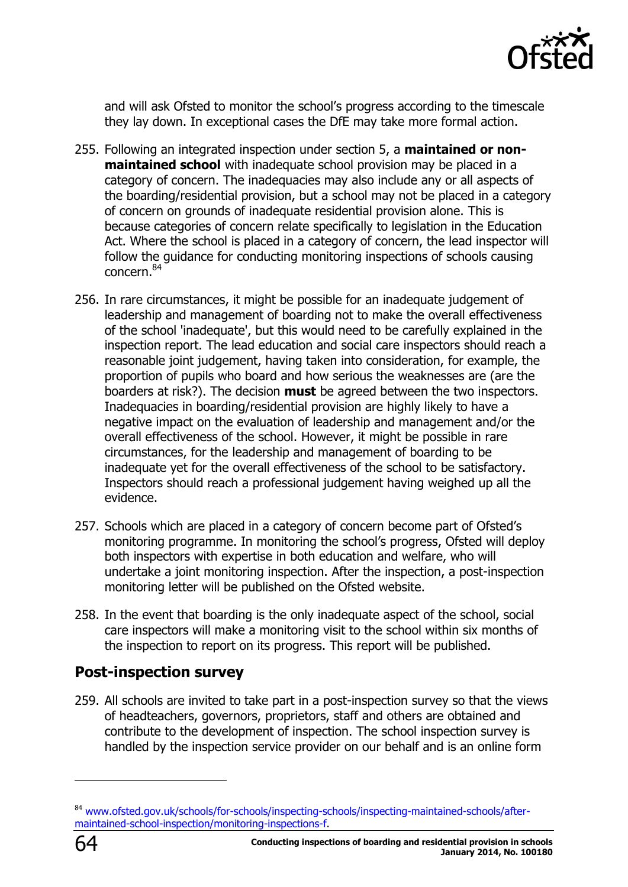and will ask Ofsted to monitor the school's progress according to the timescale they lay down. In exceptional cases the DfE may take more formal action.

255. Following an integrated inspection under section 5, a **maintained or non-maintained school** with inadequate school provision may be placed in a category of concern. The inadequacies may also include any or all aspects of the boarding/residential provision, but a school may not be placed in a category of concern on grounds of inadequate residential provision alone. This is because categories of concern relate specifically to legislation in the Education Act. Where the school is placed in a category of concern, the lead inspector will follow the guidance for conducting monitoring inspections of schools causing concern.[84]

256. In rare circumstances, it might be possible for an inadequate judgement of leadership and management of boarding not to make the overall effectiveness of the school 'inadequate', but this would need to be carefully explained in the inspection report. The lead education and social care inspectors should reach a reasonable joint judgement, having taken into consideration, for example, the proportion of pupils who board and how serious the weaknesses are (are the boarders at risk?). The decision **must** be agreed between the two inspectors. Inadequacies in boarding/residential provision are highly likely to have a negative impact on the evaluation of leadership and management and/or the overall effectiveness of the school. However, it might be possible in rare circumstances, for the leadership and management of boarding to be inadequate yet for the overall effectiveness of the school to be satisfactory. Inspectors should reach a professional judgement having weighed up all the evidence.

257. Schools which are placed in a category of concern become part of Ofsted's monitoring programme. In monitoring the school's progress, Ofsted will deploy both inspectors with expertise in both education and welfare, who will undertake a joint monitoring inspection. After the inspection, a post-inspection monitoring letter will be published on the Ofsted website.

258. In the event that boarding is the only inadequate aspect of the school, social care inspectors will make a monitoring visit to the school within six months of the inspection to report on its progress. This report will be published.

## Post-inspection survey

259. All schools are invited to take part in a post-inspection survey so that the views of headteachers, governors, proprietors, staff and others are obtained and contribute to the development of inspection. The school inspection survey is handled by the inspection service provider on our behalf and is an online form

---

[84] www.ofsted.gov.uk/schools/for-schools/inspecting-schools/inspecting-maintained-schools/after-maintained-school-inspection/monitoring-inspections-f.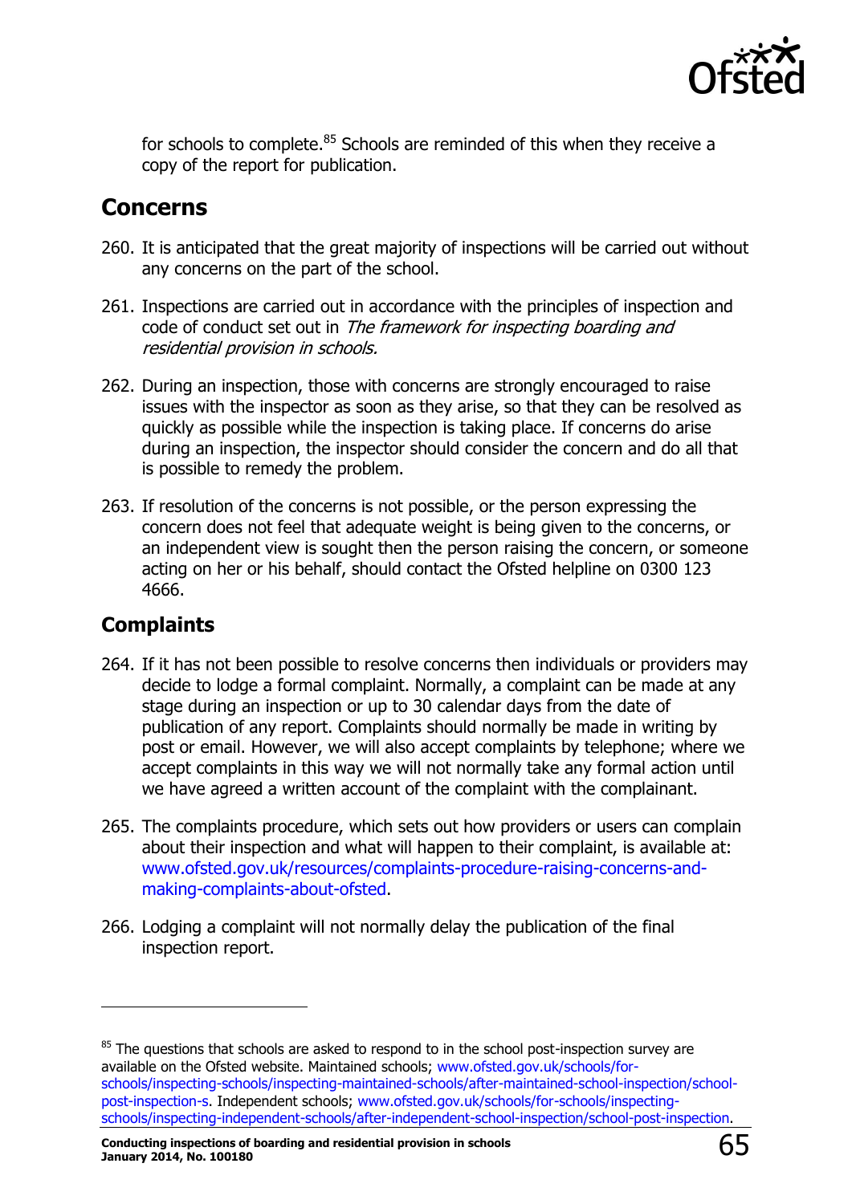for schools to complete.[85] Schools are reminded of this when they receive a copy of the report for publication.

## Concerns

260. It is anticipated that the great majority of inspections will be carried out without any concerns on the part of the school.

261. Inspections are carried out in accordance with the principles of inspection and code of conduct set out in *The framework for inspecting boarding and residential provision in schools.*

262. During an inspection, those with concerns are strongly encouraged to raise issues with the inspector as soon as they arise, so that they can be resolved as quickly as possible while the inspection is taking place. If concerns do arise during an inspection, the inspector should consider the concern and do all that is possible to remedy the problem.

263. If resolution of the concerns is not possible, or the person expressing the concern does not feel that adequate weight is being given to the concerns, or an independent view is sought then the person raising the concern, or someone acting on her or his behalf, should contact the Ofsted helpline on 0300 123 4666.

## Complaints

264. If it has not been possible to resolve concerns then individuals or providers may decide to lodge a formal complaint. Normally, a complaint can be made at any stage during an inspection or up to 30 calendar days from the date of publication of any report. Complaints should normally be made in writing by post or email. However, we will also accept complaints by telephone; where we accept complaints in this way we will not normally take any formal action until we have agreed a written account of the complaint with the complainant.

265. The complaints procedure, which sets out how providers or users can complain about their inspection and what will happen to their complaint, is available at: www.ofsted.gov.uk/resources/complaints-procedure-raising-concerns-and-making-complaints-about-ofsted.

266. Lodging a complaint will not normally delay the publication of the final inspection report.

---

[85] The questions that schools are asked to respond to in the school post-inspection survey are available on the Ofsted website. Maintained schools; www.ofsted.gov.uk/schools/for-schools/inspecting-schools/inspecting-maintained-schools/after-maintained-school-inspection/school-post-inspection-s. Independent schools; www.ofsted.gov.uk/schools/for-schools/inspecting-schools/inspecting-independent-schools/after-independent-school-inspection/school-post-inspection.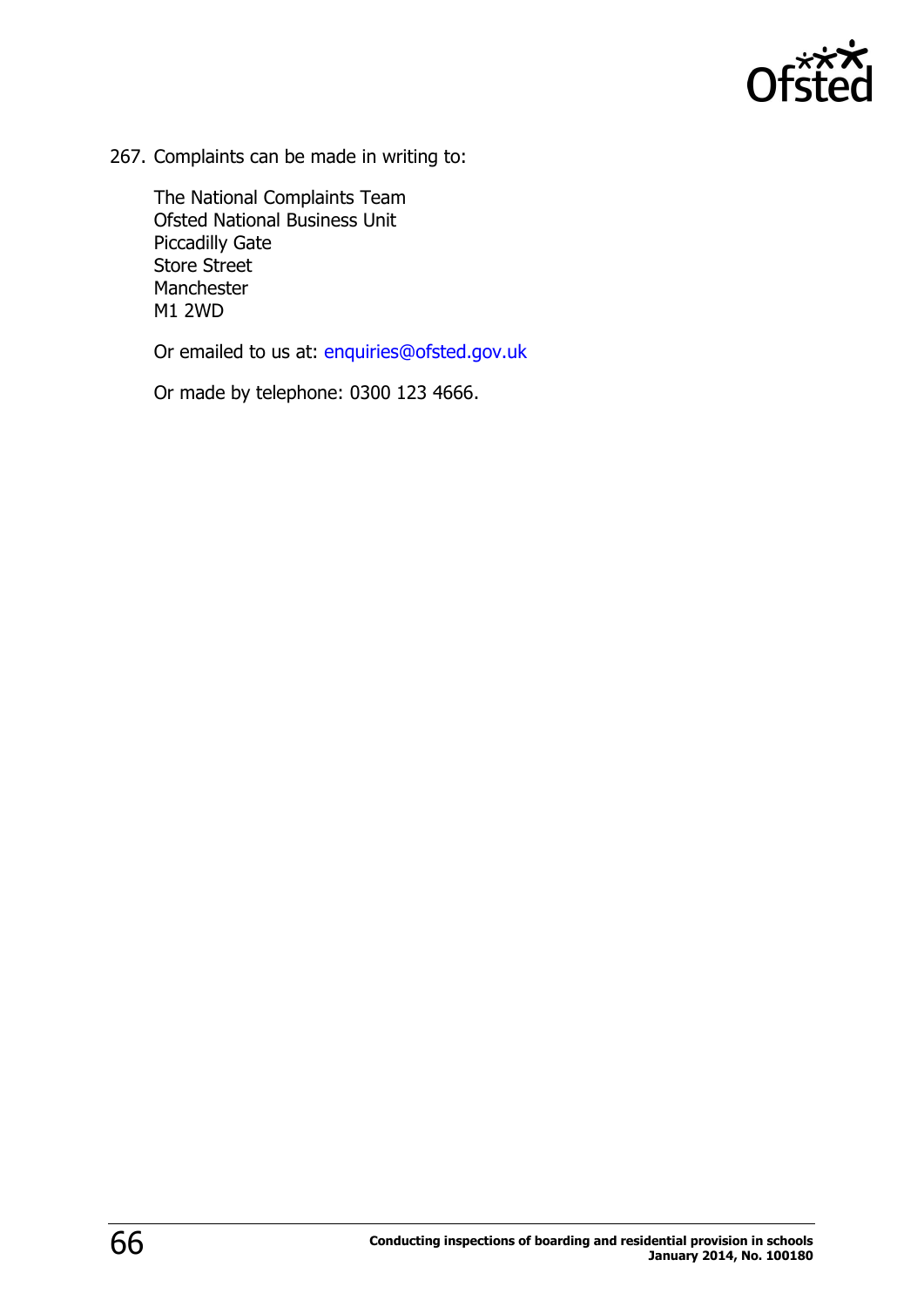267. Complaints can be made in writing to:

The National Complaints Team
Ofsted National Business Unit
Piccadilly Gate
Store Street
Manchester
M1 2WD

Or emailed to us at: enquiries@ofsted.gov.uk

Or made by telephone: 0300 123 4666.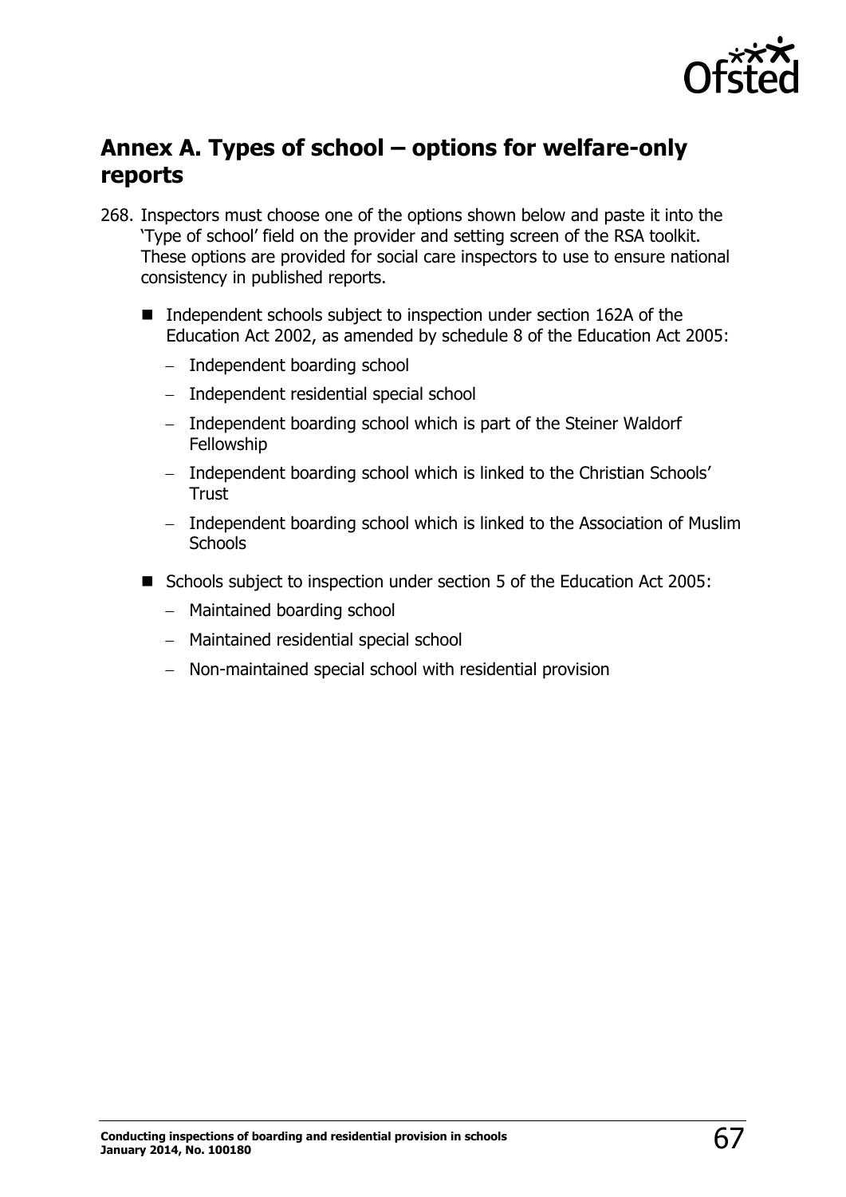## Annex A. Types of school – options for welfare-only reports

268. Inspectors must choose one of the options shown below and paste it into the 'Type of school' field on the provider and setting screen of the RSA toolkit. These options are provided for social care inspectors to use to ensure national consistency in published reports.

- Independent schools subject to inspection under section 162A of the Education Act 2002, as amended by schedule 8 of the Education Act 2005:
  - Independent boarding school
  - Independent residential special school
  - Independent boarding school which is part of the Steiner Waldorf Fellowship
  - Independent boarding school which is linked to the Christian Schools' Trust
  - Independent boarding school which is linked to the Association of Muslim Schools
- Schools subject to inspection under section 5 of the Education Act 2005:
  - Maintained boarding school
  - Maintained residential special school
  - Non-maintained special school with residential provision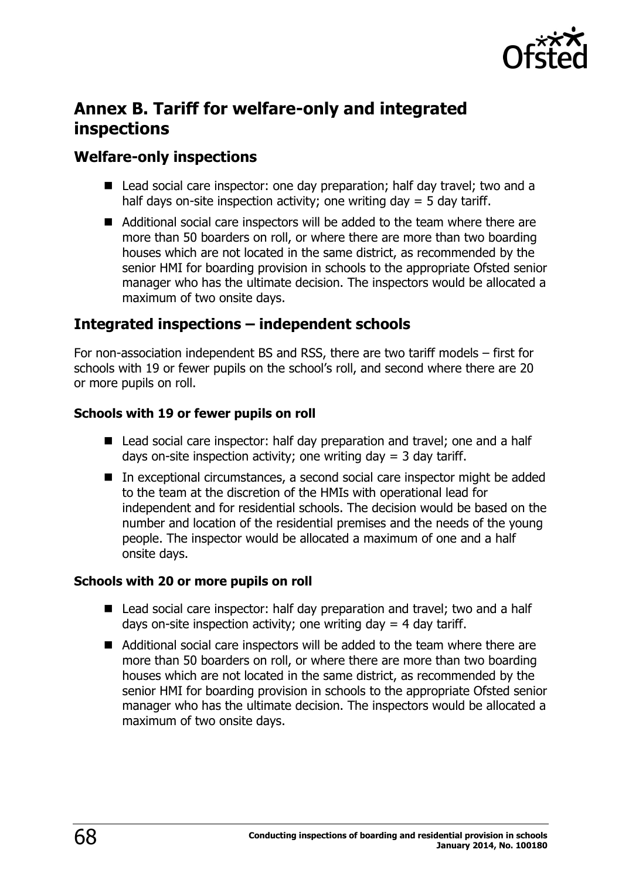## Annex B. Tariff for welfare-only and integrated inspections

### Welfare-only inspections

- Lead social care inspector: one day preparation; half day travel; two and a half days on-site inspection activity; one writing day = 5 day tariff.
- Additional social care inspectors will be added to the team where there are more than 50 boarders on roll, or where there are more than two boarding houses which are not located in the same district, as recommended by the senior HMI for boarding provision in schools to the appropriate Ofsted senior manager who has the ultimate decision. The inspectors would be allocated a maximum of two onsite days.

### Integrated inspections – independent schools

For non-association independent BS and RSS, there are two tariff models – first for schools with 19 or fewer pupils on the school's roll, and second where there are 20 or more pupils on roll.

#### Schools with 19 or fewer pupils on roll

- Lead social care inspector: half day preparation and travel; one and a half days on-site inspection activity; one writing day = 3 day tariff.
- In exceptional circumstances, a second social care inspector might be added to the team at the discretion of the HMIs with operational lead for independent and for residential schools. The decision would be based on the number and location of the residential premises and the needs of the young people. The inspector would be allocated a maximum of one and a half onsite days.

#### Schools with 20 or more pupils on roll

- Lead social care inspector: half day preparation and travel; two and a half days on-site inspection activity; one writing day = 4 day tariff.
- Additional social care inspectors will be added to the team where there are more than 50 boarders on roll, or where there are more than two boarding houses which are not located in the same district, as recommended by the senior HMI for boarding provision in schools to the appropriate Ofsted senior manager who has the ultimate decision. The inspectors would be allocated a maximum of two onsite days.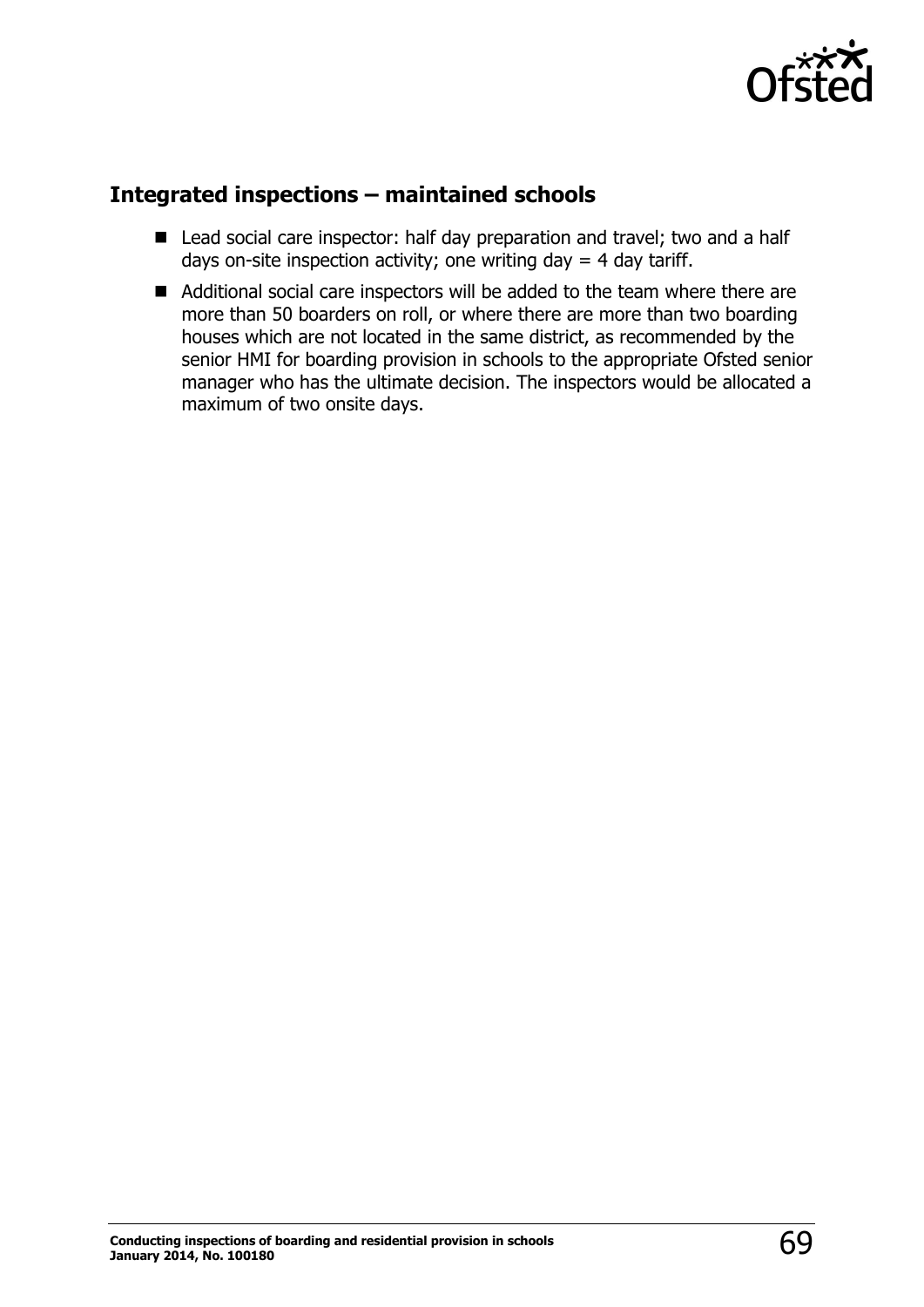## Integrated inspections – maintained schools

- Lead social care inspector: half day preparation and travel; two and a half days on-site inspection activity; one writing day = 4 day tariff.
- Additional social care inspectors will be added to the team where there are more than 50 boarders on roll, or where there are more than two boarding houses which are not located in the same district, as recommended by the senior HMI for boarding provision in schools to the appropriate Ofsted senior manager who has the ultimate decision. The inspectors would be allocated a maximum of two onsite days.